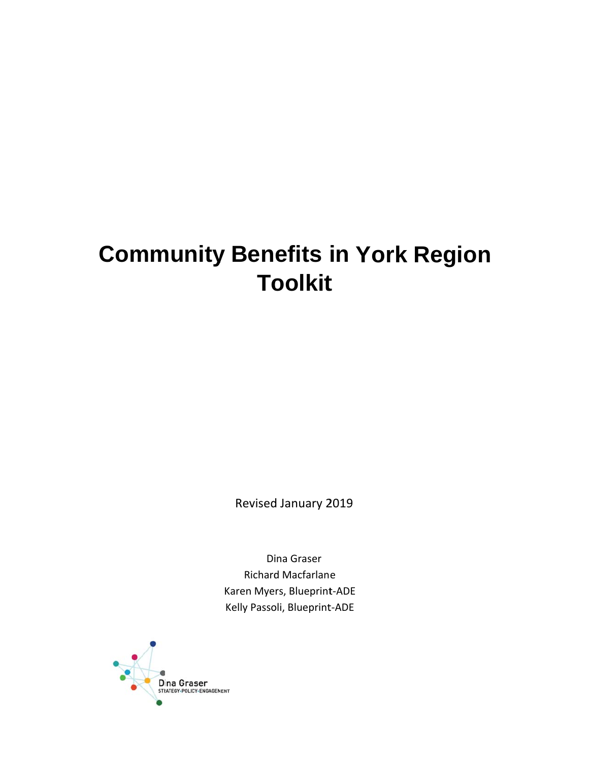# Community Benefits in York Region Toolkit

Revised January 2019

Dina Graser
Richard Macfarlane
Karen Myers, Blueprint-ADE
Kelly Passoli, Blueprint-ADE

Dina Graser
STRATEGY·POLICY·ENGAGEMENT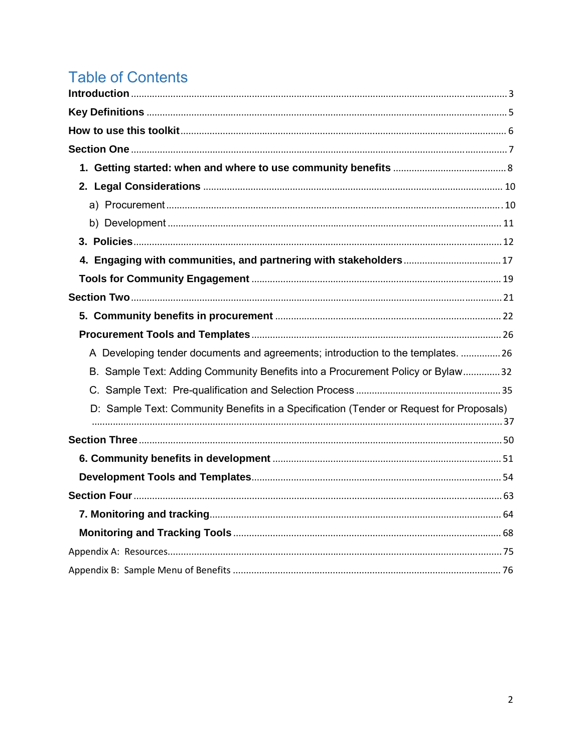# Table of Contents

**Introduction** ........ 3

**Key Definitions** ........ 5

**How to use this toolkit** ........ 6

**Section One** ........ 7

- **1. Getting started: when and where to use community benefits** ........ 8
- **2. Legal Considerations** ........ 10
  - a) Procurement ........ 10
  - b) Development ........ 11
- **3. Policies** ........ 12
- **4. Engaging with communities, and partnering with stakeholders** ........ 17
- **Tools for Community Engagement** ........ 19

**Section Two** ........ 21

- **5. Community benefits in procurement** ........ 22
- **Procurement Tools and Templates** ........ 26
  - A Developing tender documents and agreements; introduction to the templates. ........ 26
  - B. Sample Text: Adding Community Benefits into a Procurement Policy or Bylaw ........ 32
  - C. Sample Text: Pre-qualification and Selection Process ........ 35
  - D: Sample Text: Community Benefits in a Specification (Tender or Request for Proposals) ........ 37

**Section Three** ........ 50

- **6. Community benefits in development** ........ 51
- **Development Tools and Templates** ........ 54

**Section Four** ........ 63

- **7. Monitoring and tracking** ........ 64
- **Monitoring and Tracking Tools** ........ 68

Appendix A: Resources ........ 75

Appendix B: Sample Menu of Benefits ........ 76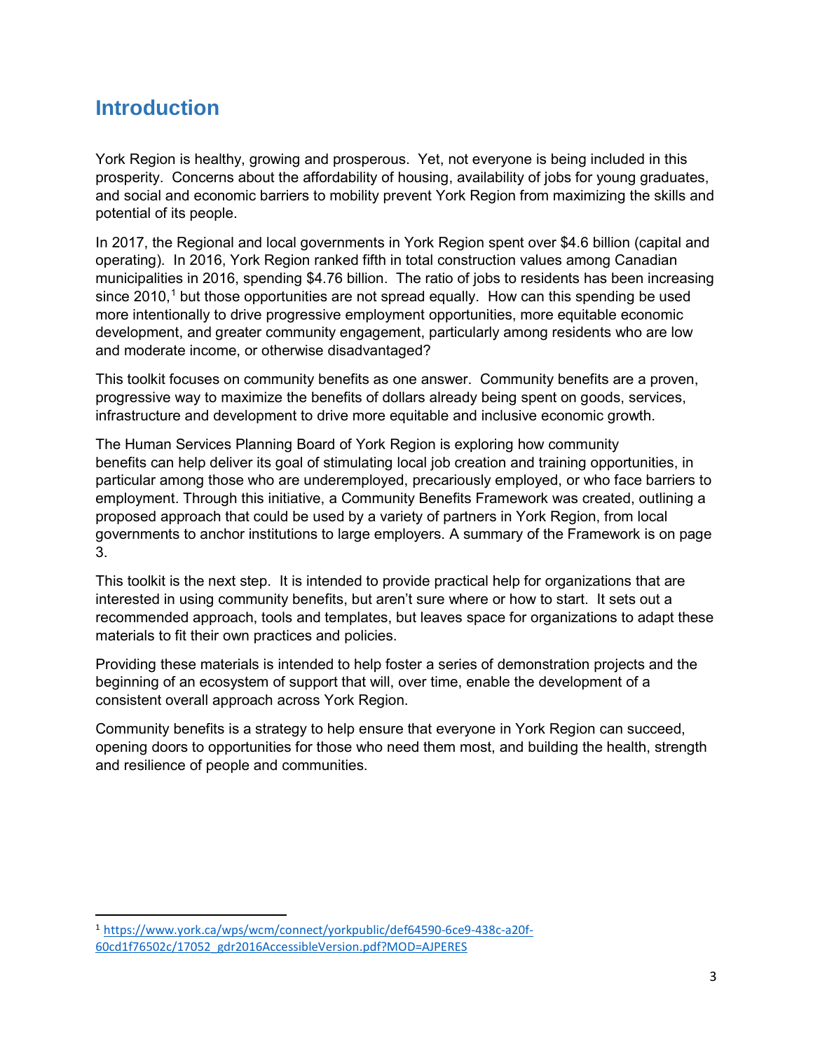# Introduction

York Region is healthy, growing and prosperous. Yet, not everyone is being included in this prosperity. Concerns about the affordability of housing, availability of jobs for young graduates, and social and economic barriers to mobility prevent York Region from maximizing the skills and potential of its people.

In 2017, the Regional and local governments in York Region spent over $4.6 billion (capital and operating). In 2016, York Region ranked fifth in total construction values among Canadian municipalities in 2016, spending $4.76 billion. The ratio of jobs to residents has been increasing since 2010,[1] but those opportunities are not spread equally. How can this spending be used more intentionally to drive progressive employment opportunities, more equitable economic development, and greater community engagement, particularly among residents who are low and moderate income, or otherwise disadvantaged?

This toolkit focuses on community benefits as one answer. Community benefits are a proven, progressive way to maximize the benefits of dollars already being spent on goods, services, infrastructure and development to drive more equitable and inclusive economic growth.

The Human Services Planning Board of York Region is exploring how community benefits can help deliver its goal of stimulating local job creation and training opportunities, in particular among those who are underemployed, precariously employed, or who face barriers to employment. Through this initiative, a Community Benefits Framework was created, outlining a proposed approach that could be used by a variety of partners in York Region, from local governments to anchor institutions to large employers. A summary of the Framework is on page 3.

This toolkit is the next step. It is intended to provide practical help for organizations that are interested in using community benefits, but aren't sure where or how to start. It sets out a recommended approach, tools and templates, but leaves space for organizations to adapt these materials to fit their own practices and policies.

Providing these materials is intended to help foster a series of demonstration projects and the beginning of an ecosystem of support that will, over time, enable the development of a consistent overall approach across York Region.

Community benefits is a strategy to help ensure that everyone in York Region can succeed, opening doors to opportunities for those who need them most, and building the health, strength and resilience of people and communities.

---

[1] https://www.york.ca/wps/wcm/connect/yorkpublic/def64590-6ce9-438c-a20f-60cd1f76502c/17052_gdr2016AccessibleVersion.pdf?MOD=AJPERES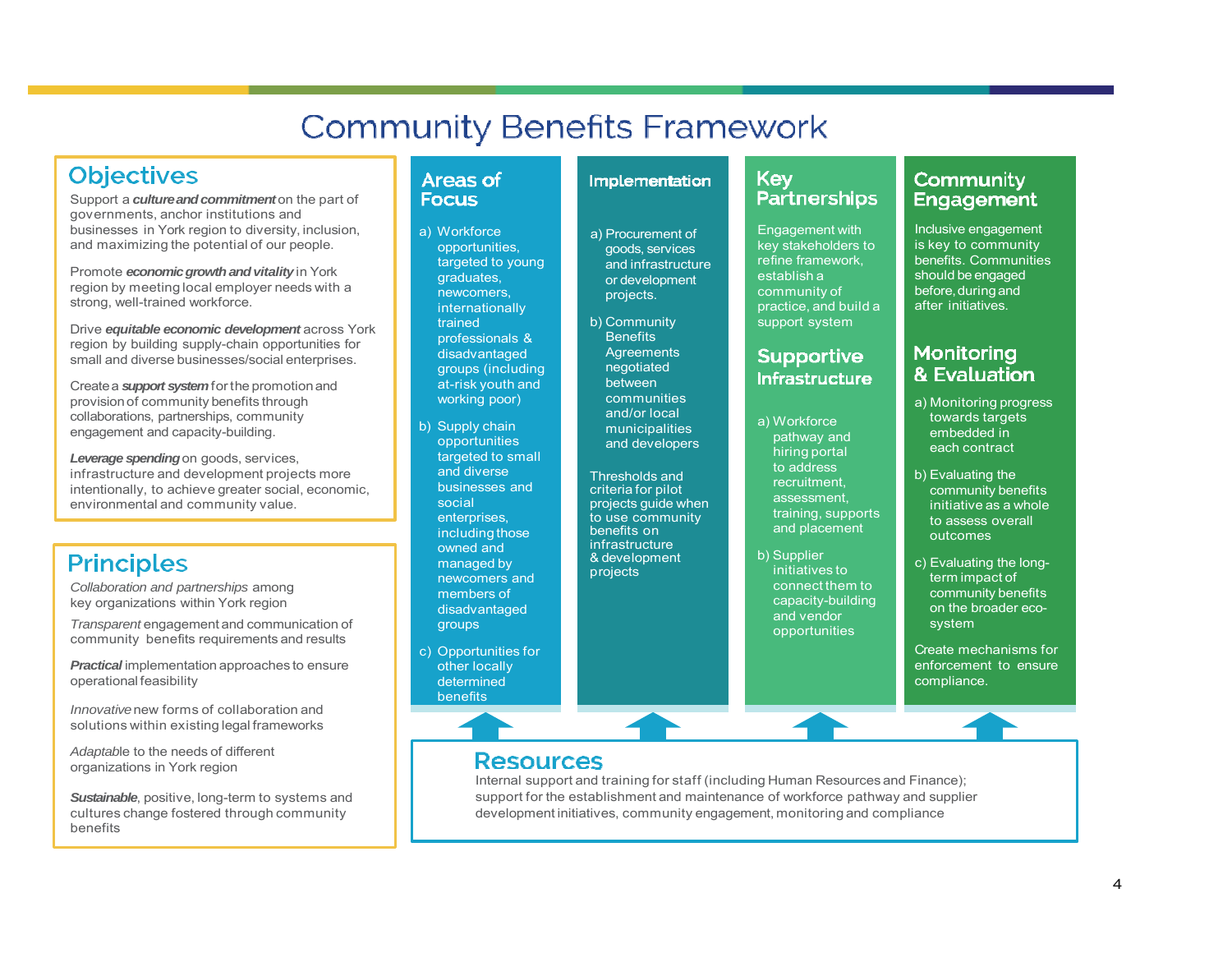# Community Benefits Framework

## Objectives

Support a ***culture and commitment*** on the part of governments, anchor institutions and businesses in York region to diversity, inclusion, and maximizing the potential of our people.

Promote ***economic growth and vitality*** in York region by meeting local employer needs with a strong, well-trained workforce.

Drive ***equitable economic development*** across York region by building supply-chain opportunities for small and diverse businesses/social enterprises.

Create a ***support system*** for the promotion and provision of community benefits through collaborations, partnerships, community engagement and capacity-building.

***Leverage spending*** on goods, services, infrastructure and development projects more intentionally, to achieve greater social, economic, environmental and community value.

## Principles

*Collaboration and partnerships* among key organizations within York region

*Transparent* engagement and communication of community benefits requirements and results

***Practical*** implementation approaches to ensure operational feasibility

*Innovative* new forms of collaboration and solutions within existing legal frameworks

*Adaptable* to the needs of different organizations in York region

***Sustainable***, positive, long-term to systems and cultures change fostered through community benefits

## Areas of Focus

a) Workforce opportunities, targeted to young graduates, newcomers, internationally trained professionals & disadvantaged groups (including at-risk youth and working poor)

b) Supply chain opportunities targeted to small and diverse businesses and social enterprises, including those owned and managed by newcomers and members of disadvantaged groups

c) Opportunities for other locally determined benefits

## Implementation

a) Procurement of goods, services and infrastructure or development projects.

b) Community Benefits Agreements negotiated between communities and/or local municipalities and developers

Thresholds and criteria for pilot projects guide when to use community benefits on infrastructure & development projects

## Key Partnerships

Engagement with key stakeholders to refine framework, establish a community of practice, and build a support system

## Supportive Infrastructure

a) Workforce pathway and hiring portal to address recruitment, assessment, training, supports and placement

b) Supplier initiatives to connect them to capacity-building and vendor opportunities

## Community Engagement

Inclusive engagement is key to community benefits. Communities should be engaged before, during and after initiatives.

## Monitoring & Evaluation

a) Monitoring progress towards targets embedded in each contract

b) Evaluating the community benefits initiative as a whole to assess overall outcomes

c) Evaluating the long-term impact of community benefits on the broader eco-system

Create mechanisms for enforcement to ensure compliance.

## Resources

Internal support and training for staff (including Human Resources and Finance); support for the establishment and maintenance of workforce pathway and supplier development initiatives, community engagement, monitoring and compliance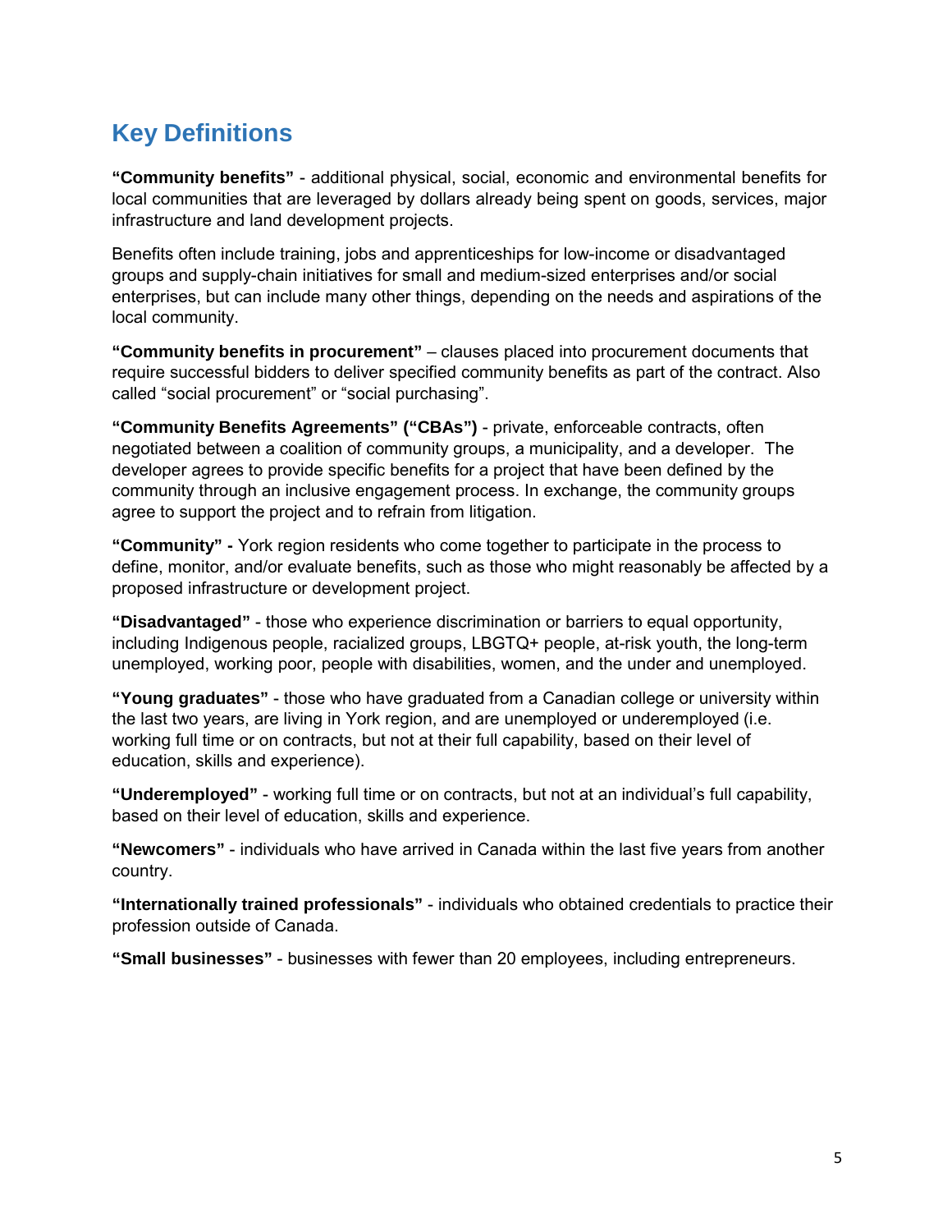## Key Definitions

**"Community benefits"** - additional physical, social, economic and environmental benefits for local communities that are leveraged by dollars already being spent on goods, services, major infrastructure and land development projects.

Benefits often include training, jobs and apprenticeships for low-income or disadvantaged groups and supply-chain initiatives for small and medium-sized enterprises and/or social enterprises, but can include many other things, depending on the needs and aspirations of the local community.

**"Community benefits in procurement"** – clauses placed into procurement documents that require successful bidders to deliver specified community benefits as part of the contract. Also called "social procurement" or "social purchasing".

**"Community Benefits Agreements" ("CBAs")** - private, enforceable contracts, often negotiated between a coalition of community groups, a municipality, and a developer. The developer agrees to provide specific benefits for a project that have been defined by the community through an inclusive engagement process. In exchange, the community groups agree to support the project and to refrain from litigation.

**"Community" -** York region residents who come together to participate in the process to define, monitor, and/or evaluate benefits, such as those who might reasonably be affected by a proposed infrastructure or development project.

**"Disadvantaged"** - those who experience discrimination or barriers to equal opportunity, including Indigenous people, racialized groups, LBGTQ+ people, at-risk youth, the long-term unemployed, working poor, people with disabilities, women, and the under and unemployed.

**"Young graduates"** - those who have graduated from a Canadian college or university within the last two years, are living in York region, and are unemployed or underemployed (i.e. working full time or on contracts, but not at their full capability, based on their level of education, skills and experience).

**"Underemployed"** - working full time or on contracts, but not at an individual's full capability, based on their level of education, skills and experience.

**"Newcomers"** - individuals who have arrived in Canada within the last five years from another country.

**"Internationally trained professionals"** - individuals who obtained credentials to practice their profession outside of Canada.

**"Small businesses"** - businesses with fewer than 20 employees, including entrepreneurs.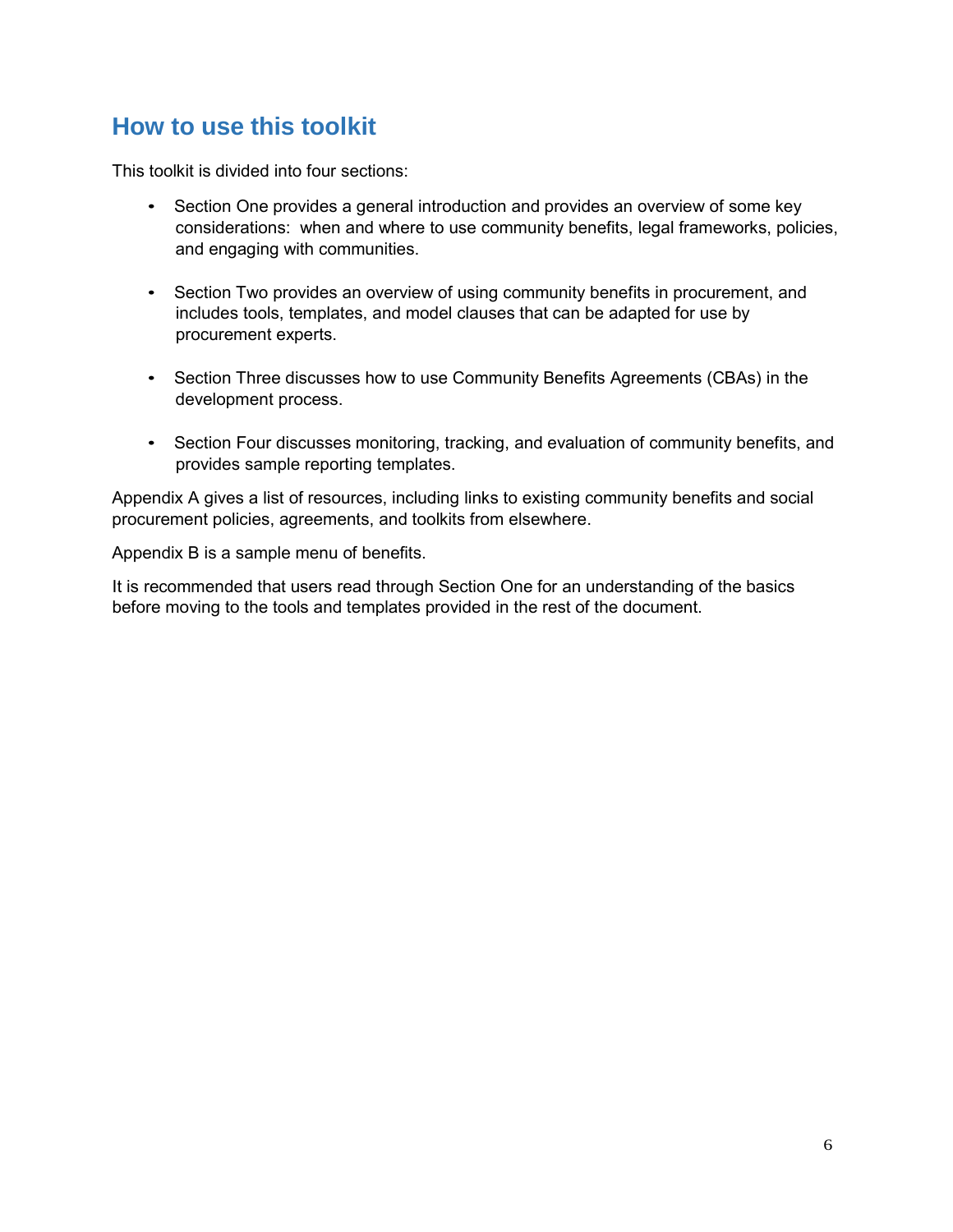## How to use this toolkit

This toolkit is divided into four sections:

- Section One provides a general introduction and provides an overview of some key considerations:  when and where to use community benefits, legal frameworks, policies, and engaging with communities.
- Section Two provides an overview of using community benefits in procurement, and includes tools, templates, and model clauses that can be adapted for use by procurement experts.
- Section Three discusses how to use Community Benefits Agreements (CBAs) in the development process.
- Section Four discusses monitoring, tracking, and evaluation of community benefits, and provides sample reporting templates.

Appendix A gives a list of resources, including links to existing community benefits and social procurement policies, agreements, and toolkits from elsewhere.

Appendix B is a sample menu of benefits.

It is recommended that users read through Section One for an understanding of the basics before moving to the tools and templates provided in the rest of the document.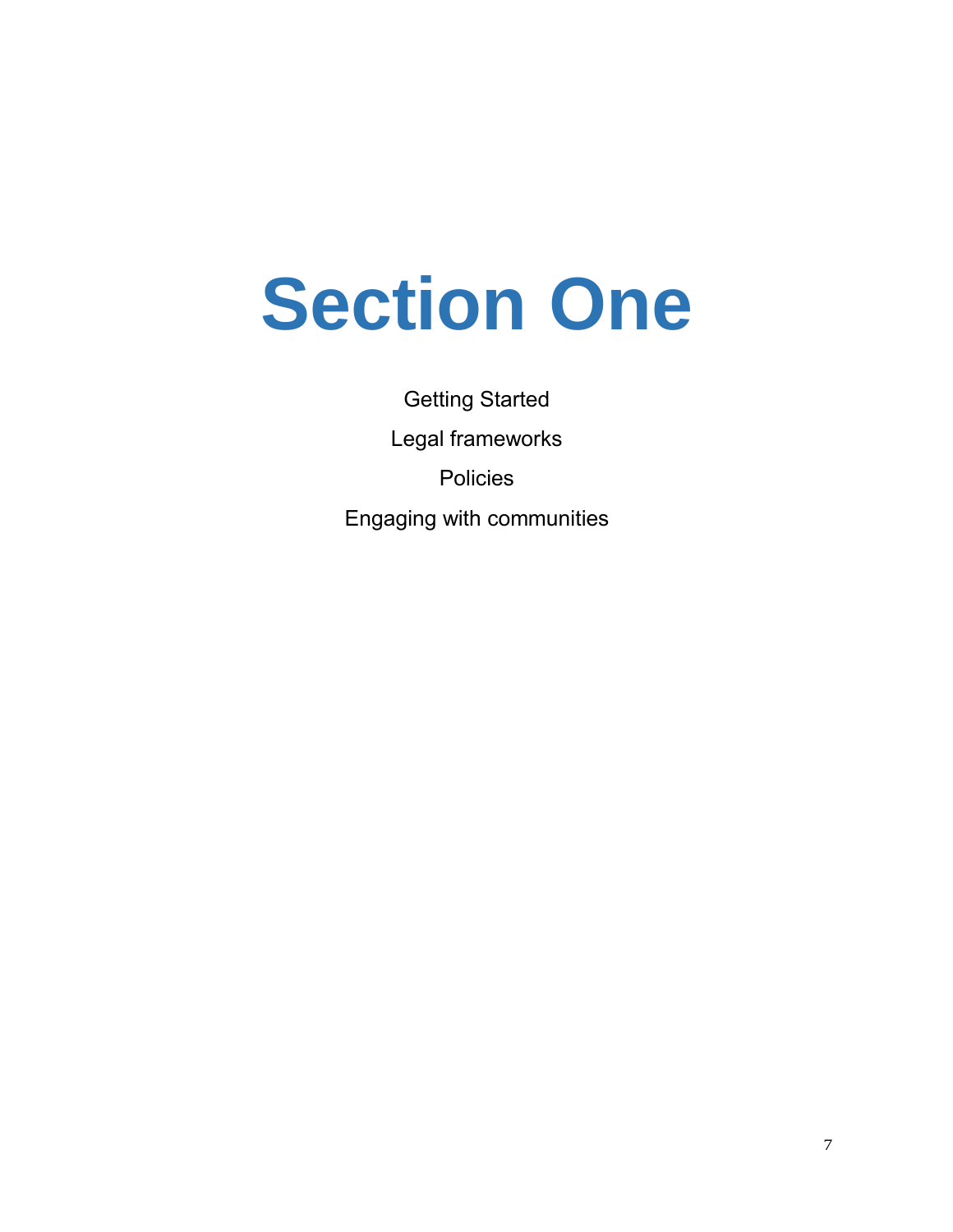# Section One

Getting Started

Legal frameworks

Policies

Engaging with communities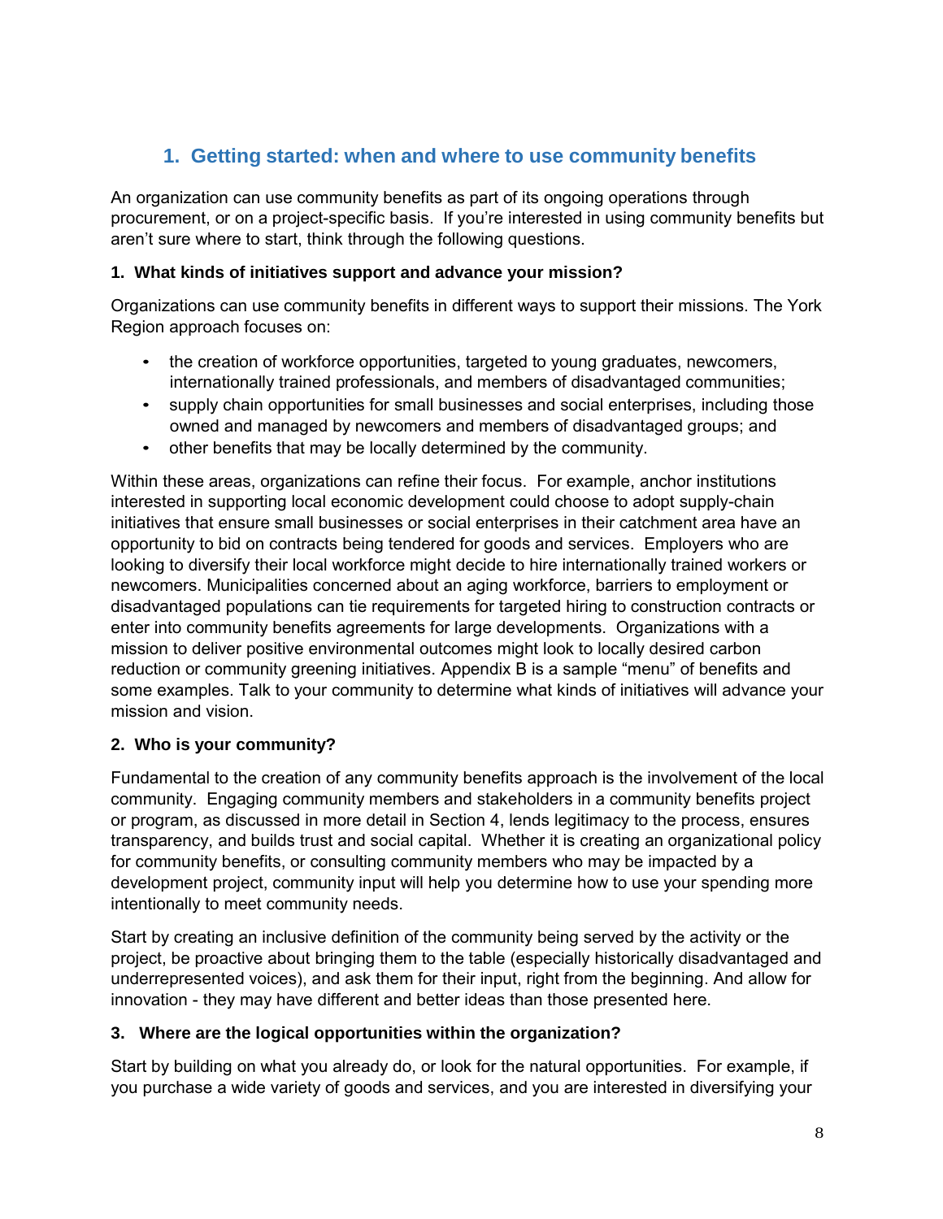## 1. Getting started: when and where to use community benefits

An organization can use community benefits as part of its ongoing operations through procurement, or on a project-specific basis. If you're interested in using community benefits but aren't sure where to start, think through the following questions.

**1. What kinds of initiatives support and advance your mission?**

Organizations can use community benefits in different ways to support their missions. The York Region approach focuses on:

- the creation of workforce opportunities, targeted to young graduates, newcomers, internationally trained professionals, and members of disadvantaged communities;
- supply chain opportunities for small businesses and social enterprises, including those owned and managed by newcomers and members of disadvantaged groups; and
- other benefits that may be locally determined by the community.

Within these areas, organizations can refine their focus. For example, anchor institutions interested in supporting local economic development could choose to adopt supply-chain initiatives that ensure small businesses or social enterprises in their catchment area have an opportunity to bid on contracts being tendered for goods and services. Employers who are looking to diversify their local workforce might decide to hire internationally trained workers or newcomers. Municipalities concerned about an aging workforce, barriers to employment or disadvantaged populations can tie requirements for targeted hiring to construction contracts or enter into community benefits agreements for large developments. Organizations with a mission to deliver positive environmental outcomes might look to locally desired carbon reduction or community greening initiatives. Appendix B is a sample "menu" of benefits and some examples. Talk to your community to determine what kinds of initiatives will advance your mission and vision.

**2. Who is your community?**

Fundamental to the creation of any community benefits approach is the involvement of the local community. Engaging community members and stakeholders in a community benefits project or program, as discussed in more detail in Section 4, lends legitimacy to the process, ensures transparency, and builds trust and social capital. Whether it is creating an organizational policy for community benefits, or consulting community members who may be impacted by a development project, community input will help you determine how to use your spending more intentionally to meet community needs.

Start by creating an inclusive definition of the community being served by the activity or the project, be proactive about bringing them to the table (especially historically disadvantaged and underrepresented voices), and ask them for their input, right from the beginning. And allow for innovation - they may have different and better ideas than those presented here.

**3. Where are the logical opportunities within the organization?**

Start by building on what you already do, or look for the natural opportunities. For example, if you purchase a wide variety of goods and services, and you are interested in diversifying your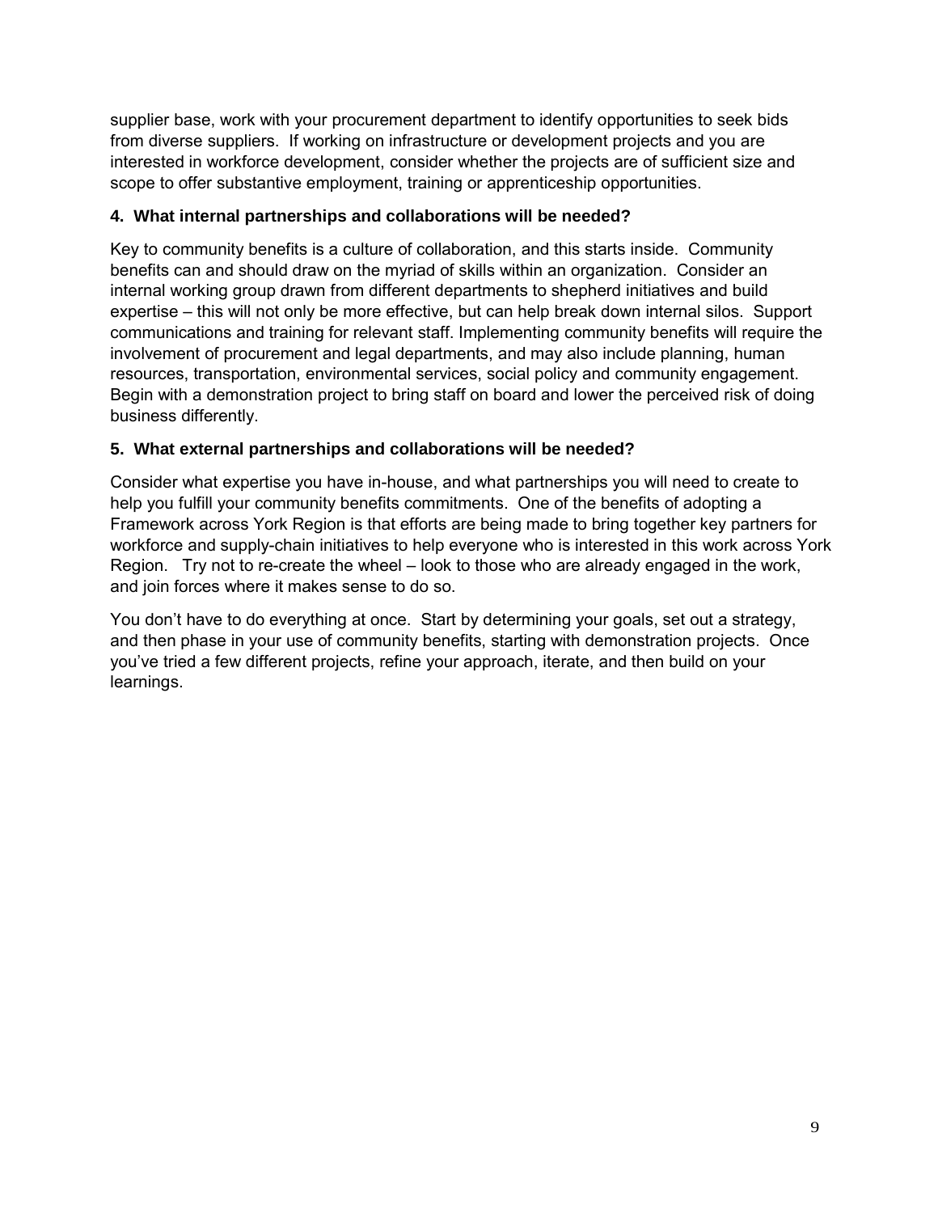supplier base, work with your procurement department to identify opportunities to seek bids from diverse suppliers. If working on infrastructure or development projects and you are interested in workforce development, consider whether the projects are of sufficient size and scope to offer substantive employment, training or apprenticeship opportunities.

**4. What internal partnerships and collaborations will be needed?**

Key to community benefits is a culture of collaboration, and this starts inside. Community benefits can and should draw on the myriad of skills within an organization. Consider an internal working group drawn from different departments to shepherd initiatives and build expertise – this will not only be more effective, but can help break down internal silos. Support communications and training for relevant staff. Implementing community benefits will require the involvement of procurement and legal departments, and may also include planning, human resources, transportation, environmental services, social policy and community engagement. Begin with a demonstration project to bring staff on board and lower the perceived risk of doing business differently.

**5. What external partnerships and collaborations will be needed?**

Consider what expertise you have in-house, and what partnerships you will need to create to help you fulfill your community benefits commitments. One of the benefits of adopting a Framework across York Region is that efforts are being made to bring together key partners for workforce and supply-chain initiatives to help everyone who is interested in this work across York Region. Try not to re-create the wheel – look to those who are already engaged in the work, and join forces where it makes sense to do so.

You don't have to do everything at once. Start by determining your goals, set out a strategy, and then phase in your use of community benefits, starting with demonstration projects. Once you've tried a few different projects, refine your approach, iterate, and then build on your learnings.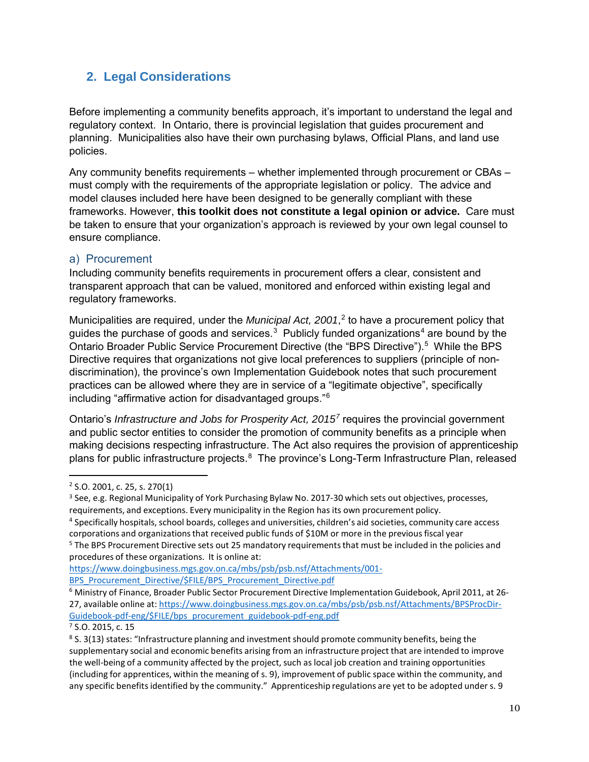## 2. Legal Considerations

Before implementing a community benefits approach, it's important to understand the legal and regulatory context. In Ontario, there is provincial legislation that guides procurement and planning. Municipalities also have their own purchasing bylaws, Official Plans, and land use policies.

Any community benefits requirements – whether implemented through procurement or CBAs – must comply with the requirements of the appropriate legislation or policy. The advice and model clauses included here have been designed to be generally compliant with these frameworks. However, **this toolkit does not constitute a legal opinion or advice.** Care must be taken to ensure that your organization's approach is reviewed by your own legal counsel to ensure compliance.

### a) Procurement

Including community benefits requirements in procurement offers a clear, consistent and transparent approach that can be valued, monitored and enforced within existing legal and regulatory frameworks.

Municipalities are required, under the *Municipal Act, 2001*,[2] to have a procurement policy that guides the purchase of goods and services.[3] Publicly funded organizations[4] are bound by the Ontario Broader Public Service Procurement Directive (the "BPS Directive").[5] While the BPS Directive requires that organizations not give local preferences to suppliers (principle of non-discrimination), the province's own Implementation Guidebook notes that such procurement practices can be allowed where they are in service of a "legitimate objective", specifically including "affirmative action for disadvantaged groups."[6]

Ontario's *Infrastructure and Jobs for Prosperity Act, 2015*[7] requires the provincial government and public sector entities to consider the promotion of community benefits as a principle when making decisions respecting infrastructure. The Act also requires the provision of apprenticeship plans for public infrastructure projects.[8] The province's Long-Term Infrastructure Plan, released

---

[2] S.O. 2001, c. 25, s. 270(1)

[3] See, e.g. Regional Municipality of York Purchasing Bylaw No. 2017-30 which sets out objectives, processes, requirements, and exceptions. Every municipality in the Region has its own procurement policy.

[4] Specifically hospitals, school boards, colleges and universities, children's aid societies, community care access corporations and organizations that received public funds of $10M or more in the previous fiscal year

[5] The BPS Procurement Directive sets out 25 mandatory requirements that must be included in the policies and procedures of these organizations. It is online at: https://www.doingbusiness.mgs.gov.on.ca/mbs/psb/psb.nsf/Attachments/001-BPS_Procurement_Directive/$FILE/BPS_Procurement_Directive.pdf

[6] Ministry of Finance, Broader Public Sector Procurement Directive Implementation Guidebook, April 2011, at 26-27, available online at: https://www.doingbusiness.mgs.gov.on.ca/mbs/psb/psb.nsf/Attachments/BPSProcDir-Guidebook-pdf-eng/$FILE/bps_procurement_guidebook-pdf-eng.pdf

[7] S.O. 2015, c. 15

[8] S. 3(13) states: "Infrastructure planning and investment should promote community benefits, being the supplementary social and economic benefits arising from an infrastructure project that are intended to improve the well-being of a community affected by the project, such as local job creation and training opportunities (including for apprentices, within the meaning of s. 9), improvement of public space within the community, and any specific benefits identified by the community." Apprenticeship regulations are yet to be adopted under s. 9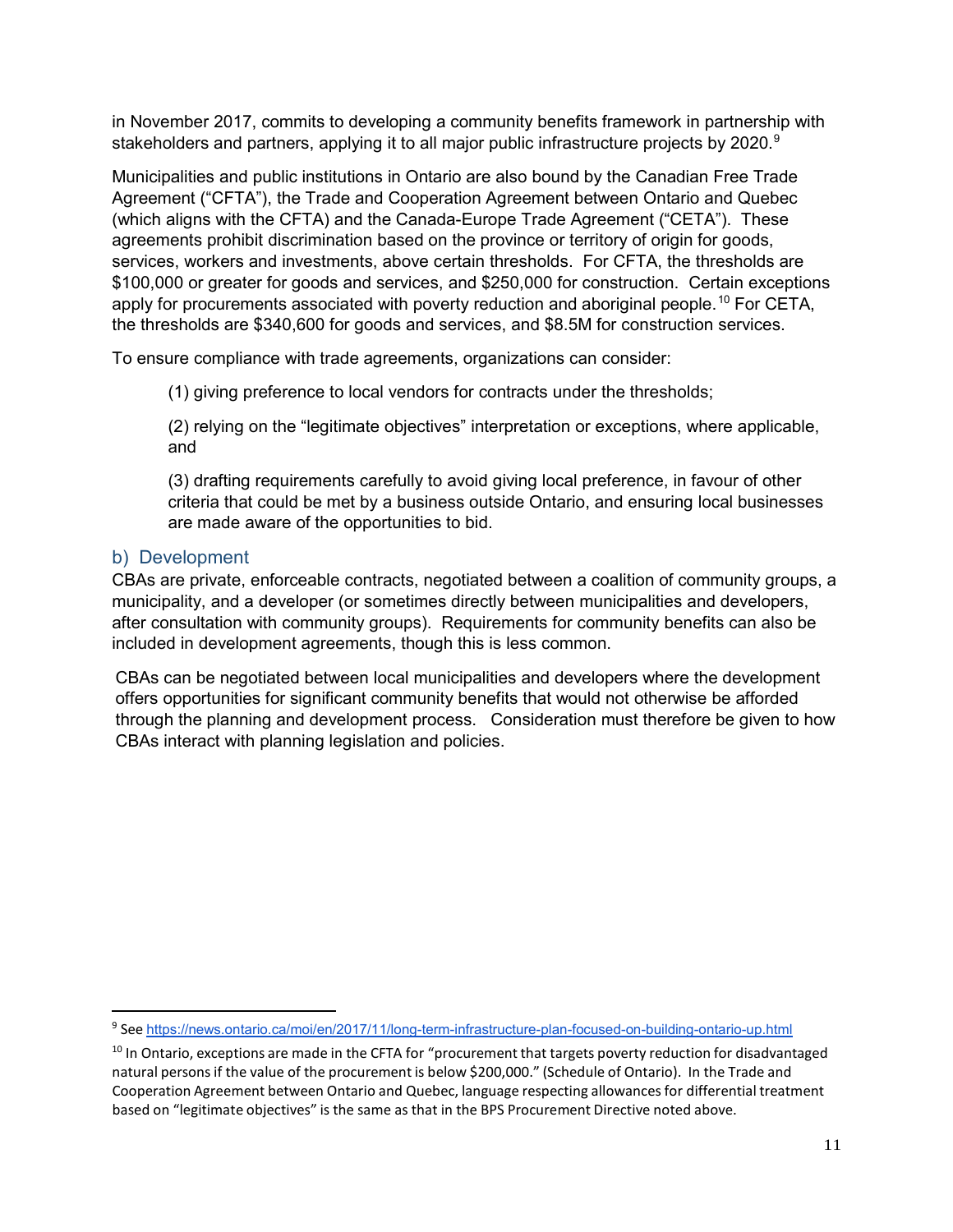in November 2017, commits to developing a community benefits framework in partnership with stakeholders and partners, applying it to all major public infrastructure projects by 2020.[9]

Municipalities and public institutions in Ontario are also bound by the Canadian Free Trade Agreement ("CFTA"), the Trade and Cooperation Agreement between Ontario and Quebec (which aligns with the CFTA) and the Canada-Europe Trade Agreement ("CETA"). These agreements prohibit discrimination based on the province or territory of origin for goods, services, workers and investments, above certain thresholds. For CFTA, the thresholds are $100,000 or greater for goods and services, and $250,000 for construction. Certain exceptions apply for procurements associated with poverty reduction and aboriginal people.[10] For CETA, the thresholds are $340,600 for goods and services, and $8.5M for construction services.

To ensure compliance with trade agreements, organizations can consider:

(1) giving preference to local vendors for contracts under the thresholds;

(2) relying on the "legitimate objectives" interpretation or exceptions, where applicable, and

(3) drafting requirements carefully to avoid giving local preference, in favour of other criteria that could be met by a business outside Ontario, and ensuring local businesses are made aware of the opportunities to bid.

### b) Development

CBAs are private, enforceable contracts, negotiated between a coalition of community groups, a municipality, and a developer (or sometimes directly between municipalities and developers, after consultation with community groups). Requirements for community benefits can also be included in development agreements, though this is less common.

CBAs can be negotiated between local municipalities and developers where the development offers opportunities for significant community benefits that would not otherwise be afforded through the planning and development process. Consideration must therefore be given to how CBAs interact with planning legislation and policies.

---

[9] See https://news.ontario.ca/moi/en/2017/11/long-term-infrastructure-plan-focused-on-building-ontario-up.html

[10] In Ontario, exceptions are made in the CFTA for "procurement that targets poverty reduction for disadvantaged natural persons if the value of the procurement is below $200,000." (Schedule of Ontario). In the Trade and Cooperation Agreement between Ontario and Quebec, language respecting allowances for differential treatment based on "legitimate objectives" is the same as that in the BPS Procurement Directive noted above.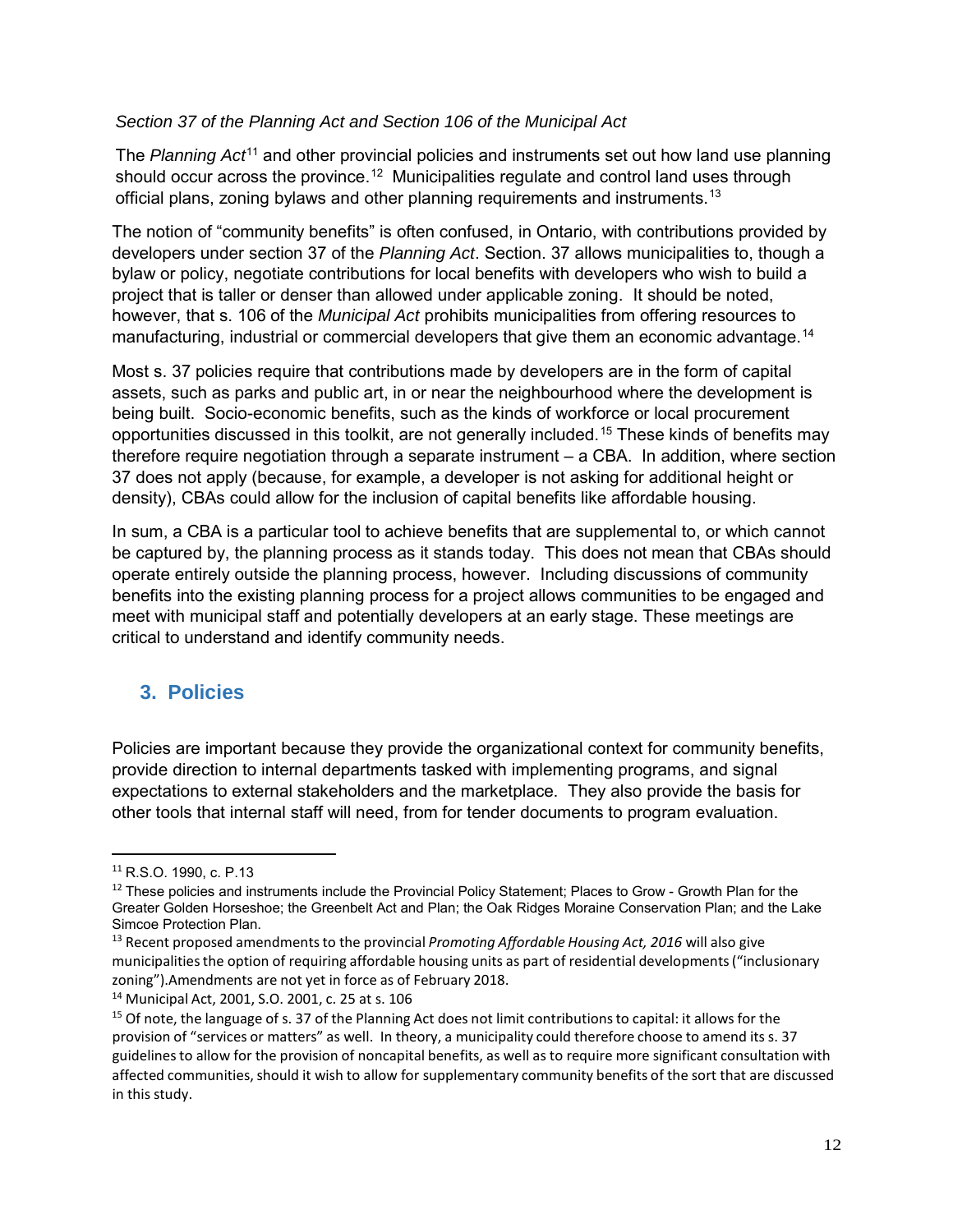*Section 37 of the Planning Act and Section 106 of the Municipal Act*

The *Planning Act*[11] and other provincial policies and instruments set out how land use planning should occur across the province.[12] Municipalities regulate and control land uses through official plans, zoning bylaws and other planning requirements and instruments.[13]

The notion of "community benefits" is often confused, in Ontario, with contributions provided by developers under section 37 of the *Planning Act*. Section. 37 allows municipalities to, though a bylaw or policy, negotiate contributions for local benefits with developers who wish to build a project that is taller or denser than allowed under applicable zoning. It should be noted, however, that s. 106 of the *Municipal Act* prohibits municipalities from offering resources to manufacturing, industrial or commercial developers that give them an economic advantage.[14]

Most s. 37 policies require that contributions made by developers are in the form of capital assets, such as parks and public art, in or near the neighbourhood where the development is being built. Socio-economic benefits, such as the kinds of workforce or local procurement opportunities discussed in this toolkit, are not generally included.[15] These kinds of benefits may therefore require negotiation through a separate instrument – a CBA. In addition, where section 37 does not apply (because, for example, a developer is not asking for additional height or density), CBAs could allow for the inclusion of capital benefits like affordable housing.

In sum, a CBA is a particular tool to achieve benefits that are supplemental to, or which cannot be captured by, the planning process as it stands today. This does not mean that CBAs should operate entirely outside the planning process, however. Including discussions of community benefits into the existing planning process for a project allows communities to be engaged and meet with municipal staff and potentially developers at an early stage. These meetings are critical to understand and identify community needs.

## 3. Policies

Policies are important because they provide the organizational context for community benefits, provide direction to internal departments tasked with implementing programs, and signal expectations to external stakeholders and the marketplace. They also provide the basis for other tools that internal staff will need, from for tender documents to program evaluation.

---

[11] R.S.O. 1990, c. P.13

[12] These policies and instruments include the Provincial Policy Statement; Places to Grow - Growth Plan for the Greater Golden Horseshoe; the Greenbelt Act and Plan; the Oak Ridges Moraine Conservation Plan; and the Lake Simcoe Protection Plan.

[13] Recent proposed amendments to the provincial *Promoting Affordable Housing Act, 2016* will also give municipalities the option of requiring affordable housing units as part of residential developments ("inclusionary zoning").Amendments are not yet in force as of February 2018.

[14] Municipal Act, 2001, S.O. 2001, c. 25 at s. 106

[15] Of note, the language of s. 37 of the Planning Act does not limit contributions to capital: it allows for the provision of "services or matters" as well. In theory, a municipality could therefore choose to amend its s. 37 guidelines to allow for the provision of noncapital benefits, as well as to require more significant consultation with affected communities, should it wish to allow for supplementary community benefits of the sort that are discussed in this study.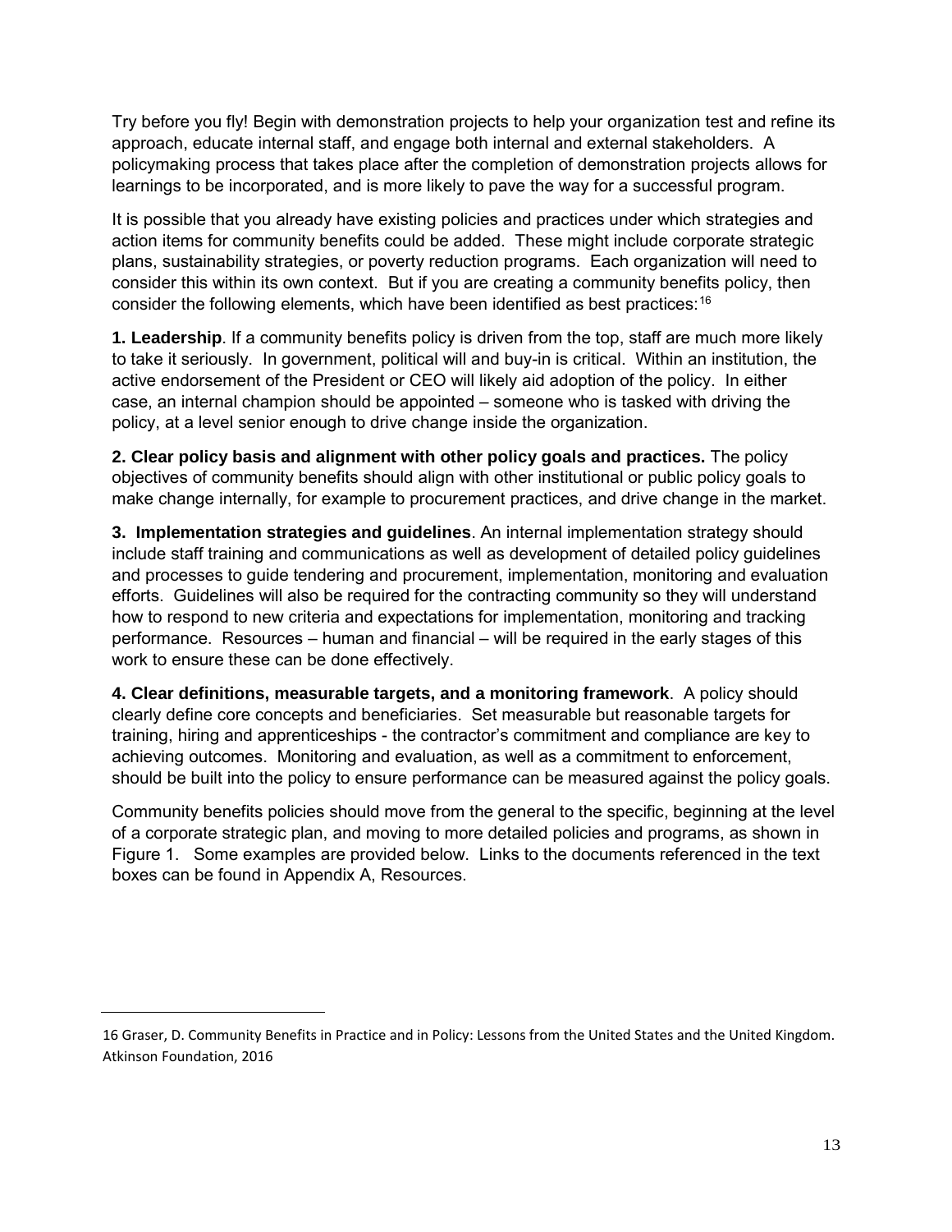Try before you fly! Begin with demonstration projects to help your organization test and refine its approach, educate internal staff, and engage both internal and external stakeholders. A policymaking process that takes place after the completion of demonstration projects allows for learnings to be incorporated, and is more likely to pave the way for a successful program.

It is possible that you already have existing policies and practices under which strategies and action items for community benefits could be added. These might include corporate strategic plans, sustainability strategies, or poverty reduction programs. Each organization will need to consider this within its own context. But if you are creating a community benefits policy, then consider the following elements, which have been identified as best practices:[16]

**1. Leadership**. If a community benefits policy is driven from the top, staff are much more likely to take it seriously. In government, political will and buy-in is critical. Within an institution, the active endorsement of the President or CEO will likely aid adoption of the policy. In either case, an internal champion should be appointed – someone who is tasked with driving the policy, at a level senior enough to drive change inside the organization.

**2. Clear policy basis and alignment with other policy goals and practices.** The policy objectives of community benefits should align with other institutional or public policy goals to make change internally, for example to procurement practices, and drive change in the market.

**3. Implementation strategies and guidelines**. An internal implementation strategy should include staff training and communications as well as development of detailed policy guidelines and processes to guide tendering and procurement, implementation, monitoring and evaluation efforts. Guidelines will also be required for the contracting community so they will understand how to respond to new criteria and expectations for implementation, monitoring and tracking performance. Resources – human and financial – will be required in the early stages of this work to ensure these can be done effectively.

**4. Clear definitions, measurable targets, and a monitoring framework**. A policy should clearly define core concepts and beneficiaries. Set measurable but reasonable targets for training, hiring and apprenticeships - the contractor's commitment and compliance are key to achieving outcomes. Monitoring and evaluation, as well as a commitment to enforcement, should be built into the policy to ensure performance can be measured against the policy goals.

Community benefits policies should move from the general to the specific, beginning at the level of a corporate strategic plan, and moving to more detailed policies and programs, as shown in Figure 1. Some examples are provided below. Links to the documents referenced in the text boxes can be found in Appendix A, Resources.

---

16 Graser, D. Community Benefits in Practice and in Policy: Lessons from the United States and the United Kingdom. Atkinson Foundation, 2016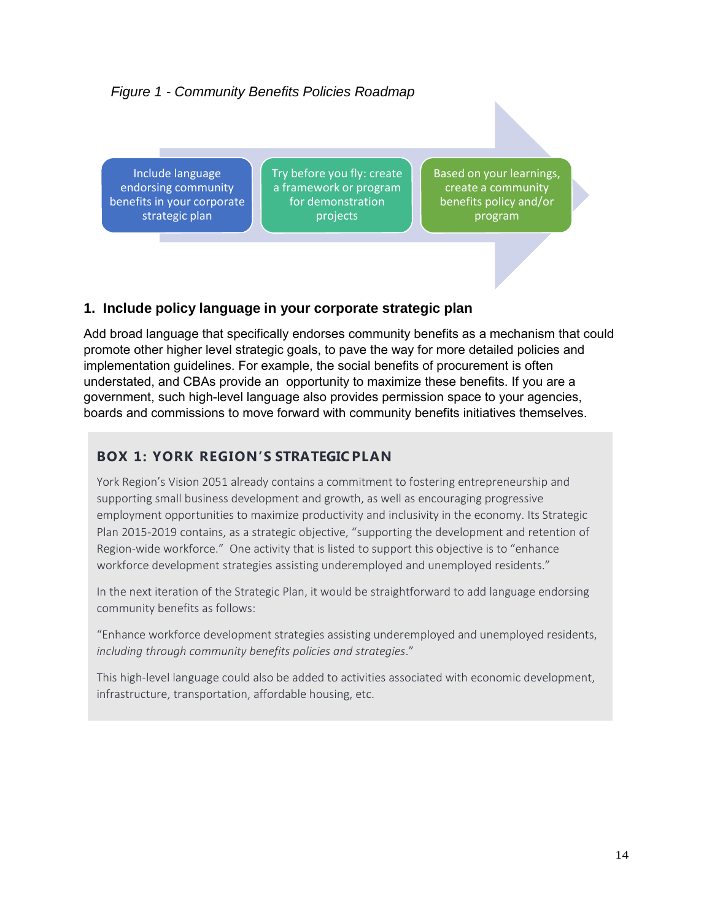*Figure 1 - Community Benefits Policies Roadmap*

Include language endorsing community benefits in your corporate strategic plan → Try before you fly: create a framework or program for demonstration projects → Based on your learnings, create a community benefits policy and/or program

### 1. Include policy language in your corporate strategic plan

Add broad language that specifically endorses community benefits as a mechanism that could promote other higher level strategic goals, to pave the way for more detailed policies and implementation guidelines. For example, the social benefits of procurement is often understated, and CBAs provide an opportunity to maximize these benefits. If you are a government, such high-level language also provides permission space to your agencies, boards and commissions to move forward with community benefits initiatives themselves.

#### BOX 1: YORK REGION'S STRATEGIC PLAN

York Region's Vision 2051 already contains a commitment to fostering entrepreneurship and supporting small business development and growth, as well as encouraging progressive employment opportunities to maximize productivity and inclusivity in the economy. Its Strategic Plan 2015-2019 contains, as a strategic objective, "supporting the development and retention of Region-wide workforce." One activity that is listed to support this objective is to "enhance workforce development strategies assisting underemployed and unemployed residents."

In the next iteration of the Strategic Plan, it would be straightforward to add language endorsing community benefits as follows:

"Enhance workforce development strategies assisting underemployed and unemployed residents, *including through community benefits policies and strategies*."

This high-level language could also be added to activities associated with economic development, infrastructure, transportation, affordable housing, etc.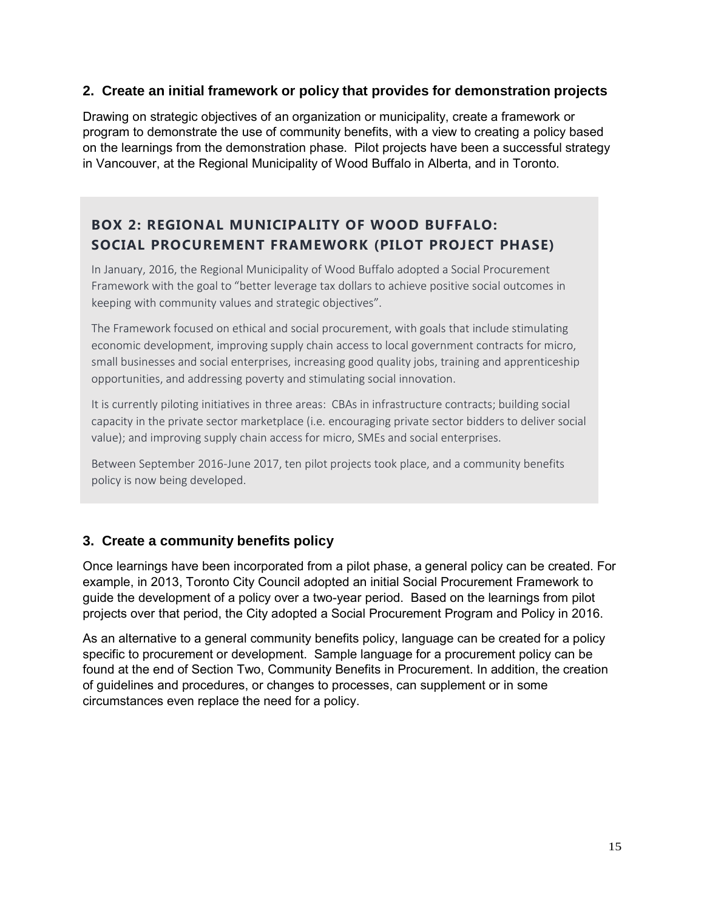## 2. Create an initial framework or policy that provides for demonstration projects

Drawing on strategic objectives of an organization or municipality, create a framework or program to demonstrate the use of community benefits, with a view to creating a policy based on the learnings from the demonstration phase. Pilot projects have been a successful strategy in Vancouver, at the Regional Municipality of Wood Buffalo in Alberta, and in Toronto.

### BOX 2: REGIONAL MUNICIPALITY OF WOOD BUFFALO: SOCIAL PROCUREMENT FRAMEWORK (PILOT PROJECT PHASE)

In January, 2016, the Regional Municipality of Wood Buffalo adopted a Social Procurement Framework with the goal to "better leverage tax dollars to achieve positive social outcomes in keeping with community values and strategic objectives".

The Framework focused on ethical and social procurement, with goals that include stimulating economic development, improving supply chain access to local government contracts for micro, small businesses and social enterprises, increasing good quality jobs, training and apprenticeship opportunities, and addressing poverty and stimulating social innovation.

It is currently piloting initiatives in three areas: CBAs in infrastructure contracts; building social capacity in the private sector marketplace (i.e. encouraging private sector bidders to deliver social value); and improving supply chain access for micro, SMEs and social enterprises.

Between September 2016-June 2017, ten pilot projects took place, and a community benefits policy is now being developed.

## 3. Create a community benefits policy

Once learnings have been incorporated from a pilot phase, a general policy can be created. For example, in 2013, Toronto City Council adopted an initial Social Procurement Framework to guide the development of a policy over a two-year period. Based on the learnings from pilot projects over that period, the City adopted a Social Procurement Program and Policy in 2016.

As an alternative to a general community benefits policy, language can be created for a policy specific to procurement or development. Sample language for a procurement policy can be found at the end of Section Two, Community Benefits in Procurement. In addition, the creation of guidelines and procedures, or changes to processes, can supplement or in some circumstances even replace the need for a policy.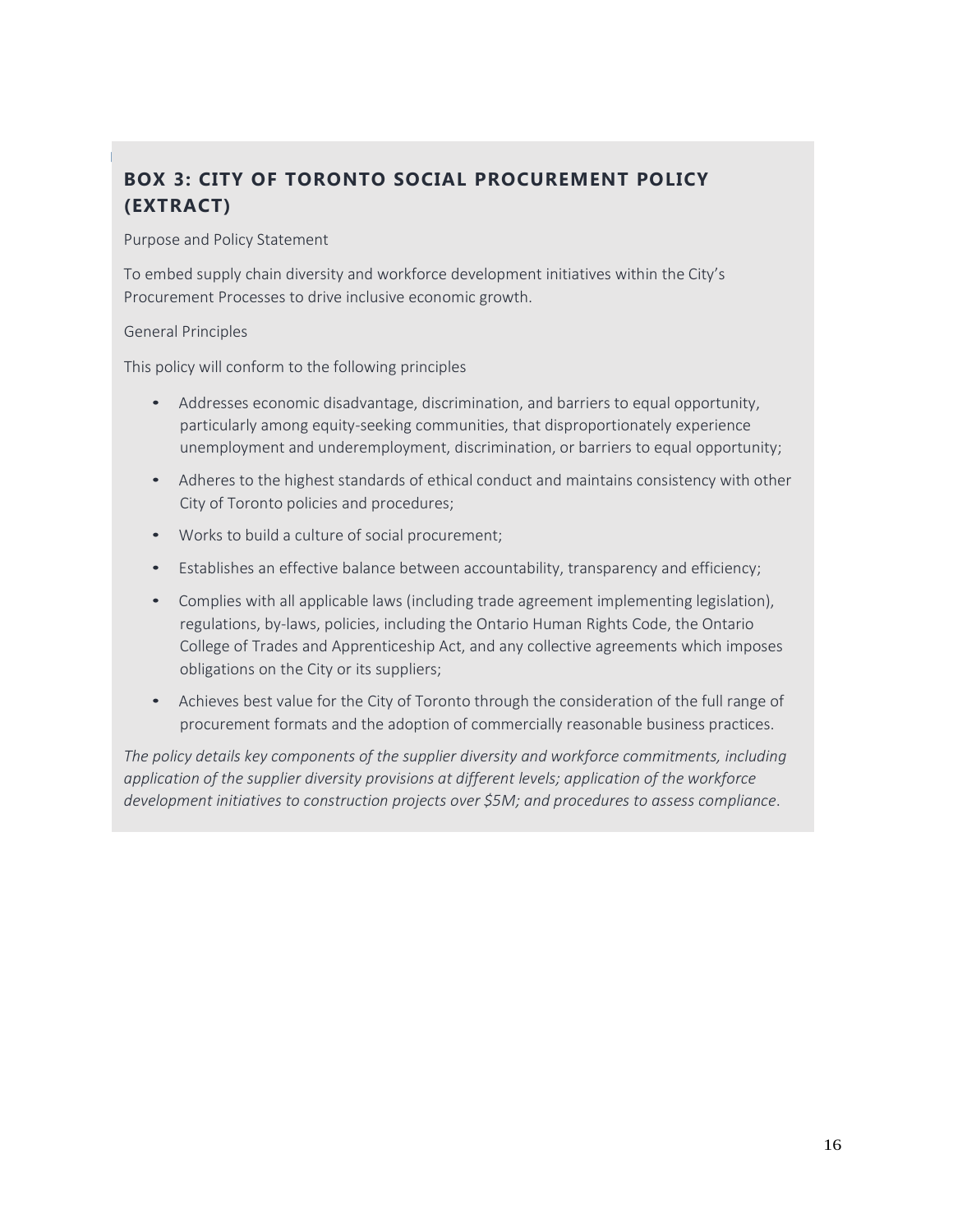### BOX 3: CITY OF TORONTO SOCIAL PROCUREMENT POLICY (EXTRACT)

Purpose and Policy Statement

To embed supply chain diversity and workforce development initiatives within the City's Procurement Processes to drive inclusive economic growth.

General Principles

This policy will conform to the following principles

- Addresses economic disadvantage, discrimination, and barriers to equal opportunity, particularly among equity-seeking communities, that disproportionately experience unemployment and underemployment, discrimination, or barriers to equal opportunity;
- Adheres to the highest standards of ethical conduct and maintains consistency with other City of Toronto policies and procedures;
- Works to build a culture of social procurement;
- Establishes an effective balance between accountability, transparency and efficiency;
- Complies with all applicable laws (including trade agreement implementing legislation), regulations, by-laws, policies, including the Ontario Human Rights Code, the Ontario College of Trades and Apprenticeship Act, and any collective agreements which imposes obligations on the City or its suppliers;
- Achieves best value for the City of Toronto through the consideration of the full range of procurement formats and the adoption of commercially reasonable business practices.

*The policy details key components of the supplier diversity and workforce commitments, including application of the supplier diversity provisions at different levels; application of the workforce development initiatives to construction projects over $5M; and procedures to assess compliance*.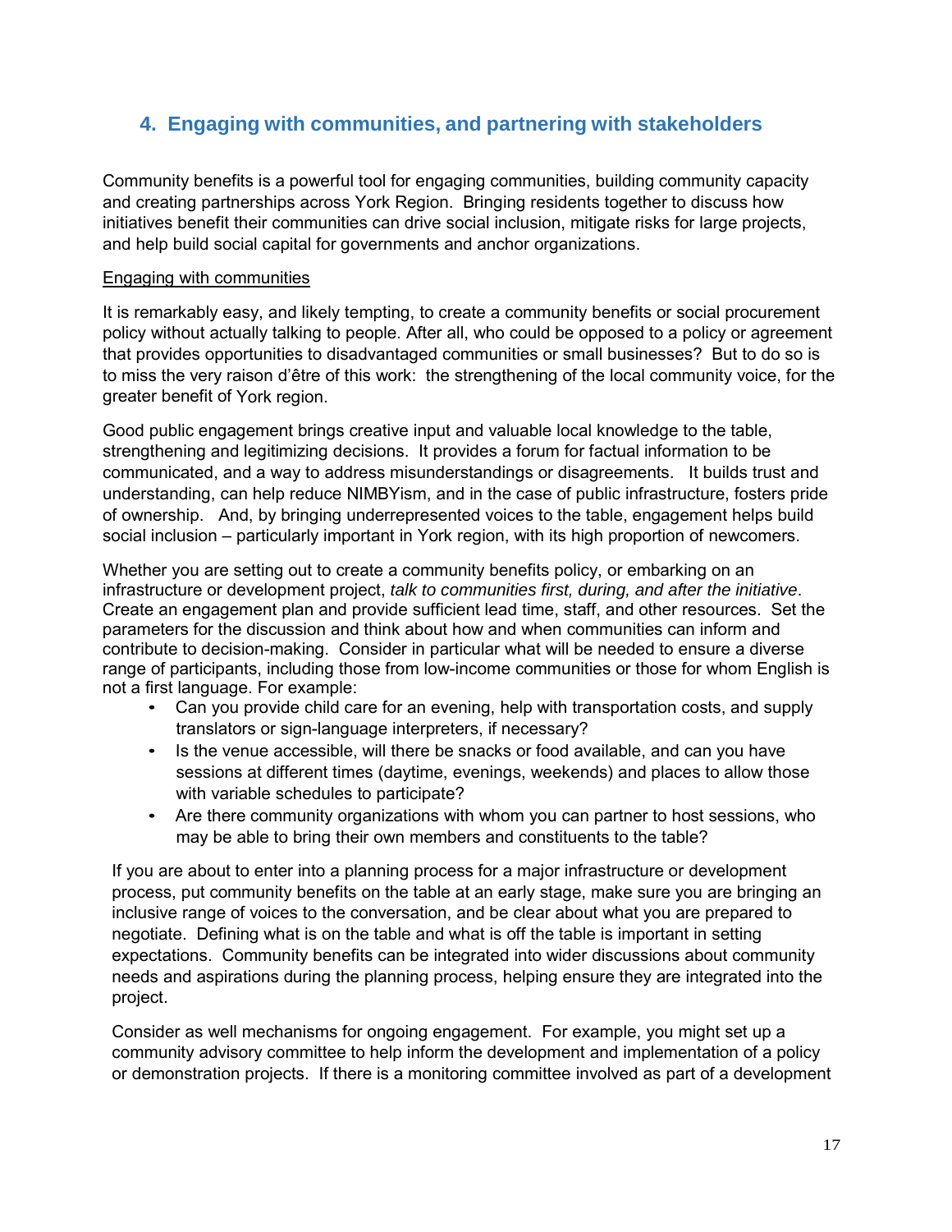## 4. Engaging with communities, and partnering with stakeholders

Community benefits is a powerful tool for engaging communities, building community capacity and creating partnerships across York Region. Bringing residents together to discuss how initiatives benefit their communities can drive social inclusion, mitigate risks for large projects, and help build social capital for governments and anchor organizations.

<u>Engaging with communities</u>

It is remarkably easy, and likely tempting, to create a community benefits or social procurement policy without actually talking to people. After all, who could be opposed to a policy or agreement that provides opportunities to disadvantaged communities or small businesses? But to do so is to miss the very raison d'être of this work: the strengthening of the local community voice, for the greater benefit of York region.

Good public engagement brings creative input and valuable local knowledge to the table, strengthening and legitimizing decisions. It provides a forum for factual information to be communicated, and a way to address misunderstandings or disagreements. It builds trust and understanding, can help reduce NIMBYism, and in the case of public infrastructure, fosters pride of ownership. And, by bringing underrepresented voices to the table, engagement helps build social inclusion – particularly important in York region, with its high proportion of newcomers.

Whether you are setting out to create a community benefits policy, or embarking on an infrastructure or development project, *talk to communities first, during, and after the initiative*. Create an engagement plan and provide sufficient lead time, staff, and other resources. Set the parameters for the discussion and think about how and when communities can inform and contribute to decision-making. Consider in particular what will be needed to ensure a diverse range of participants, including those from low-income communities or those for whom English is not a first language. For example:

- Can you provide child care for an evening, help with transportation costs, and supply translators or sign-language interpreters, if necessary?
- Is the venue accessible, will there be snacks or food available, and can you have sessions at different times (daytime, evenings, weekends) and places to allow those with variable schedules to participate?
- Are there community organizations with whom you can partner to host sessions, who may be able to bring their own members and constituents to the table?

If you are about to enter into a planning process for a major infrastructure or development process, put community benefits on the table at an early stage, make sure you are bringing an inclusive range of voices to the conversation, and be clear about what you are prepared to negotiate. Defining what is on the table and what is off the table is important in setting expectations. Community benefits can be integrated into wider discussions about community needs and aspirations during the planning process, helping ensure they are integrated into the project.

Consider as well mechanisms for ongoing engagement. For example, you might set up a community advisory committee to help inform the development and implementation of a policy or demonstration projects. If there is a monitoring committee involved as part of a development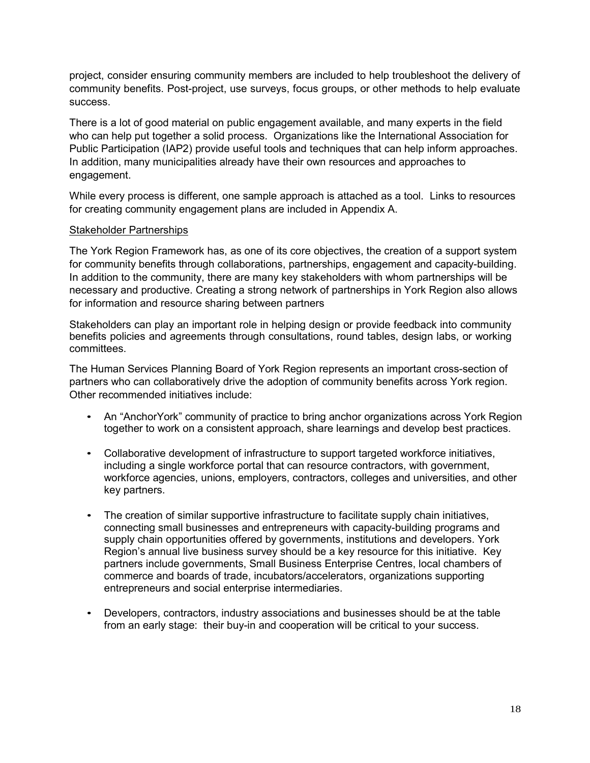project, consider ensuring community members are included to help troubleshoot the delivery of community benefits. Post-project, use surveys, focus groups, or other methods to help evaluate success.

There is a lot of good material on public engagement available, and many experts in the field who can help put together a solid process. Organizations like the International Association for Public Participation (IAP2) provide useful tools and techniques that can help inform approaches. In addition, many municipalities already have their own resources and approaches to engagement.

While every process is different, one sample approach is attached as a tool. Links to resources for creating community engagement plans are included in Appendix A.

<u>Stakeholder Partnerships</u>

The York Region Framework has, as one of its core objectives, the creation of a support system for community benefits through collaborations, partnerships, engagement and capacity-building. In addition to the community, there are many key stakeholders with whom partnerships will be necessary and productive. Creating a strong network of partnerships in York Region also allows for information and resource sharing between partners

Stakeholders can play an important role in helping design or provide feedback into community benefits policies and agreements through consultations, round tables, design labs, or working committees.

The Human Services Planning Board of York Region represents an important cross-section of partners who can collaboratively drive the adoption of community benefits across York region. Other recommended initiatives include:

- An "AnchorYork" community of practice to bring anchor organizations across York Region together to work on a consistent approach, share learnings and develop best practices.
- Collaborative development of infrastructure to support targeted workforce initiatives, including a single workforce portal that can resource contractors, with government, workforce agencies, unions, employers, contractors, colleges and universities, and other key partners.
- The creation of similar supportive infrastructure to facilitate supply chain initiatives, connecting small businesses and entrepreneurs with capacity-building programs and supply chain opportunities offered by governments, institutions and developers. York Region's annual live business survey should be a key resource for this initiative. Key partners include governments, Small Business Enterprise Centres, local chambers of commerce and boards of trade, incubators/accelerators, organizations supporting entrepreneurs and social enterprise intermediaries.
- Developers, contractors, industry associations and businesses should be at the table from an early stage: their buy-in and cooperation will be critical to your success.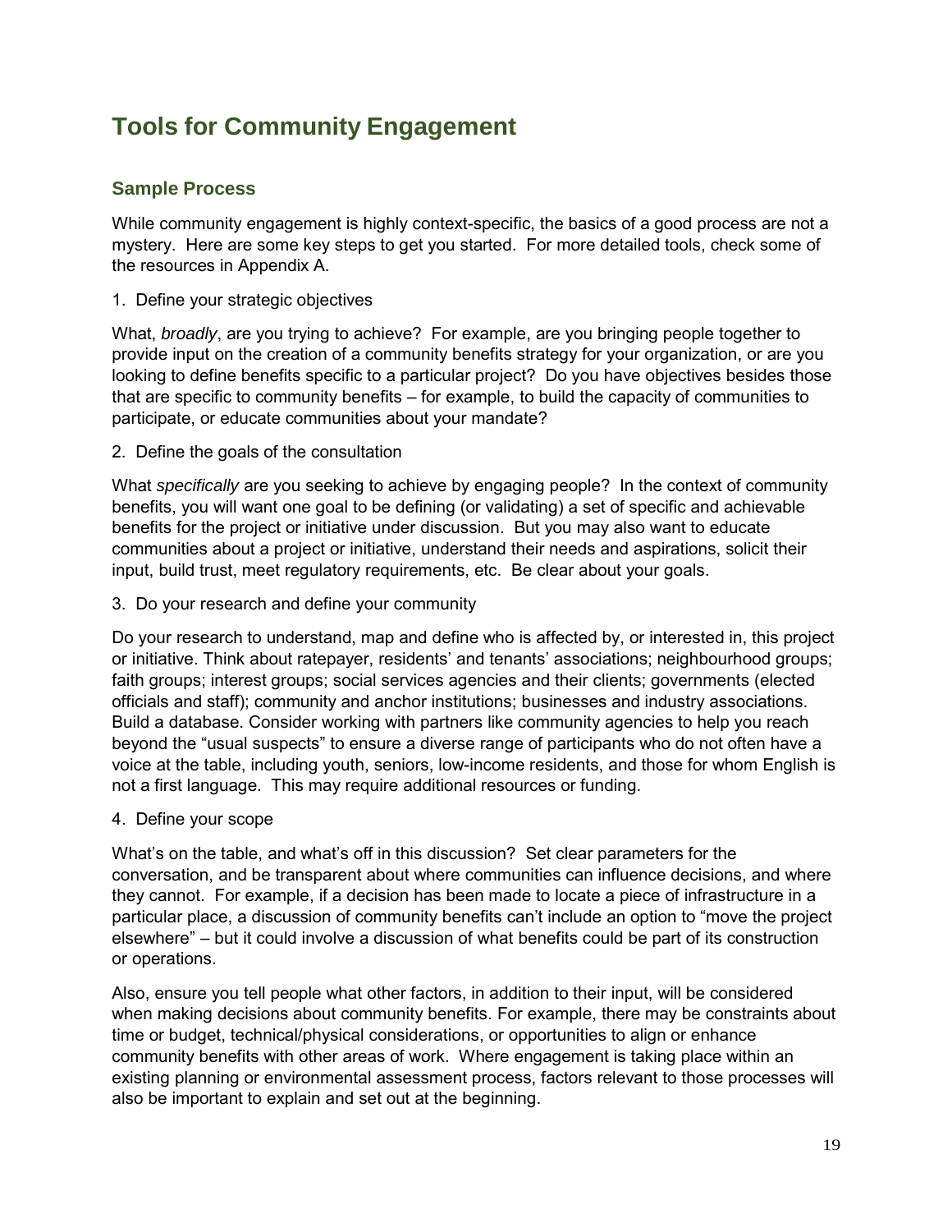# Tools for Community Engagement

## Sample Process

While community engagement is highly context-specific, the basics of a good process are not a mystery. Here are some key steps to get you started. For more detailed tools, check some of the resources in Appendix A.

1. Define your strategic objectives

What, *broadly*, are you trying to achieve? For example, are you bringing people together to provide input on the creation of a community benefits strategy for your organization, or are you looking to define benefits specific to a particular project? Do you have objectives besides those that are specific to community benefits – for example, to build the capacity of communities to participate, or educate communities about your mandate?

2. Define the goals of the consultation

What *specifically* are you seeking to achieve by engaging people? In the context of community benefits, you will want one goal to be defining (or validating) a set of specific and achievable benefits for the project or initiative under discussion. But you may also want to educate communities about a project or initiative, understand their needs and aspirations, solicit their input, build trust, meet regulatory requirements, etc. Be clear about your goals.

3. Do your research and define your community

Do your research to understand, map and define who is affected by, or interested in, this project or initiative. Think about ratepayer, residents' and tenants' associations; neighbourhood groups; faith groups; interest groups; social services agencies and their clients; governments (elected officials and staff); community and anchor institutions; businesses and industry associations. Build a database. Consider working with partners like community agencies to help you reach beyond the "usual suspects" to ensure a diverse range of participants who do not often have a voice at the table, including youth, seniors, low-income residents, and those for whom English is not a first language. This may require additional resources or funding.

4. Define your scope

What's on the table, and what's off in this discussion? Set clear parameters for the conversation, and be transparent about where communities can influence decisions, and where they cannot. For example, if a decision has been made to locate a piece of infrastructure in a particular place, a discussion of community benefits can't include an option to "move the project elsewhere" – but it could involve a discussion of what benefits could be part of its construction or operations.

Also, ensure you tell people what other factors, in addition to their input, will be considered when making decisions about community benefits. For example, there may be constraints about time or budget, technical/physical considerations, or opportunities to align or enhance community benefits with other areas of work. Where engagement is taking place within an existing planning or environmental assessment process, factors relevant to those processes will also be important to explain and set out at the beginning.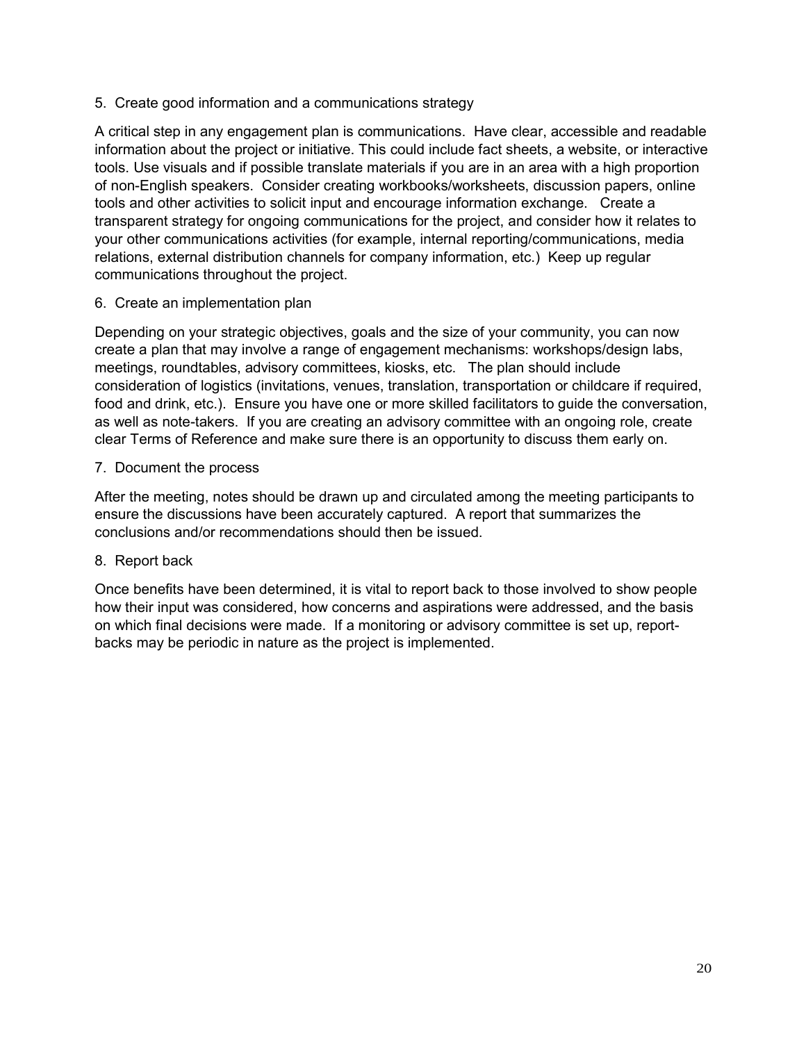5. Create good information and a communications strategy

A critical step in any engagement plan is communications. Have clear, accessible and readable information about the project or initiative. This could include fact sheets, a website, or interactive tools. Use visuals and if possible translate materials if you are in an area with a high proportion of non-English speakers. Consider creating workbooks/worksheets, discussion papers, online tools and other activities to solicit input and encourage information exchange. Create a transparent strategy for ongoing communications for the project, and consider how it relates to your other communications activities (for example, internal reporting/communications, media relations, external distribution channels for company information, etc.) Keep up regular communications throughout the project.

6. Create an implementation plan

Depending on your strategic objectives, goals and the size of your community, you can now create a plan that may involve a range of engagement mechanisms: workshops/design labs, meetings, roundtables, advisory committees, kiosks, etc. The plan should include consideration of logistics (invitations, venues, translation, transportation or childcare if required, food and drink, etc.). Ensure you have one or more skilled facilitators to guide the conversation, as well as note-takers. If you are creating an advisory committee with an ongoing role, create clear Terms of Reference and make sure there is an opportunity to discuss them early on.

7. Document the process

After the meeting, notes should be drawn up and circulated among the meeting participants to ensure the discussions have been accurately captured. A report that summarizes the conclusions and/or recommendations should then be issued.

8. Report back

Once benefits have been determined, it is vital to report back to those involved to show people how their input was considered, how concerns and aspirations were addressed, and the basis on which final decisions were made. If a monitoring or advisory committee is set up, report-backs may be periodic in nature as the project is implemented.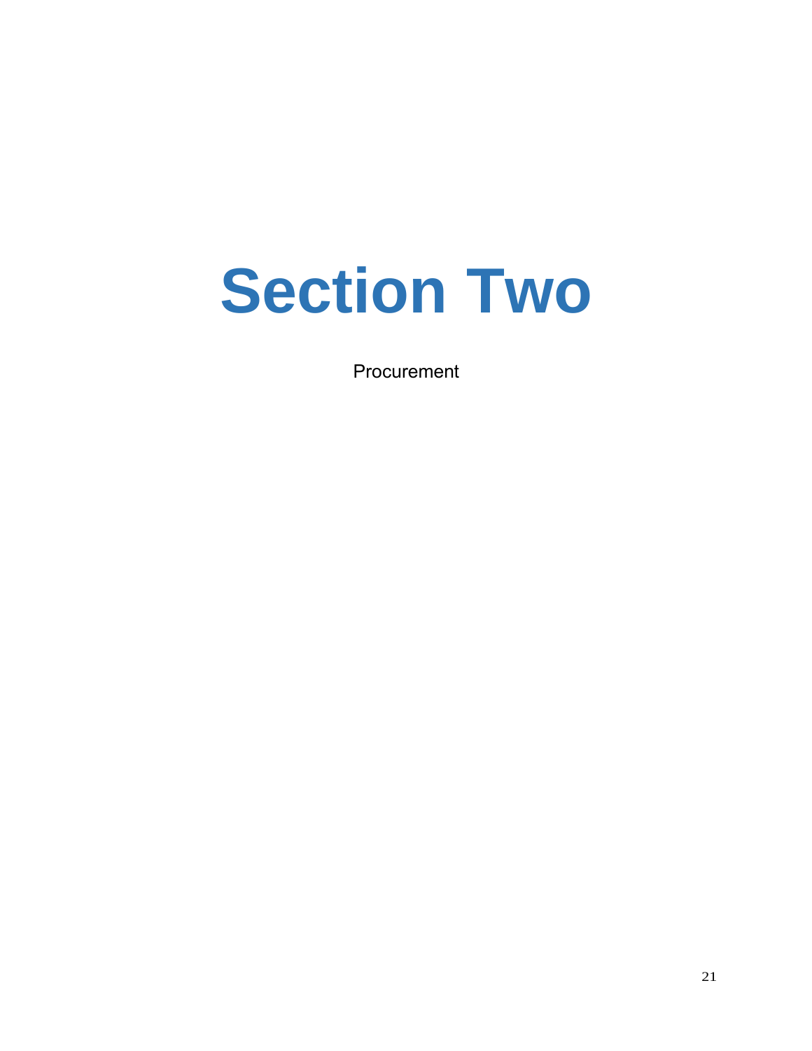# Section Two

Procurement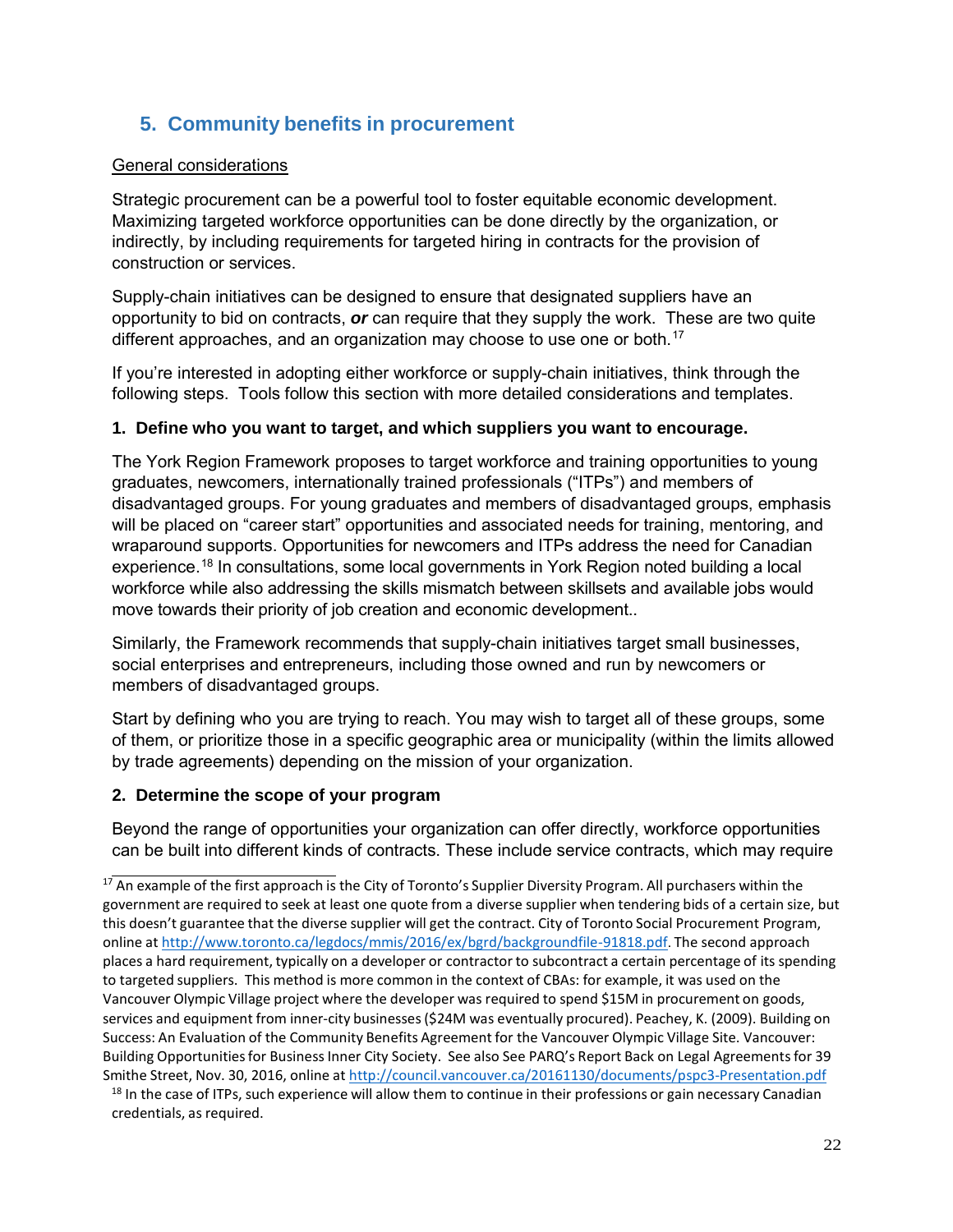## 5. Community benefits in procurement

General considerations

Strategic procurement can be a powerful tool to foster equitable economic development. Maximizing targeted workforce opportunities can be done directly by the organization, or indirectly, by including requirements for targeted hiring in contracts for the provision of construction or services.

Supply-chain initiatives can be designed to ensure that designated suppliers have an opportunity to bid on contracts, ***or*** can require that they supply the work. These are two quite different approaches, and an organization may choose to use one or both.[17]

If you're interested in adopting either workforce or supply-chain initiatives, think through the following steps. Tools follow this section with more detailed considerations and templates.

**1. Define who you want to target, and which suppliers you want to encourage.**

The York Region Framework proposes to target workforce and training opportunities to young graduates, newcomers, internationally trained professionals ("ITPs") and members of disadvantaged groups. For young graduates and members of disadvantaged groups, emphasis will be placed on "career start" opportunities and associated needs for training, mentoring, and wraparound supports. Opportunities for newcomers and ITPs address the need for Canadian experience.[18] In consultations, some local governments in York Region noted building a local workforce while also addressing the skills mismatch between skillsets and available jobs would move towards their priority of job creation and economic development..

Similarly, the Framework recommends that supply-chain initiatives target small businesses, social enterprises and entrepreneurs, including those owned and run by newcomers or members of disadvantaged groups.

Start by defining who you are trying to reach. You may wish to target all of these groups, some of them, or prioritize those in a specific geographic area or municipality (within the limits allowed by trade agreements) depending on the mission of your organization.

**2. Determine the scope of your program**

Beyond the range of opportunities your organization can offer directly, workforce opportunities can be built into different kinds of contracts. These include service contracts, which may require

---

[17] An example of the first approach is the City of Toronto's Supplier Diversity Program. All purchasers within the government are required to seek at least one quote from a diverse supplier when tendering bids of a certain size, but this doesn't guarantee that the diverse supplier will get the contract. City of Toronto Social Procurement Program, online at http://www.toronto.ca/legdocs/mmis/2016/ex/bgrd/backgroundfile-91818.pdf. The second approach places a hard requirement, typically on a developer or contractor to subcontract a certain percentage of its spending to targeted suppliers. This method is more common in the context of CBAs: for example, it was used on the Vancouver Olympic Village project where the developer was required to spend $15M in procurement on goods, services and equipment from inner-city businesses ($24M was eventually procured). Peachey, K. (2009). Building on Success: An Evaluation of the Community Benefits Agreement for the Vancouver Olympic Village Site. Vancouver: Building Opportunities for Business Inner City Society. See also See PARQ's Report Back on Legal Agreements for 39 Smithe Street, Nov. 30, 2016, online at http://council.vancouver.ca/20161130/documents/pspc3-Presentation.pdf

[18] In the case of ITPs, such experience will allow them to continue in their professions or gain necessary Canadian credentials, as required.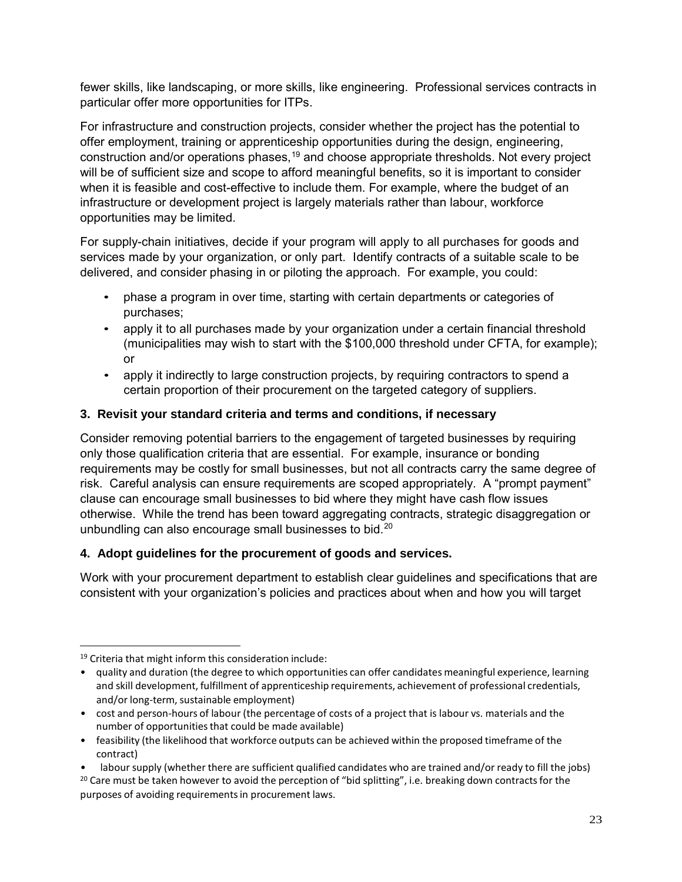fewer skills, like landscaping, or more skills, like engineering. Professional services contracts in particular offer more opportunities for ITPs.

For infrastructure and construction projects, consider whether the project has the potential to offer employment, training or apprenticeship opportunities during the design, engineering, construction and/or operations phases,[19] and choose appropriate thresholds. Not every project will be of sufficient size and scope to afford meaningful benefits, so it is important to consider when it is feasible and cost-effective to include them. For example, where the budget of an infrastructure or development project is largely materials rather than labour, workforce opportunities may be limited.

For supply-chain initiatives, decide if your program will apply to all purchases for goods and services made by your organization, or only part. Identify contracts of a suitable scale to be delivered, and consider phasing in or piloting the approach. For example, you could:

- phase a program in over time, starting with certain departments or categories of purchases;
- apply it to all purchases made by your organization under a certain financial threshold (municipalities may wish to start with the $100,000 threshold under CFTA, for example); or
- apply it indirectly to large construction projects, by requiring contractors to spend a certain proportion of their procurement on the targeted category of suppliers.

### 3. Revisit your standard criteria and terms and conditions, if necessary

Consider removing potential barriers to the engagement of targeted businesses by requiring only those qualification criteria that are essential. For example, insurance or bonding requirements may be costly for small businesses, but not all contracts carry the same degree of risk. Careful analysis can ensure requirements are scoped appropriately. A "prompt payment" clause can encourage small businesses to bid where they might have cash flow issues otherwise. While the trend has been toward aggregating contracts, strategic disaggregation or unbundling can also encourage small businesses to bid.[20]

### 4. Adopt guidelines for the procurement of goods and services.

Work with your procurement department to establish clear guidelines and specifications that are consistent with your organization's policies and practices about when and how you will target

---

[19] Criteria that might inform this consideration include:

- quality and duration (the degree to which opportunities can offer candidates meaningful experience, learning and skill development, fulfillment of apprenticeship requirements, achievement of professional credentials, and/or long-term, sustainable employment)
- cost and person-hours of labour (the percentage of costs of a project that is labour vs. materials and the number of opportunities that could be made available)
- feasibility (the likelihood that workforce outputs can be achieved within the proposed timeframe of the contract)
- labour supply (whether there are sufficient qualified candidates who are trained and/or ready to fill the jobs)

[20] Care must be taken however to avoid the perception of "bid splitting", i.e. breaking down contracts for the purposes of avoiding requirements in procurement laws.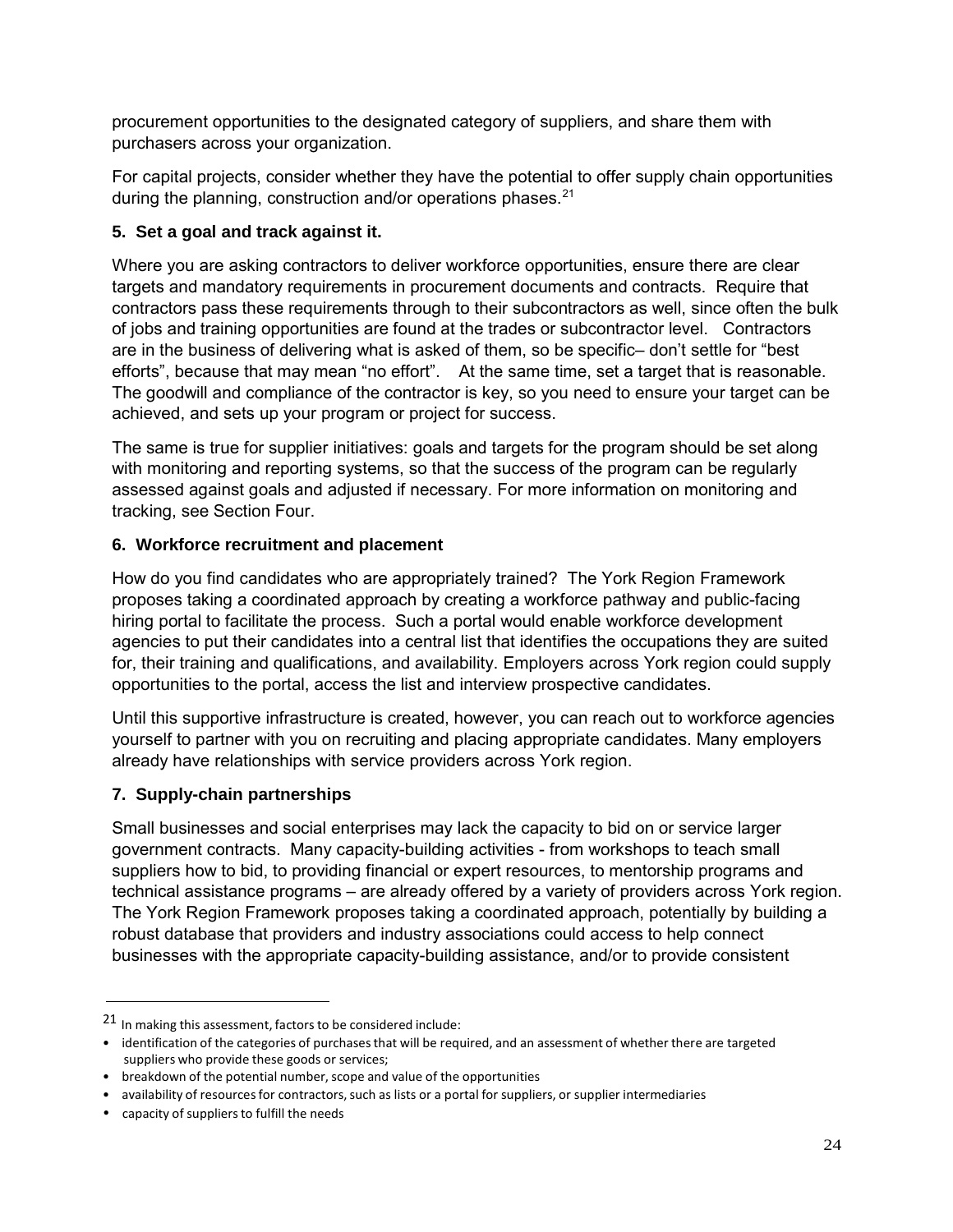procurement opportunities to the designated category of suppliers, and share them with purchasers across your organization.

For capital projects, consider whether they have the potential to offer supply chain opportunities during the planning, construction and/or operations phases.[21]

**5. Set a goal and track against it.**

Where you are asking contractors to deliver workforce opportunities, ensure there are clear targets and mandatory requirements in procurement documents and contracts. Require that contractors pass these requirements through to their subcontractors as well, since often the bulk of jobs and training opportunities are found at the trades or subcontractor level. Contractors are in the business of delivering what is asked of them, so be specific– don't settle for "best efforts", because that may mean "no effort". At the same time, set a target that is reasonable. The goodwill and compliance of the contractor is key, so you need to ensure your target can be achieved, and sets up your program or project for success.

The same is true for supplier initiatives: goals and targets for the program should be set along with monitoring and reporting systems, so that the success of the program can be regularly assessed against goals and adjusted if necessary. For more information on monitoring and tracking, see Section Four.

**6. Workforce recruitment and placement**

How do you find candidates who are appropriately trained? The York Region Framework proposes taking a coordinated approach by creating a workforce pathway and public-facing hiring portal to facilitate the process. Such a portal would enable workforce development agencies to put their candidates into a central list that identifies the occupations they are suited for, their training and qualifications, and availability. Employers across York region could supply opportunities to the portal, access the list and interview prospective candidates.

Until this supportive infrastructure is created, however, you can reach out to workforce agencies yourself to partner with you on recruiting and placing appropriate candidates. Many employers already have relationships with service providers across York region.

**7. Supply-chain partnerships**

Small businesses and social enterprises may lack the capacity to bid on or service larger government contracts. Many capacity-building activities - from workshops to teach small suppliers how to bid, to providing financial or expert resources, to mentorship programs and technical assistance programs – are already offered by a variety of providers across York region. The York Region Framework proposes taking a coordinated approach, potentially by building a robust database that providers and industry associations could access to help connect businesses with the appropriate capacity-building assistance, and/or to provide consistent

---

[21] In making this assessment, factors to be considered include:

- identification of the categories of purchases that will be required, and an assessment of whether there are targeted suppliers who provide these goods or services;
- breakdown of the potential number, scope and value of the opportunities
- availability of resources for contractors, such as lists or a portal for suppliers, or supplier intermediaries
- capacity of suppliers to fulfill the needs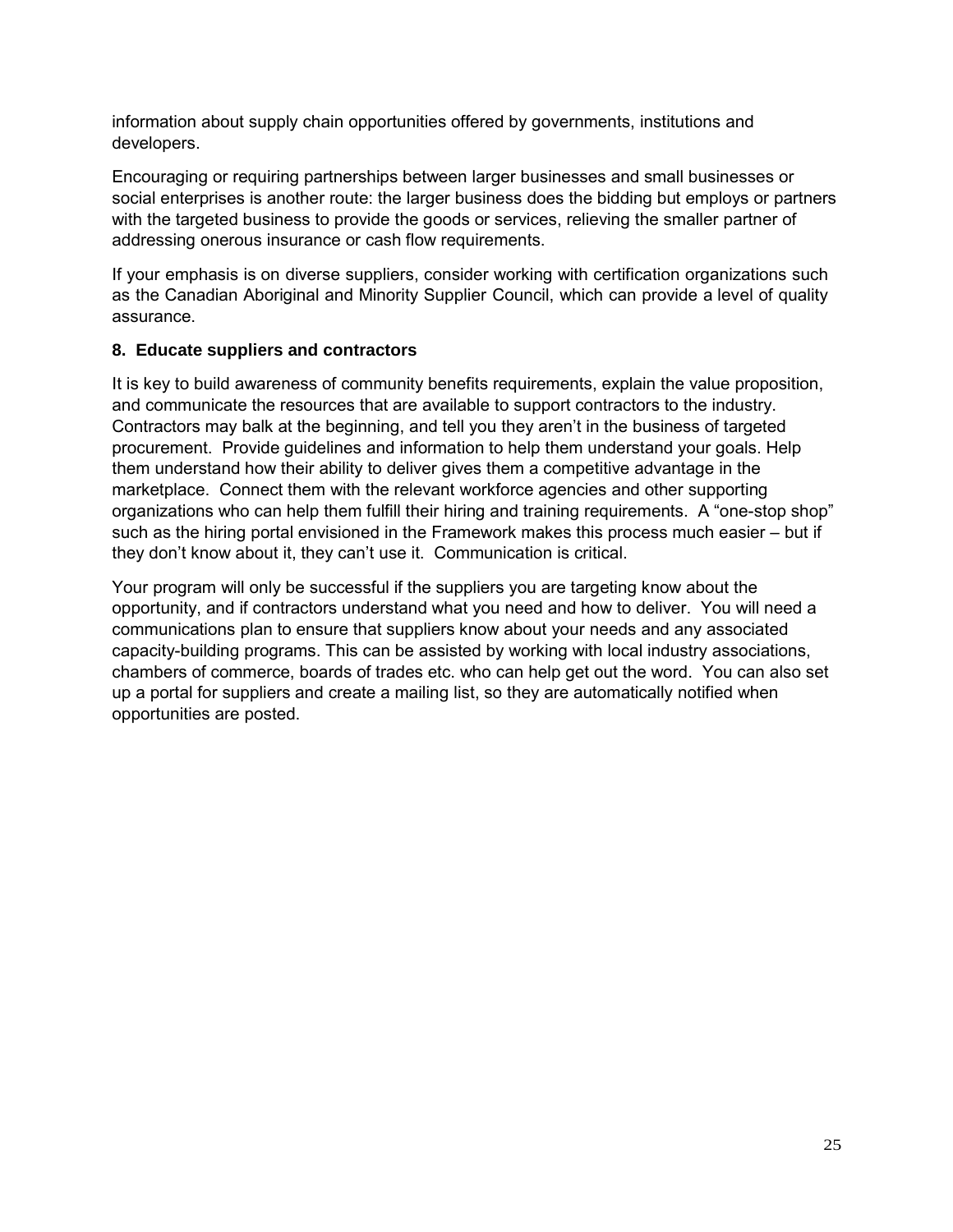information about supply chain opportunities offered by governments, institutions and developers.

Encouraging or requiring partnerships between larger businesses and small businesses or social enterprises is another route: the larger business does the bidding but employs or partners with the targeted business to provide the goods or services, relieving the smaller partner of addressing onerous insurance or cash flow requirements.

If your emphasis is on diverse suppliers, consider working with certification organizations such as the Canadian Aboriginal and Minority Supplier Council, which can provide a level of quality assurance.

### 8. Educate suppliers and contractors

It is key to build awareness of community benefits requirements, explain the value proposition, and communicate the resources that are available to support contractors to the industry. Contractors may balk at the beginning, and tell you they aren't in the business of targeted procurement. Provide guidelines and information to help them understand your goals. Help them understand how their ability to deliver gives them a competitive advantage in the marketplace. Connect them with the relevant workforce agencies and other supporting organizations who can help them fulfill their hiring and training requirements. A "one-stop shop" such as the hiring portal envisioned in the Framework makes this process much easier – but if they don't know about it, they can't use it. Communication is critical.

Your program will only be successful if the suppliers you are targeting know about the opportunity, and if contractors understand what you need and how to deliver. You will need a communications plan to ensure that suppliers know about your needs and any associated capacity-building programs. This can be assisted by working with local industry associations, chambers of commerce, boards of trades etc. who can help get out the word. You can also set up a portal for suppliers and create a mailing list, so they are automatically notified when opportunities are posted.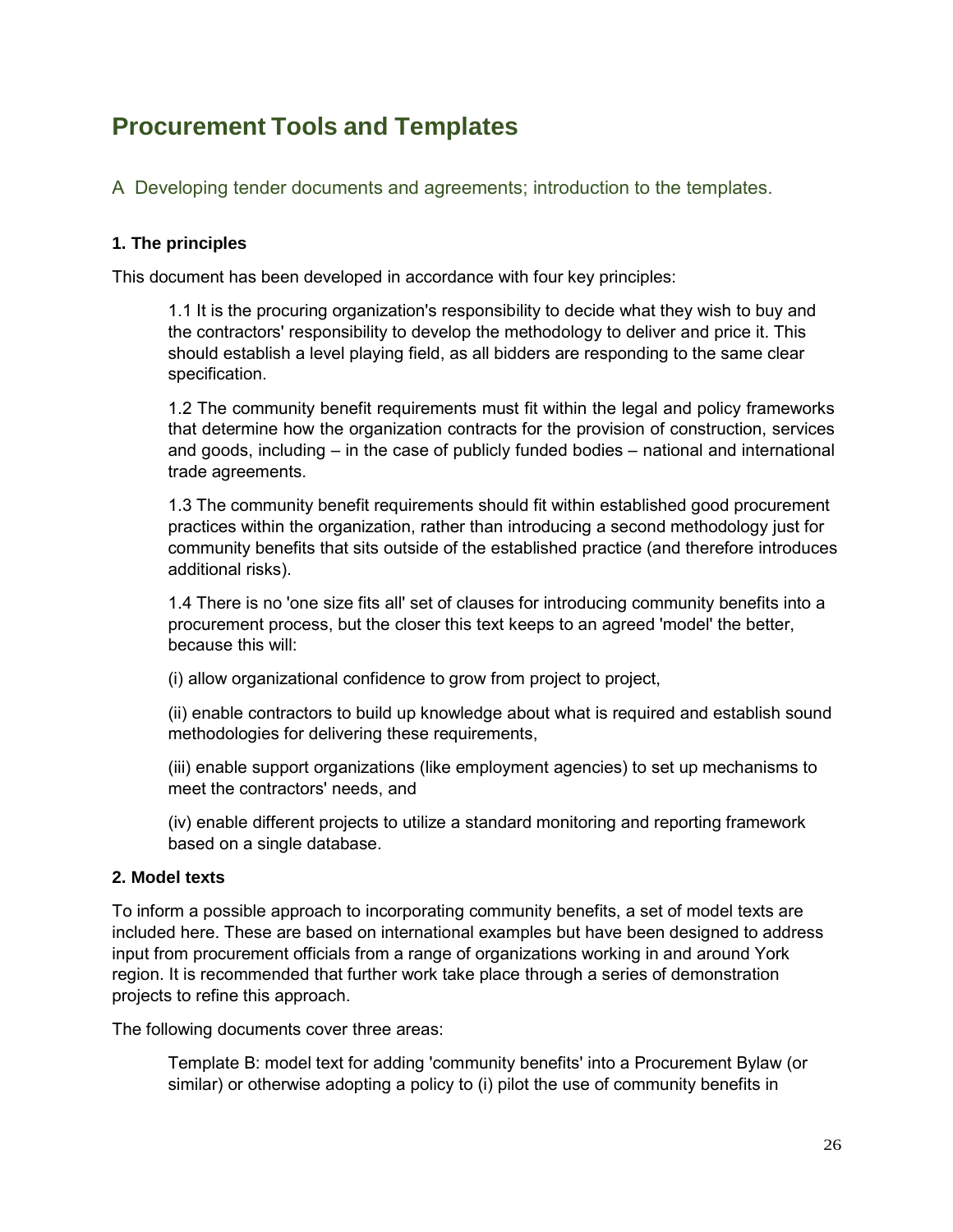# Procurement Tools and Templates

## A Developing tender documents and agreements; introduction to the templates.

### 1. The principles

This document has been developed in accordance with four key principles:

1.1 It is the procuring organization's responsibility to decide what they wish to buy and the contractors' responsibility to develop the methodology to deliver and price it. This should establish a level playing field, as all bidders are responding to the same clear specification.

1.2 The community benefit requirements must fit within the legal and policy frameworks that determine how the organization contracts for the provision of construction, services and goods, including – in the case of publicly funded bodies – national and international trade agreements.

1.3 The community benefit requirements should fit within established good procurement practices within the organization, rather than introducing a second methodology just for community benefits that sits outside of the established practice (and therefore introduces additional risks).

1.4 There is no 'one size fits all' set of clauses for introducing community benefits into a procurement process, but the closer this text keeps to an agreed 'model' the better, because this will:

(i) allow organizational confidence to grow from project to project,

(ii) enable contractors to build up knowledge about what is required and establish sound methodologies for delivering these requirements,

(iii) enable support organizations (like employment agencies) to set up mechanisms to meet the contractors' needs, and

(iv) enable different projects to utilize a standard monitoring and reporting framework based on a single database.

### 2. Model texts

To inform a possible approach to incorporating community benefits, a set of model texts are included here. These are based on international examples but have been designed to address input from procurement officials from a range of organizations working in and around York region. It is recommended that further work take place through a series of demonstration projects to refine this approach.

The following documents cover three areas:

Template B: model text for adding 'community benefits' into a Procurement Bylaw (or similar) or otherwise adopting a policy to (i) pilot the use of community benefits in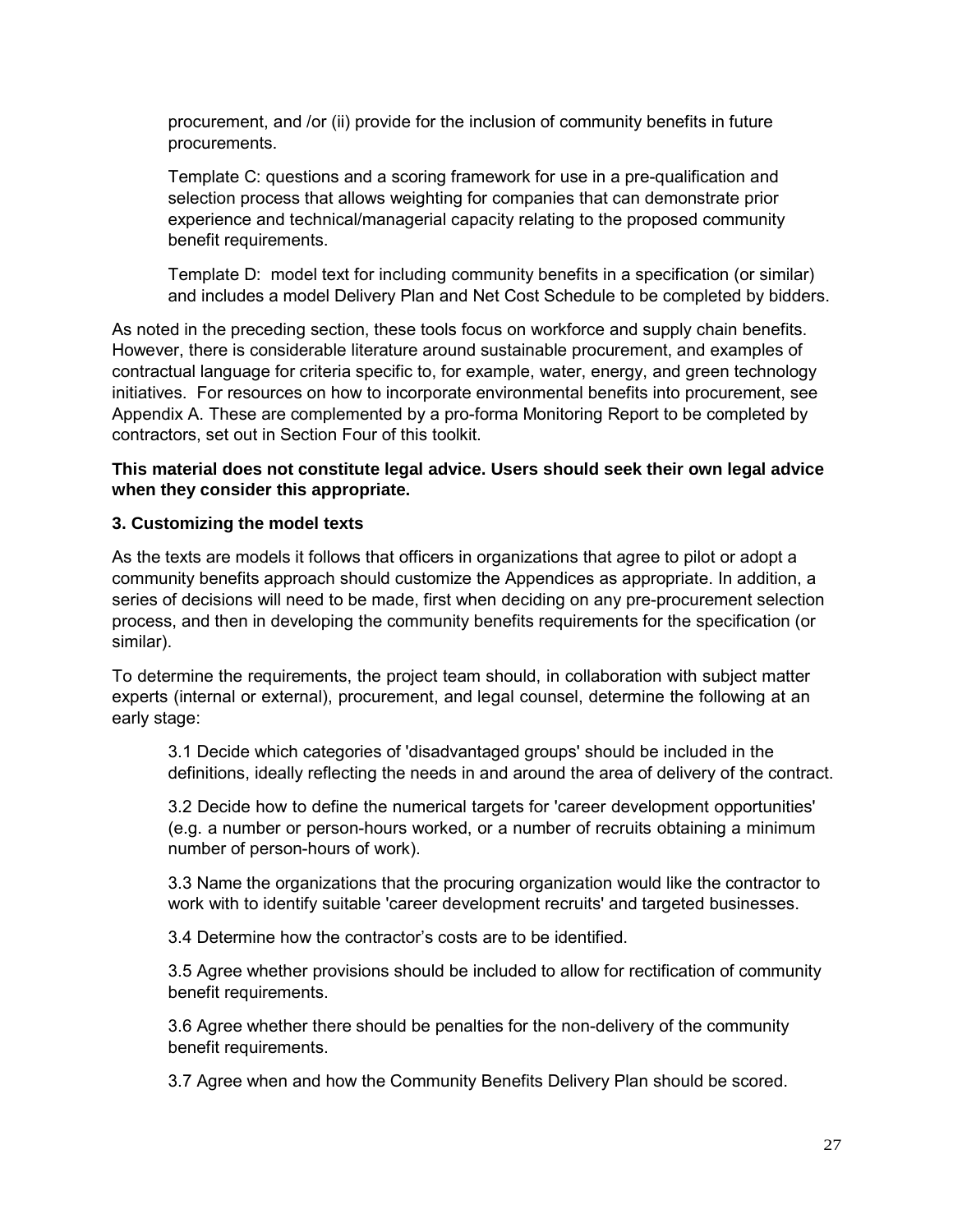procurement, and /or (ii) provide for the inclusion of community benefits in future procurements.

Template C: questions and a scoring framework for use in a pre-qualification and selection process that allows weighting for companies that can demonstrate prior experience and technical/managerial capacity relating to the proposed community benefit requirements.

Template D: model text for including community benefits in a specification (or similar) and includes a model Delivery Plan and Net Cost Schedule to be completed by bidders.

As noted in the preceding section, these tools focus on workforce and supply chain benefits. However, there is considerable literature around sustainable procurement, and examples of contractual language for criteria specific to, for example, water, energy, and green technology initiatives. For resources on how to incorporate environmental benefits into procurement, see Appendix A. These are complemented by a pro-forma Monitoring Report to be completed by contractors, set out in Section Four of this toolkit.

**This material does not constitute legal advice. Users should seek their own legal advice when they consider this appropriate.**

### 3. Customizing the model texts

As the texts are models it follows that officers in organizations that agree to pilot or adopt a community benefits approach should customize the Appendices as appropriate. In addition, a series of decisions will need to be made, first when deciding on any pre-procurement selection process, and then in developing the community benefits requirements for the specification (or similar).

To determine the requirements, the project team should, in collaboration with subject matter experts (internal or external), procurement, and legal counsel, determine the following at an early stage:

3.1 Decide which categories of 'disadvantaged groups' should be included in the definitions, ideally reflecting the needs in and around the area of delivery of the contract.

3.2 Decide how to define the numerical targets for 'career development opportunities' (e.g. a number or person-hours worked, or a number of recruits obtaining a minimum number of person-hours of work).

3.3 Name the organizations that the procuring organization would like the contractor to work with to identify suitable 'career development recruits' and targeted businesses.

3.4 Determine how the contractor's costs are to be identified.

3.5 Agree whether provisions should be included to allow for rectification of community benefit requirements.

3.6 Agree whether there should be penalties for the non-delivery of the community benefit requirements.

3.7 Agree when and how the Community Benefits Delivery Plan should be scored.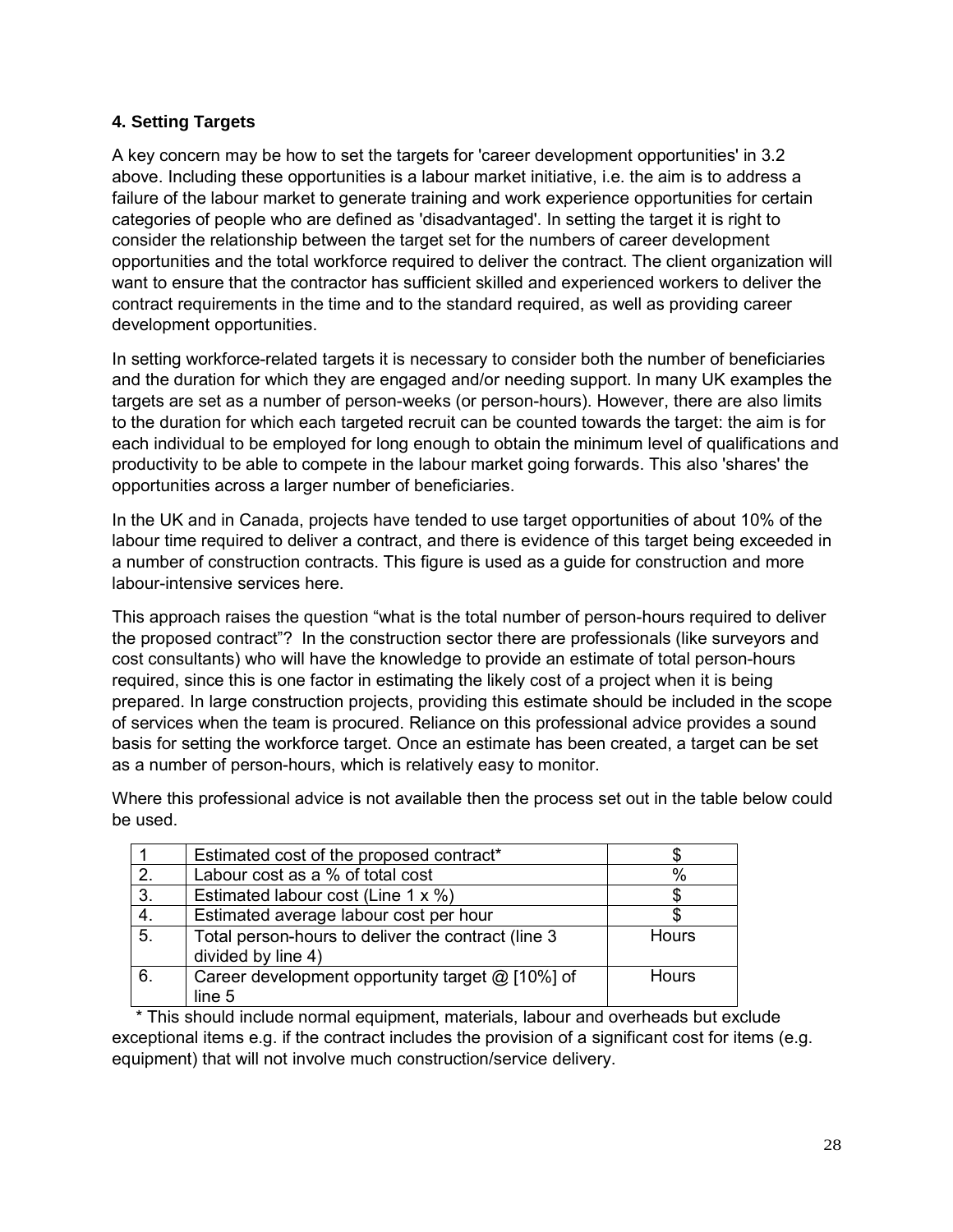### 4. Setting Targets

A key concern may be how to set the targets for 'career development opportunities' in 3.2 above. Including these opportunities is a labour market initiative, i.e. the aim is to address a failure of the labour market to generate training and work experience opportunities for certain categories of people who are defined as 'disadvantaged'. In setting the target it is right to consider the relationship between the target set for the numbers of career development opportunities and the total workforce required to deliver the contract. The client organization will want to ensure that the contractor has sufficient skilled and experienced workers to deliver the contract requirements in the time and to the standard required, as well as providing career development opportunities.

In setting workforce-related targets it is necessary to consider both the number of beneficiaries and the duration for which they are engaged and/or needing support. In many UK examples the targets are set as a number of person-weeks (or person-hours). However, there are also limits to the duration for which each targeted recruit can be counted towards the target: the aim is for each individual to be employed for long enough to obtain the minimum level of qualifications and productivity to be able to compete in the labour market going forwards. This also 'shares' the opportunities across a larger number of beneficiaries.

In the UK and in Canada, projects have tended to use target opportunities of about 10% of the labour time required to deliver a contract, and there is evidence of this target being exceeded in a number of construction contracts. This figure is used as a guide for construction and more labour-intensive services here.

This approach raises the question "what is the total number of person-hours required to deliver the proposed contract"? In the construction sector there are professionals (like surveyors and cost consultants) who will have the knowledge to provide an estimate of total person-hours required, since this is one factor in estimating the likely cost of a project when it is being prepared. In large construction projects, providing this estimate should be included in the scope of services when the team is procured. Reliance on this professional advice provides a sound basis for setting the workforce target. Once an estimate has been created, a target can be set as a number of person-hours, which is relatively easy to monitor.

Where this professional advice is not available then the process set out in the table below could be used.

| | | |
|---|---|---|
| 1 | Estimated cost of the proposed contract* | $ |
| 2. | Labour cost as a % of total cost | % |
| 3. | Estimated labour cost (Line 1 x %) | $ |
| 4. | Estimated average labour cost per hour | $ |
| 5. | Total person-hours to deliver the contract (line 3 divided by line 4) | Hours |
| 6. | Career development opportunity target @ [10%] of line 5 | Hours |

\* This should include normal equipment, materials, labour and overheads but exclude exceptional items e.g. if the contract includes the provision of a significant cost for items (e.g. equipment) that will not involve much construction/service delivery.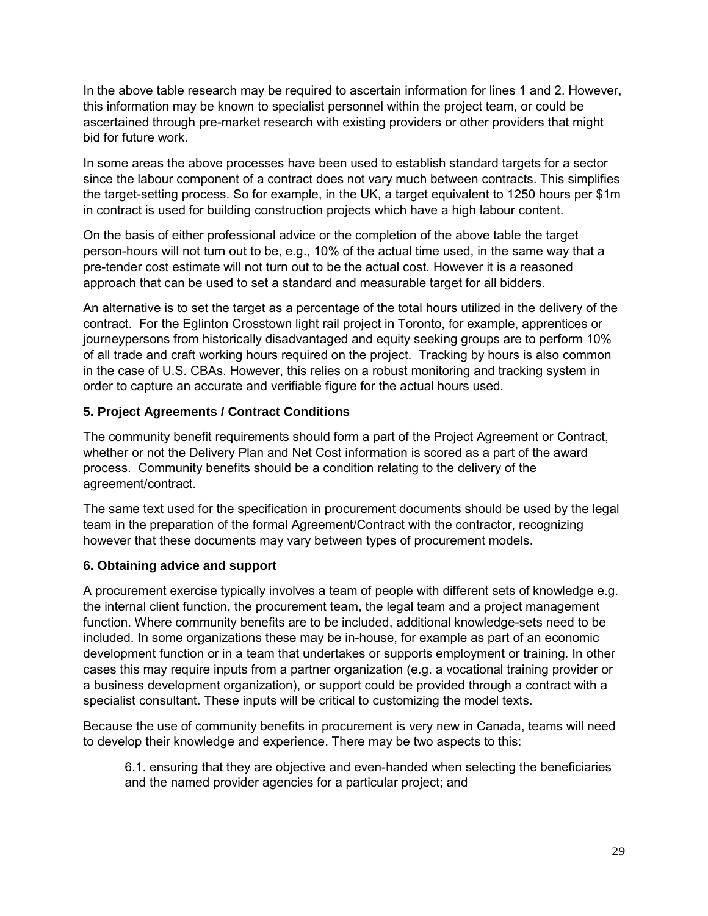In the above table research may be required to ascertain information for lines 1 and 2. However, this information may be known to specialist personnel within the project team, or could be ascertained through pre-market research with existing providers or other providers that might bid for future work.

In some areas the above processes have been used to establish standard targets for a sector since the labour component of a contract does not vary much between contracts. This simplifies the target-setting process. So for example, in the UK, a target equivalent to 1250 hours per $1m in contract is used for building construction projects which have a high labour content.

On the basis of either professional advice or the completion of the above table the target person-hours will not turn out to be, e.g., 10% of the actual time used, in the same way that a pre-tender cost estimate will not turn out to be the actual cost. However it is a reasoned approach that can be used to set a standard and measurable target for all bidders.

An alternative is to set the target as a percentage of the total hours utilized in the delivery of the contract. For the Eglinton Crosstown light rail project in Toronto, for example, apprentices or journeypersons from historically disadvantaged and equity seeking groups are to perform 10% of all trade and craft working hours required on the project. Tracking by hours is also common in the case of U.S. CBAs. However, this relies on a robust monitoring and tracking system in order to capture an accurate and verifiable figure for the actual hours used.

### 5. Project Agreements / Contract Conditions

The community benefit requirements should form a part of the Project Agreement or Contract, whether or not the Delivery Plan and Net Cost information is scored as a part of the award process. Community benefits should be a condition relating to the delivery of the agreement/contract.

The same text used for the specification in procurement documents should be used by the legal team in the preparation of the formal Agreement/Contract with the contractor, recognizing however that these documents may vary between types of procurement models.

### 6. Obtaining advice and support

A procurement exercise typically involves a team of people with different sets of knowledge e.g. the internal client function, the procurement team, the legal team and a project management function. Where community benefits are to be included, additional knowledge-sets need to be included. In some organizations these may be in-house, for example as part of an economic development function or in a team that undertakes or supports employment or training. In other cases this may require inputs from a partner organization (e.g. a vocational training provider or a business development organization), or support could be provided through a contract with a specialist consultant. These inputs will be critical to customizing the model texts.

Because the use of community benefits in procurement is very new in Canada, teams will need to develop their knowledge and experience. There may be two aspects to this:

> 6.1. ensuring that they are objective and even-handed when selecting the beneficiaries and the named provider agencies for a particular project; and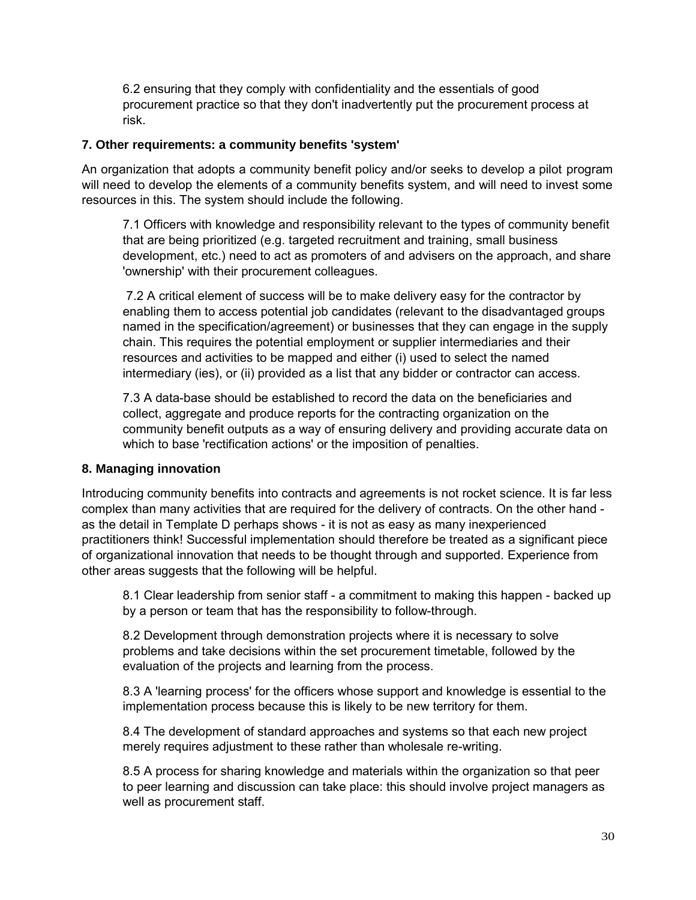6.2 ensuring that they comply with confidentiality and the essentials of good procurement practice so that they don't inadvertently put the procurement process at risk.

**7. Other requirements: a community benefits 'system'**

An organization that adopts a community benefit policy and/or seeks to develop a pilot program will need to develop the elements of a community benefits system, and will need to invest some resources in this. The system should include the following.

7.1 Officers with knowledge and responsibility relevant to the types of community benefit that are being prioritized (e.g. targeted recruitment and training, small business development, etc.) need to act as promoters of and advisers on the approach, and share 'ownership' with their procurement colleagues.

7.2 A critical element of success will be to make delivery easy for the contractor by enabling them to access potential job candidates (relevant to the disadvantaged groups named in the specification/agreement) or businesses that they can engage in the supply chain. This requires the potential employment or supplier intermediaries and their resources and activities to be mapped and either (i) used to select the named intermediary (ies), or (ii) provided as a list that any bidder or contractor can access.

7.3 A data-base should be established to record the data on the beneficiaries and collect, aggregate and produce reports for the contracting organization on the community benefit outputs as a way of ensuring delivery and providing accurate data on which to base 'rectification actions' or the imposition of penalties.

**8. Managing innovation**

Introducing community benefits into contracts and agreements is not rocket science. It is far less complex than many activities that are required for the delivery of contracts. On the other hand - as the detail in Template D perhaps shows - it is not as easy as many inexperienced practitioners think! Successful implementation should therefore be treated as a significant piece of organizational innovation that needs to be thought through and supported. Experience from other areas suggests that the following will be helpful.

8.1 Clear leadership from senior staff - a commitment to making this happen - backed up by a person or team that has the responsibility to follow-through.

8.2 Development through demonstration projects where it is necessary to solve problems and take decisions within the set procurement timetable, followed by the evaluation of the projects and learning from the process.

8.3 A 'learning process' for the officers whose support and knowledge is essential to the implementation process because this is likely to be new territory for them.

8.4 The development of standard approaches and systems so that each new project merely requires adjustment to these rather than wholesale re-writing.

8.5 A process for sharing knowledge and materials within the organization so that peer to peer learning and discussion can take place: this should involve project managers as well as procurement staff.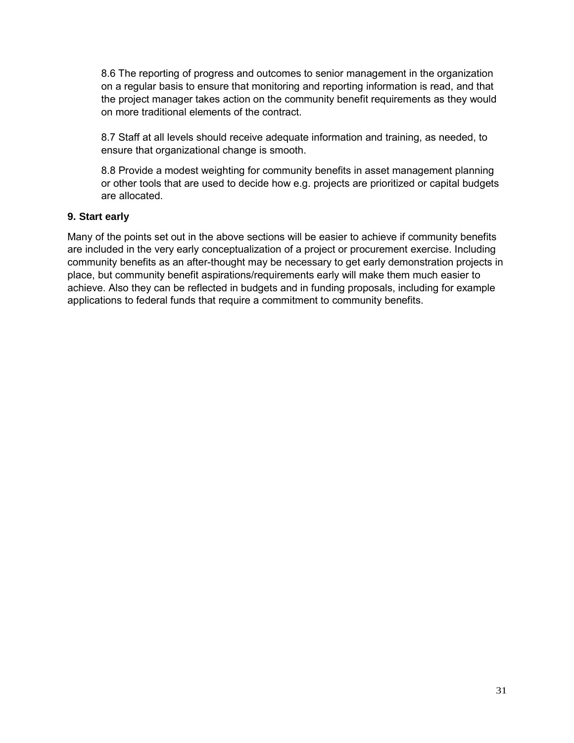8.6 The reporting of progress and outcomes to senior management in the organization on a regular basis to ensure that monitoring and reporting information is read, and that the project manager takes action on the community benefit requirements as they would on more traditional elements of the contract.

8.7 Staff at all levels should receive adequate information and training, as needed, to ensure that organizational change is smooth.

8.8 Provide a modest weighting for community benefits in asset management planning or other tools that are used to decide how e.g. projects are prioritized or capital budgets are allocated.

**9. Start early**

Many of the points set out in the above sections will be easier to achieve if community benefits are included in the very early conceptualization of a project or procurement exercise. Including community benefits as an after-thought may be necessary to get early demonstration projects in place, but community benefit aspirations/requirements early will make them much easier to achieve. Also they can be reflected in budgets and in funding proposals, including for example applications to federal funds that require a commitment to community benefits.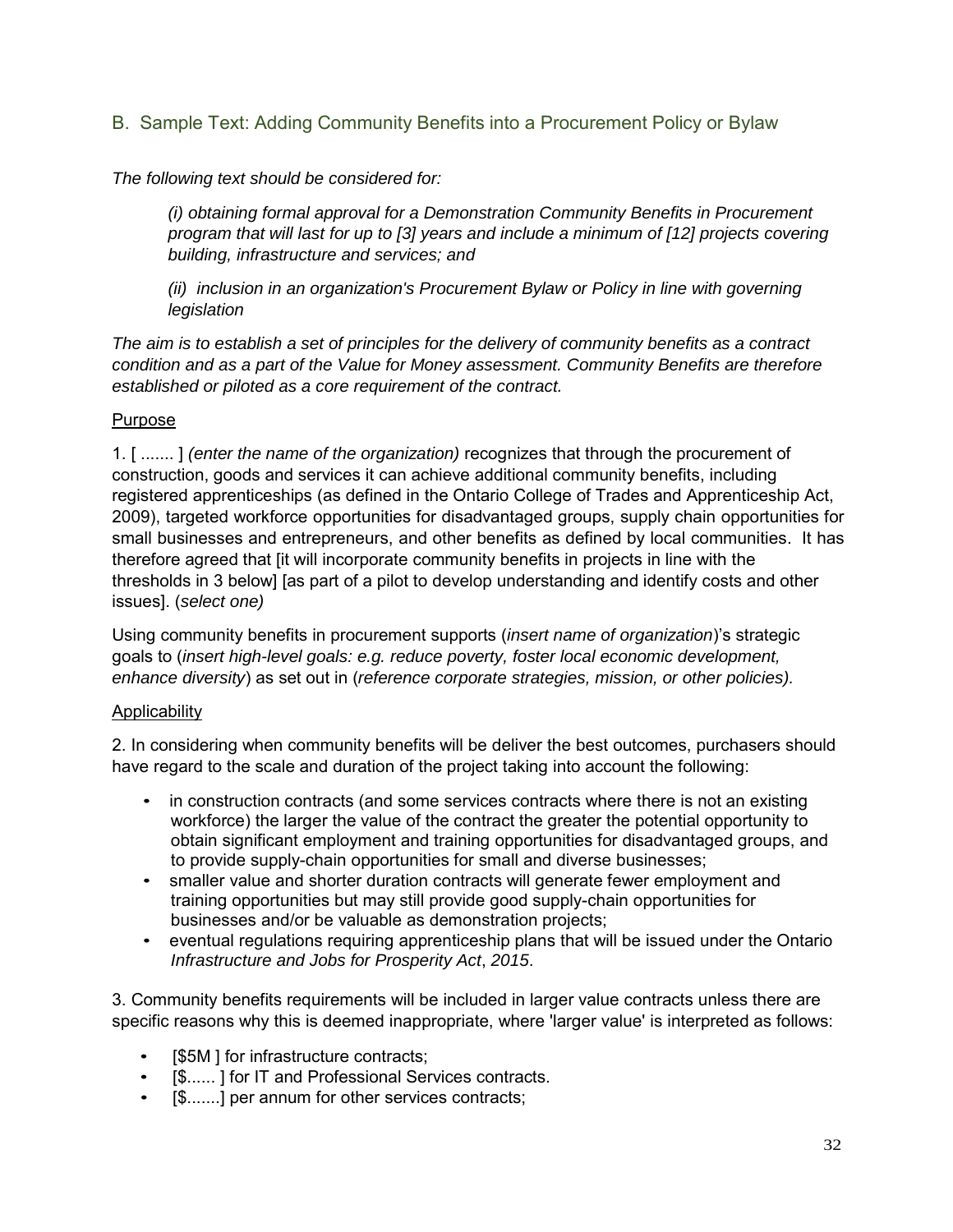## B. Sample Text: Adding Community Benefits into a Procurement Policy or Bylaw

*The following text should be considered for:*

> *(i) obtaining formal approval for a Demonstration Community Benefits in Procurement program that will last for up to [3] years and include a minimum of [12] projects covering building, infrastructure and services; and*
>
> *(ii) inclusion in an organization's Procurement Bylaw or Policy in line with governing legislation*

*The aim is to establish a set of principles for the delivery of community benefits as a contract condition and as a part of the Value for Money assessment. Community Benefits are therefore established or piloted as a core requirement of the contract.*

<u>Purpose</u>

1. [ ....... ] *(enter the name of the organization)* recognizes that through the procurement of construction, goods and services it can achieve additional community benefits, including registered apprenticeships (as defined in the Ontario College of Trades and Apprenticeship Act, 2009), targeted workforce opportunities for disadvantaged groups, supply chain opportunities for small businesses and entrepreneurs, and other benefits as defined by local communities. It has therefore agreed that [it will incorporate community benefits in projects in line with the thresholds in 3 below] [as part of a pilot to develop understanding and identify costs and other issues]. (*select one)*

Using community benefits in procurement supports (*insert name of organization*)'s strategic goals to (*insert high-level goals: e.g. reduce poverty, foster local economic development, enhance diversity*) as set out in (*reference corporate strategies, mission, or other policies).*

<u>Applicability</u>

2. In considering when community benefits will be deliver the best outcomes, purchasers should have regard to the scale and duration of the project taking into account the following:

- in construction contracts (and some services contracts where there is not an existing workforce) the larger the value of the contract the greater the potential opportunity to obtain significant employment and training opportunities for disadvantaged groups, and to provide supply-chain opportunities for small and diverse businesses;
- smaller value and shorter duration contracts will generate fewer employment and training opportunities but may still provide good supply-chain opportunities for businesses and/or be valuable as demonstration projects;
- eventual regulations requiring apprenticeship plans that will be issued under the Ontario *Infrastructure and Jobs for Prosperity Act*, *2015*.

3. Community benefits requirements will be included in larger value contracts unless there are specific reasons why this is deemed inappropriate, where 'larger value' is interpreted as follows:

- [$5M ] for infrastructure contracts;
- [$...... ] for IT and Professional Services contracts.
- [$.......] per annum for other services contracts;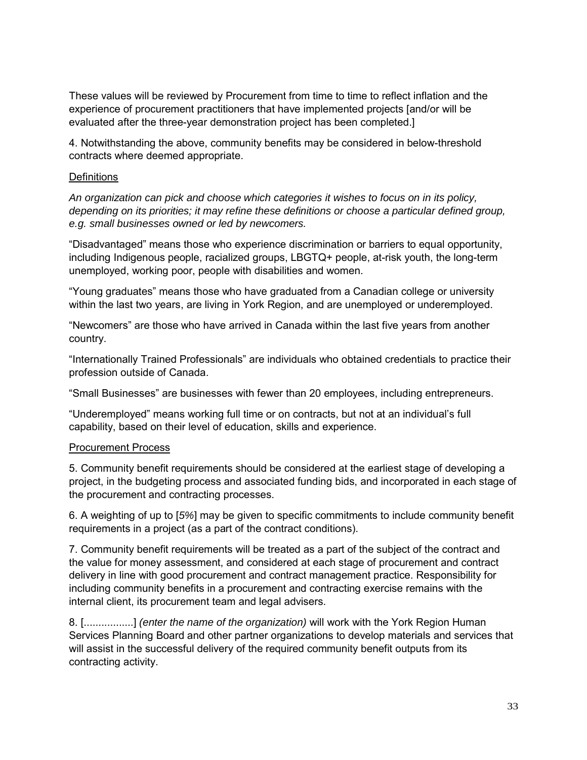These values will be reviewed by Procurement from time to time to reflect inflation and the experience of procurement practitioners that have implemented projects [and/or will be evaluated after the three-year demonstration project has been completed.]

4. Notwithstanding the above, community benefits may be considered in below-threshold contracts where deemed appropriate.

<u>Definitions</u>

*An organization can pick and choose which categories it wishes to focus on in its policy, depending on its priorities; it may refine these definitions or choose a particular defined group, e.g. small businesses owned or led by newcomers.*

"Disadvantaged" means those who experience discrimination or barriers to equal opportunity, including Indigenous people, racialized groups, LBGTQ+ people, at-risk youth, the long-term unemployed, working poor, people with disabilities and women.

"Young graduates" means those who have graduated from a Canadian college or university within the last two years, are living in York Region, and are unemployed or underemployed.

"Newcomers" are those who have arrived in Canada within the last five years from another country.

"Internationally Trained Professionals" are individuals who obtained credentials to practice their profession outside of Canada.

"Small Businesses" are businesses with fewer than 20 employees, including entrepreneurs.

"Underemployed" means working full time or on contracts, but not at an individual's full capability, based on their level of education, skills and experience.

<u>Procurement Process</u>

5. Community benefit requirements should be considered at the earliest stage of developing a project, in the budgeting process and associated funding bids, and incorporated in each stage of the procurement and contracting processes.

6. A weighting of up to [*5%*] may be given to specific commitments to include community benefit requirements in a project (as a part of the contract conditions).

7. Community benefit requirements will be treated as a part of the subject of the contract and the value for money assessment, and considered at each stage of procurement and contract delivery in line with good procurement and contract management practice. Responsibility for including community benefits in a procurement and contracting exercise remains with the internal client, its procurement team and legal advisers.

8. [.................] *(enter the name of the organization)* will work with the York Region Human Services Planning Board and other partner organizations to develop materials and services that will assist in the successful delivery of the required community benefit outputs from its contracting activity.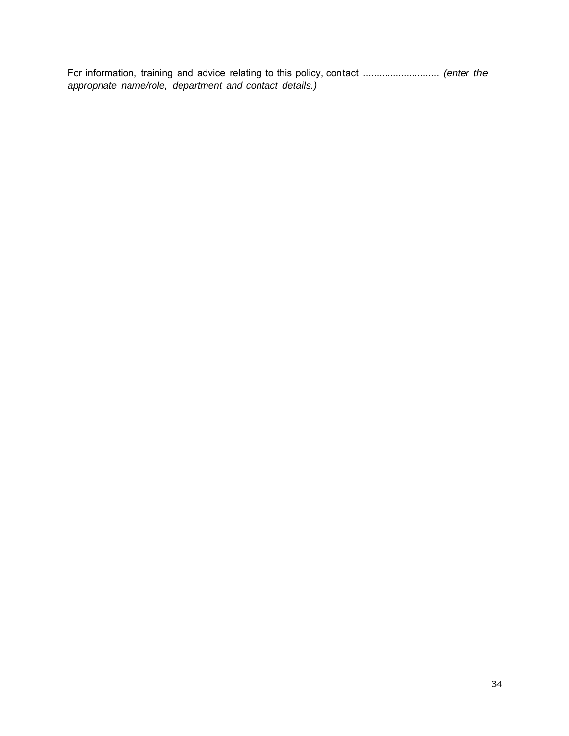For information, training and advice relating to this policy, contact ............................ *(enter the appropriate name/role, department and contact details.)*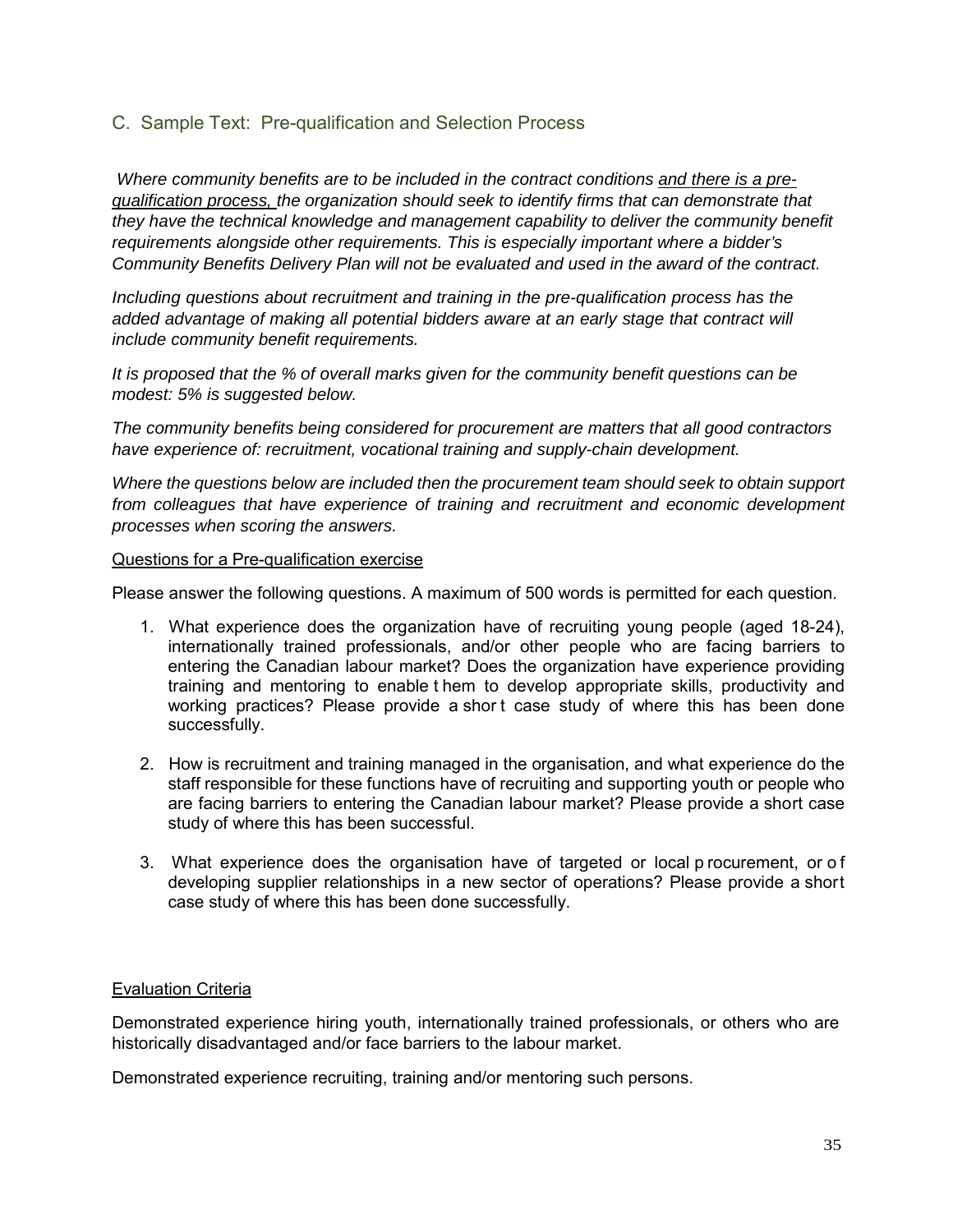## C. Sample Text: Pre-qualification and Selection Process

*Where community benefits are to be included in the contract conditions <u>and there is a pre-qualification process,</u> the organization should seek to identify firms that can demonstrate that they have the technical knowledge and management capability to deliver the community benefit requirements alongside other requirements. This is especially important where a bidder's Community Benefits Delivery Plan will not be evaluated and used in the award of the contract.*

*Including questions about recruitment and training in the pre-qualification process has the added advantage of making all potential bidders aware at an early stage that contract will include community benefit requirements.*

*It is proposed that the % of overall marks given for the community benefit questions can be modest: 5% is suggested below.*

*The community benefits being considered for procurement are matters that all good contractors have experience of: recruitment, vocational training and supply-chain development.*

*Where the questions below are included then the procurement team should seek to obtain support from colleagues that have experience of training and recruitment and economic development processes when scoring the answers.*

<u>Questions for a Pre-qualification exercise</u>

Please answer the following questions. A maximum of 500 words is permitted for each question.

1. What experience does the organization have of recruiting young people (aged 18-24), internationally trained professionals, and/or other people who are facing barriers to entering the Canadian labour market? Does the organization have experience providing training and mentoring to enable them to develop appropriate skills, productivity and working practices? Please provide a short case study of where this has been done successfully.

2. How is recruitment and training managed in the organisation, and what experience do the staff responsible for these functions have of recruiting and supporting youth or people who are facing barriers to entering the Canadian labour market? Please provide a short case study of where this has been successful.

3. What experience does the organisation have of targeted or local procurement, or of developing supplier relationships in a new sector of operations? Please provide a short case study of where this has been done successfully.

<u>Evaluation Criteria</u>

Demonstrated experience hiring youth, internationally trained professionals, or others who are historically disadvantaged and/or face barriers to the labour market.

Demonstrated experience recruiting, training and/or mentoring such persons.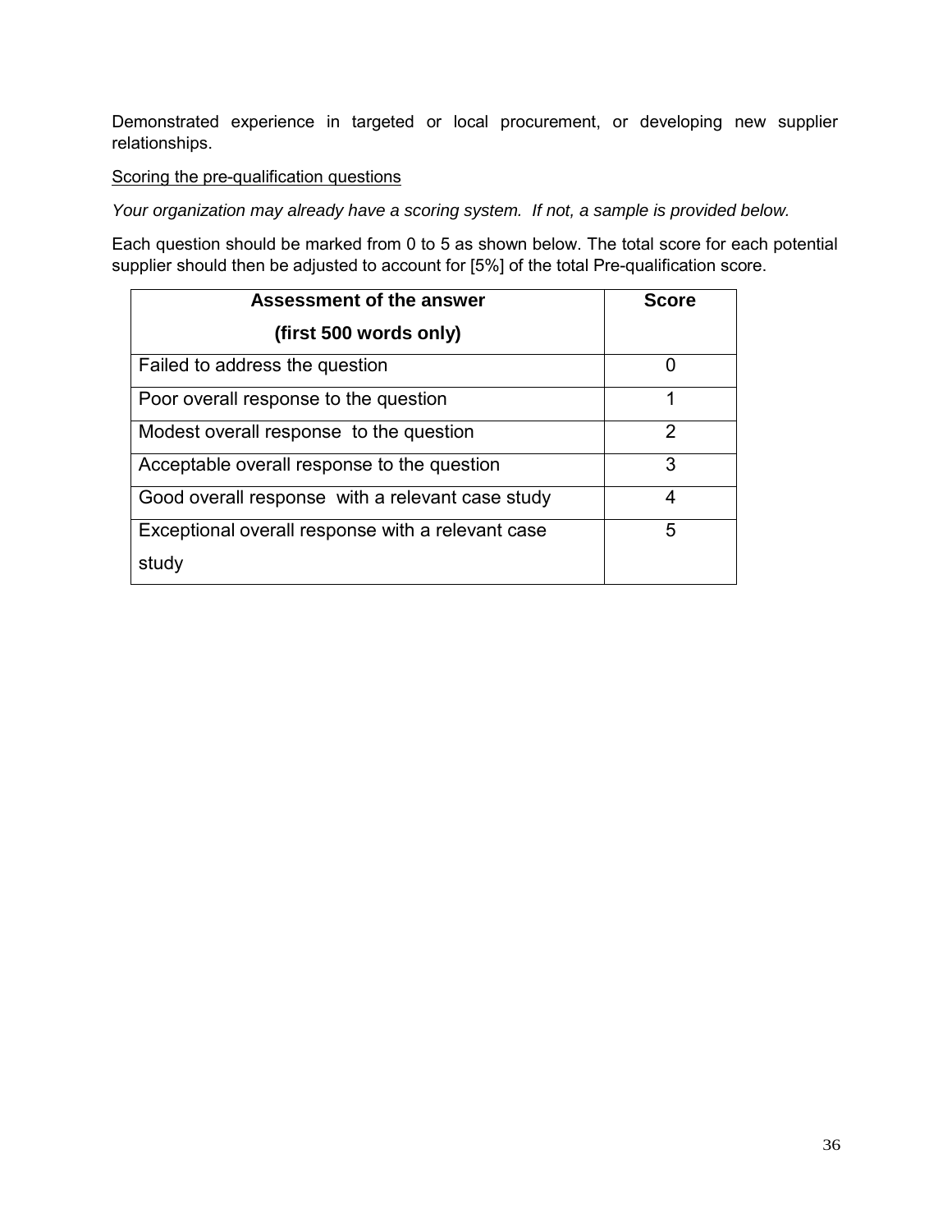Demonstrated experience in targeted or local procurement, or developing new supplier relationships.

<u>Scoring the pre-qualification questions</u>

*Your organization may already have a scoring system. If not, a sample is provided below.*

Each question should be marked from 0 to 5 as shown below. The total score for each potential supplier should then be adjusted to account for [5%] of the total Pre-qualification score.

| **Assessment of the answer (first 500 words only)** | **Score** |
|---|---|
| Failed to address the question | 0 |
| Poor overall response to the question | 1 |
| Modest overall response to the question | 2 |
| Acceptable overall response to the question | 3 |
| Good overall response with a relevant case study | 4 |
| Exceptional overall response with a relevant case study | 5 |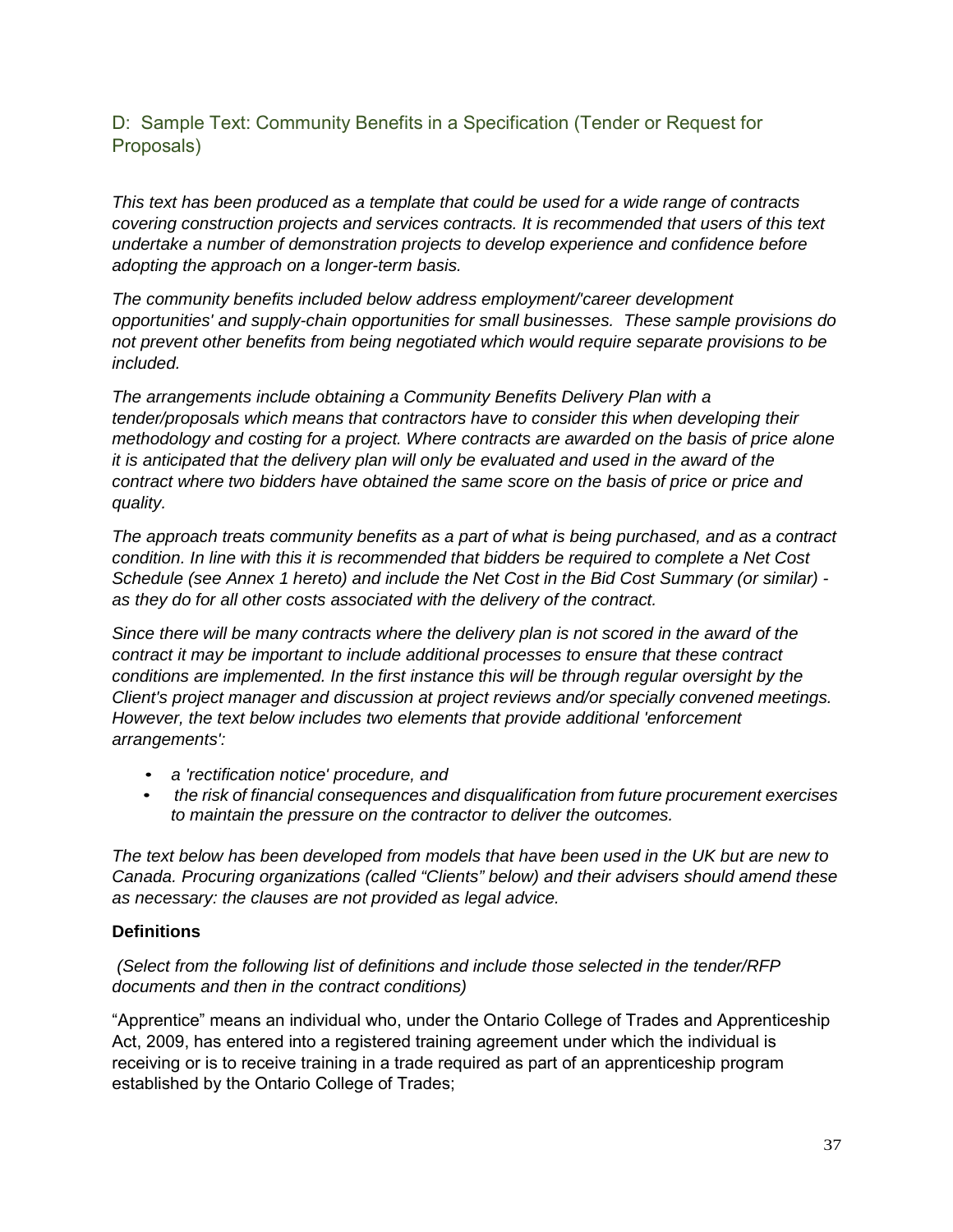## D: Sample Text: Community Benefits in a Specification (Tender or Request for Proposals)

*This text has been produced as a template that could be used for a wide range of contracts covering construction projects and services contracts. It is recommended that users of this text undertake a number of demonstration projects to develop experience and confidence before adopting the approach on a longer-term basis.*

*The community benefits included below address employment/'career development opportunities' and supply-chain opportunities for small businesses. These sample provisions do not prevent other benefits from being negotiated which would require separate provisions to be included.*

*The arrangements include obtaining a Community Benefits Delivery Plan with a tender/proposals which means that contractors have to consider this when developing their methodology and costing for a project. Where contracts are awarded on the basis of price alone it is anticipated that the delivery plan will only be evaluated and used in the award of the contract where two bidders have obtained the same score on the basis of price or price and quality.*

*The approach treats community benefits as a part of what is being purchased, and as a contract condition. In line with this it is recommended that bidders be required to complete a Net Cost Schedule (see Annex 1 hereto) and include the Net Cost in the Bid Cost Summary (or similar) - as they do for all other costs associated with the delivery of the contract.*

*Since there will be many contracts where the delivery plan is not scored in the award of the contract it may be important to include additional processes to ensure that these contract conditions are implemented. In the first instance this will be through regular oversight by the Client's project manager and discussion at project reviews and/or specially convened meetings. However, the text below includes two elements that provide additional 'enforcement arrangements':*

- *a 'rectification notice' procedure, and*
- *the risk of financial consequences and disqualification from future procurement exercises to maintain the pressure on the contractor to deliver the outcomes.*

*The text below has been developed from models that have been used in the UK but are new to Canada. Procuring organizations (called "Clients" below) and their advisers should amend these as necessary: the clauses are not provided as legal advice.*

**Definitions**

*(Select from the following list of definitions and include those selected in the tender/RFP documents and then in the contract conditions)*

"Apprentice" means an individual who, under the Ontario College of Trades and Apprenticeship Act, 2009, has entered into a registered training agreement under which the individual is receiving or is to receive training in a trade required as part of an apprenticeship program established by the Ontario College of Trades;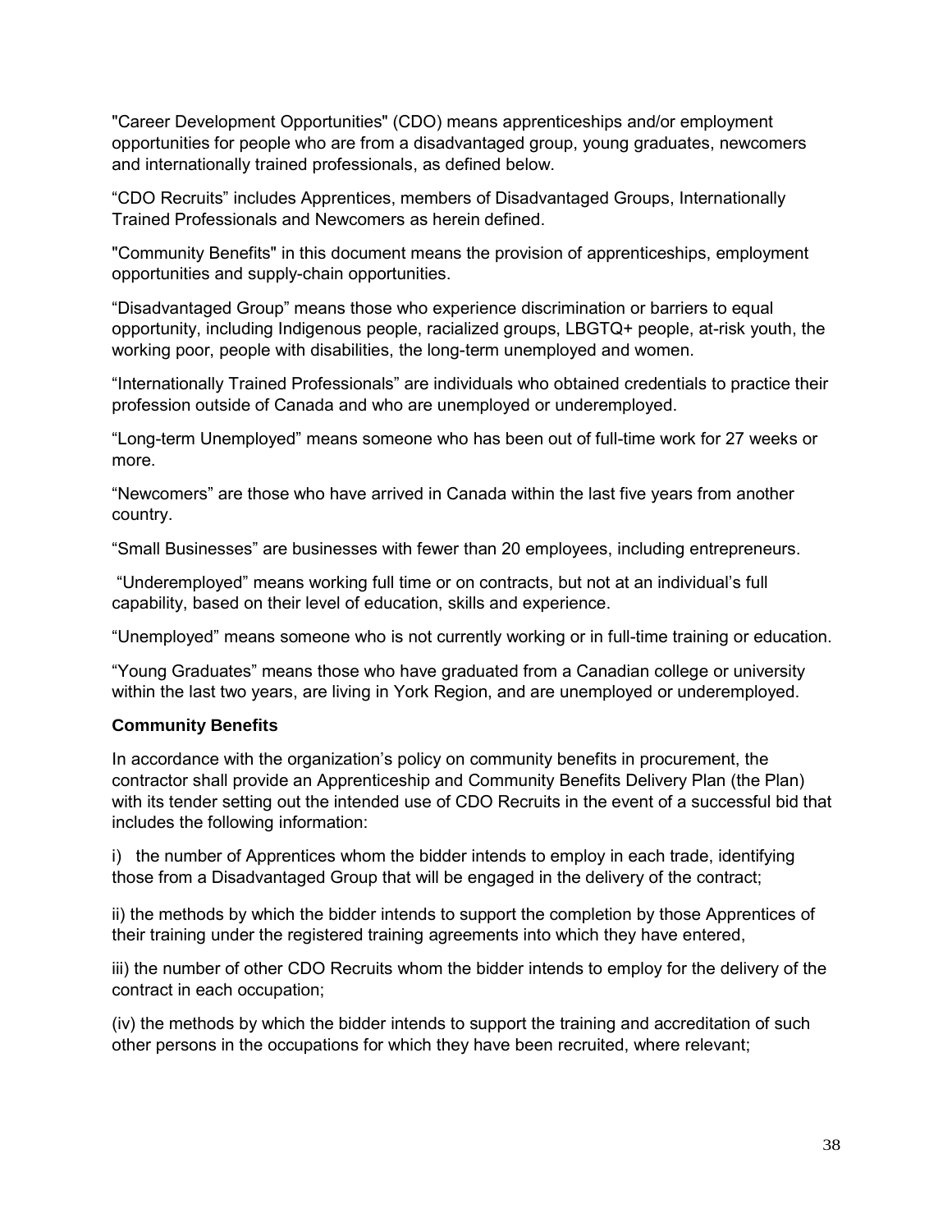"Career Development Opportunities" (CDO) means apprenticeships and/or employment opportunities for people who are from a disadvantaged group, young graduates, newcomers and internationally trained professionals, as defined below.

“CDO Recruits” includes Apprentices, members of Disadvantaged Groups, Internationally Trained Professionals and Newcomers as herein defined.

"Community Benefits" in this document means the provision of apprenticeships, employment opportunities and supply-chain opportunities.

“Disadvantaged Group” means those who experience discrimination or barriers to equal opportunity, including Indigenous people, racialized groups, LBGTQ+ people, at-risk youth, the working poor, people with disabilities, the long-term unemployed and women.

“Internationally Trained Professionals” are individuals who obtained credentials to practice their profession outside of Canada and who are unemployed or underemployed.

“Long-term Unemployed” means someone who has been out of full-time work for 27 weeks or more.

“Newcomers” are those who have arrived in Canada within the last five years from another country.

“Small Businesses” are businesses with fewer than 20 employees, including entrepreneurs.

“Underemployed” means working full time or on contracts, but not at an individual’s full capability, based on their level of education, skills and experience.

“Unemployed” means someone who is not currently working or in full-time training or education.

“Young Graduates” means those who have graduated from a Canadian college or university within the last two years, are living in York Region, and are unemployed or underemployed.

**Community Benefits**

In accordance with the organization’s policy on community benefits in procurement, the contractor shall provide an Apprenticeship and Community Benefits Delivery Plan (the Plan) with its tender setting out the intended use of CDO Recruits in the event of a successful bid that includes the following information:

i) the number of Apprentices whom the bidder intends to employ in each trade, identifying those from a Disadvantaged Group that will be engaged in the delivery of the contract;

ii) the methods by which the bidder intends to support the completion by those Apprentices of their training under the registered training agreements into which they have entered,

iii) the number of other CDO Recruits whom the bidder intends to employ for the delivery of the contract in each occupation;

(iv) the methods by which the bidder intends to support the training and accreditation of such other persons in the occupations for which they have been recruited, where relevant;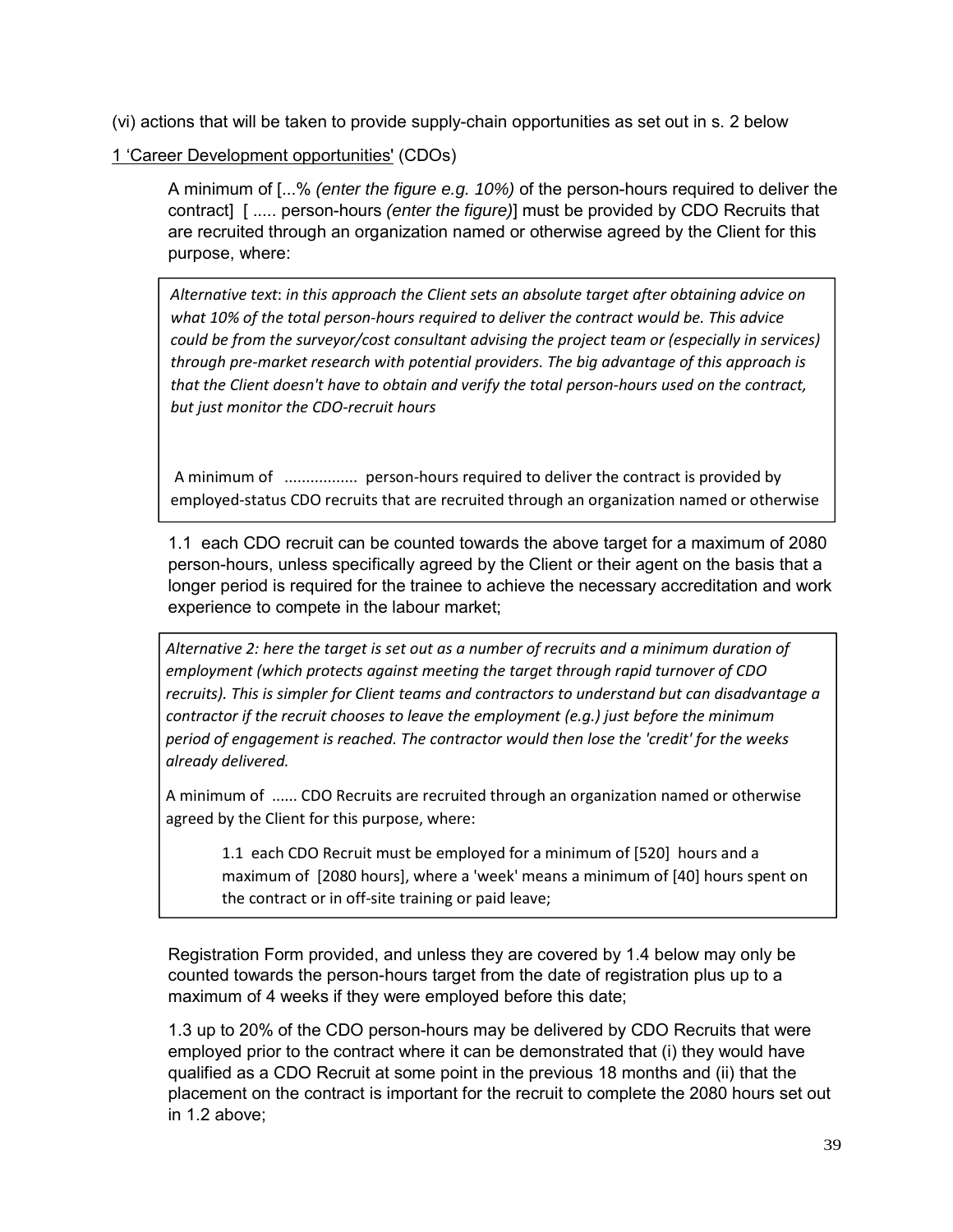(vi) actions that will be taken to provide supply-chain opportunities as set out in s. 2 below

1 'Career Development opportunities' (CDOs)

A minimum of [...% *(enter the figure e.g. 10%)* of the person-hours required to deliver the contract] [ ..... person-hours *(enter the figure)*] must be provided by CDO Recruits that are recruited through an organization named or otherwise agreed by the Client for this purpose, where:

> *Alternative text: in this approach the Client sets an absolute target after obtaining advice on what 10% of the total person-hours required to deliver the contract would be. This advice could be from the surveyor/cost consultant advising the project team or (especially in services) through pre-market research with potential providers. The big advantage of this approach is that the Client doesn't have to obtain and verify the total person-hours used on the contract, but just monitor the CDO-recruit hours*
>
> A minimum of ................ person-hours required to deliver the contract is provided by employed-status CDO recruits that are recruited through an organization named or otherwise

1.1 each CDO recruit can be counted towards the above target for a maximum of 2080 person-hours, unless specifically agreed by the Client or their agent on the basis that a longer period is required for the trainee to achieve the necessary accreditation and work experience to compete in the labour market;

> *Alternative 2: here the target is set out as a number of recruits and a minimum duration of employment (which protects against meeting the target through rapid turnover of CDO recruits). This is simpler for Client teams and contractors to understand but can disadvantage a contractor if the recruit chooses to leave the employment (e.g.) just before the minimum period of engagement is reached. The contractor would then lose the 'credit' for the weeks already delivered.*
>
> A minimum of ...... CDO Recruits are recruited through an organization named or otherwise agreed by the Client for this purpose, where:
>
> 1.1 each CDO Recruit must be employed for a minimum of [520] hours and a maximum of [2080 hours], where a 'week' means a minimum of [40] hours spent on the contract or in off-site training or paid leave;

Registration Form provided, and unless they are covered by 1.4 below may only be counted towards the person-hours target from the date of registration plus up to a maximum of 4 weeks if they were employed before this date;

1.3 up to 20% of the CDO person-hours may be delivered by CDO Recruits that were employed prior to the contract where it can be demonstrated that (i) they would have qualified as a CDO Recruit at some point in the previous 18 months and (ii) that the placement on the contract is important for the recruit to complete the 2080 hours set out in 1.2 above;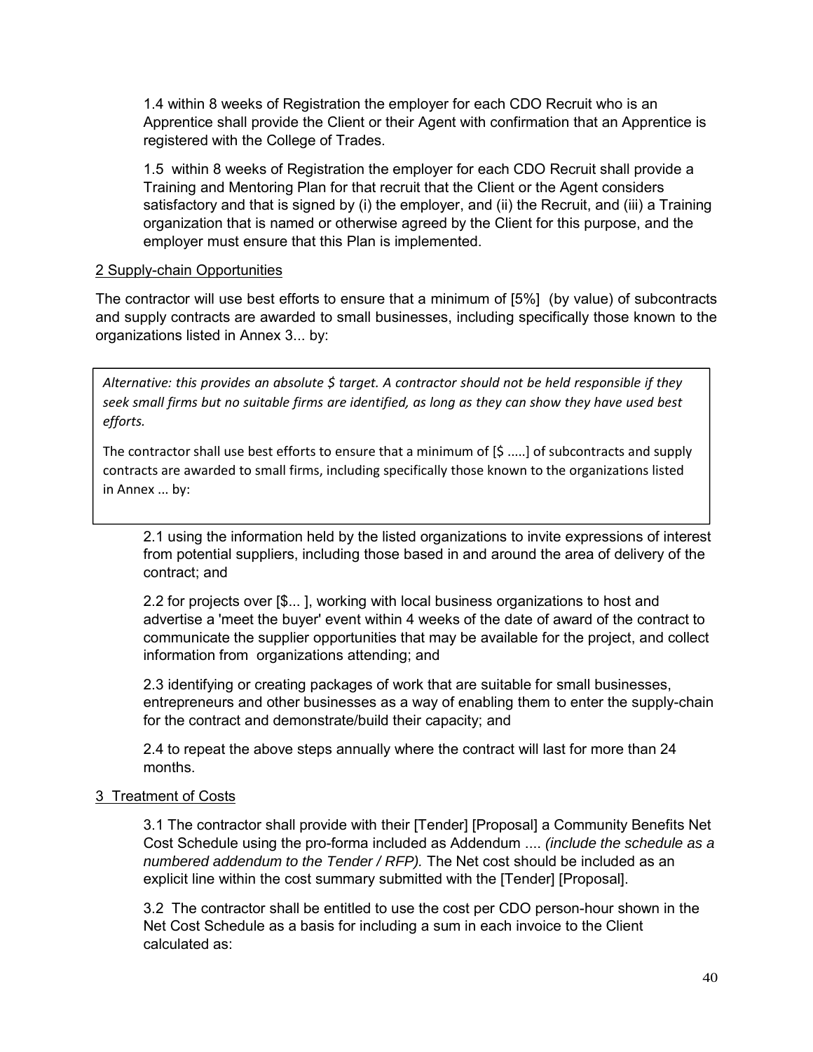1.4 within 8 weeks of Registration the employer for each CDO Recruit who is an Apprentice shall provide the Client or their Agent with confirmation that an Apprentice is registered with the College of Trades.

1.5 within 8 weeks of Registration the employer for each CDO Recruit shall provide a Training and Mentoring Plan for that recruit that the Client or the Agent considers satisfactory and that is signed by (i) the employer, and (ii) the Recruit, and (iii) a Training organization that is named or otherwise agreed by the Client for this purpose, and the employer must ensure that this Plan is implemented.

2 Supply-chain Opportunities

The contractor will use best efforts to ensure that a minimum of [5%] (by value) of subcontracts and supply contracts are awarded to small businesses, including specifically those known to the organizations listed in Annex 3... by:

> *Alternative: this provides an absolute $ target. A contractor should not be held responsible if they seek small firms but no suitable firms are identified, as long as they can show they have used best efforts.*
>
> The contractor shall use best efforts to ensure that a minimum of [$ .....] of subcontracts and supply contracts are awarded to small firms, including specifically those known to the organizations listed in Annex ... by:

2.1 using the information held by the listed organizations to invite expressions of interest from potential suppliers, including those based in and around the area of delivery of the contract; and

2.2 for projects over [$... ], working with local business organizations to host and advertise a 'meet the buyer' event within 4 weeks of the date of award of the contract to communicate the supplier opportunities that may be available for the project, and collect information from organizations attending; and

2.3 identifying or creating packages of work that are suitable for small businesses, entrepreneurs and other businesses as a way of enabling them to enter the supply-chain for the contract and demonstrate/build their capacity; and

2.4 to repeat the above steps annually where the contract will last for more than 24 months.

3 Treatment of Costs

3.1 The contractor shall provide with their [Tender] [Proposal] a Community Benefits Net Cost Schedule using the pro-forma included as Addendum .... *(include the schedule as a numbered addendum to the Tender / RFP).* The Net cost should be included as an explicit line within the cost summary submitted with the [Tender] [Proposal].

3.2 The contractor shall be entitled to use the cost per CDO person-hour shown in the Net Cost Schedule as a basis for including a sum in each invoice to the Client calculated as: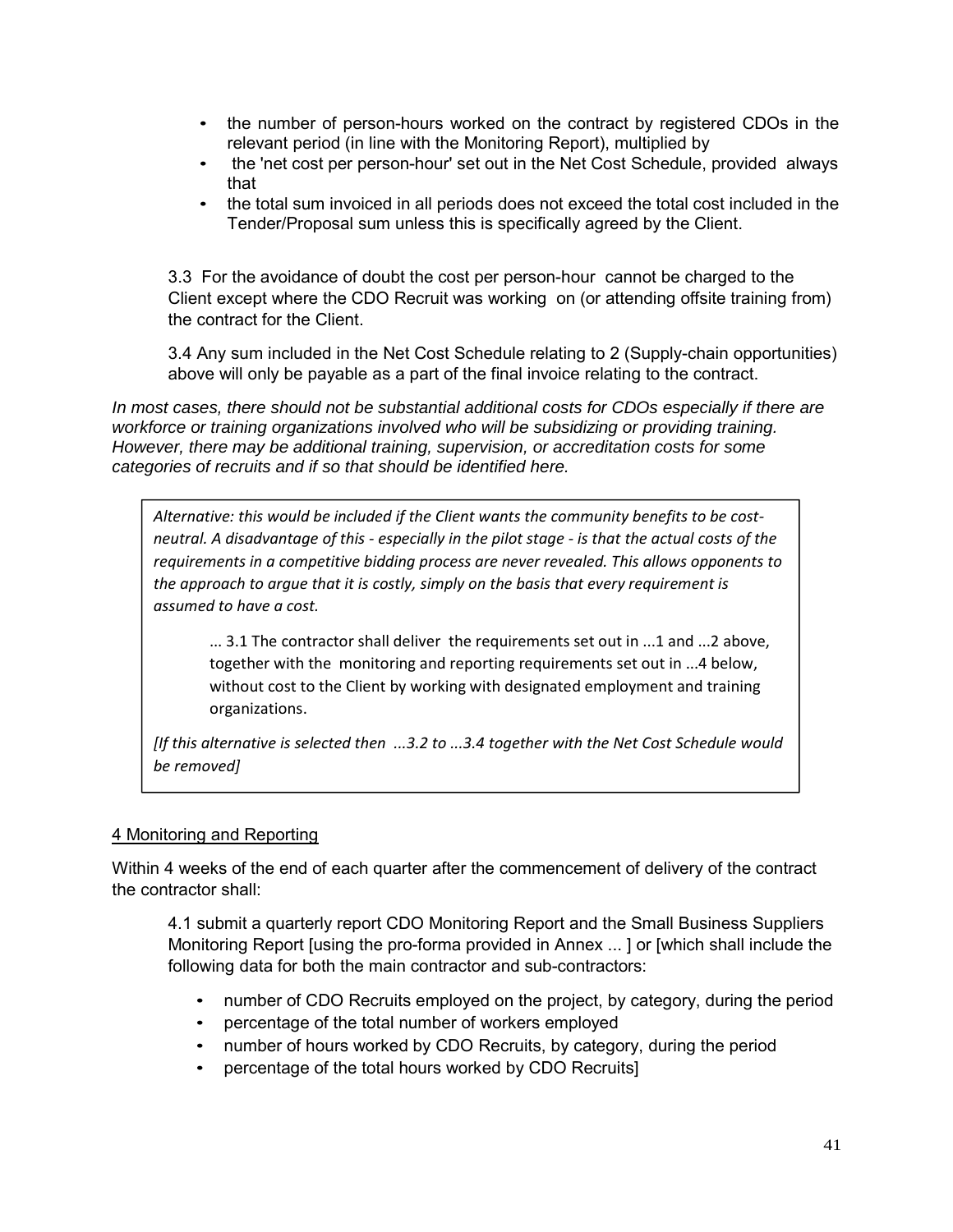- the number of person-hours worked on the contract by registered CDOs in the relevant period (in line with the Monitoring Report), multiplied by
- the 'net cost per person-hour' set out in the Net Cost Schedule, provided always that
- the total sum invoiced in all periods does not exceed the total cost included in the Tender/Proposal sum unless this is specifically agreed by the Client.

3.3 For the avoidance of doubt the cost per person-hour cannot be charged to the Client except where the CDO Recruit was working on (or attending offsite training from) the contract for the Client.

3.4 Any sum included in the Net Cost Schedule relating to 2 (Supply-chain opportunities) above will only be payable as a part of the final invoice relating to the contract.

*In most cases, there should not be substantial additional costs for CDOs especially if there are workforce or training organizations involved who will be subsidizing or providing training. However, there may be additional training, supervision, or accreditation costs for some categories of recruits and if so that should be identified here.*

> *Alternative: this would be included if the Client wants the community benefits to be cost-neutral. A disadvantage of this - especially in the pilot stage - is that the actual costs of the requirements in a competitive bidding process are never revealed. This allows opponents to the approach to argue that it is costly, simply on the basis that every requirement is assumed to have a cost.*
>
> ... 3.1 The contractor shall deliver the requirements set out in ...1 and ...2 above, together with the monitoring and reporting requirements set out in ...4 below, without cost to the Client by working with designated employment and training organizations.
>
> *[If this alternative is selected then ...3.2 to ...3.4 together with the Net Cost Schedule would be removed]*

4 Monitoring and Reporting

Within 4 weeks of the end of each quarter after the commencement of delivery of the contract the contractor shall:

4.1 submit a quarterly report CDO Monitoring Report and the Small Business Suppliers Monitoring Report [using the pro-forma provided in Annex ... ] or [which shall include the following data for both the main contractor and sub-contractors:

- number of CDO Recruits employed on the project, by category, during the period
- percentage of the total number of workers employed
- number of hours worked by CDO Recruits, by category, during the period
- percentage of the total hours worked by CDO Recruits]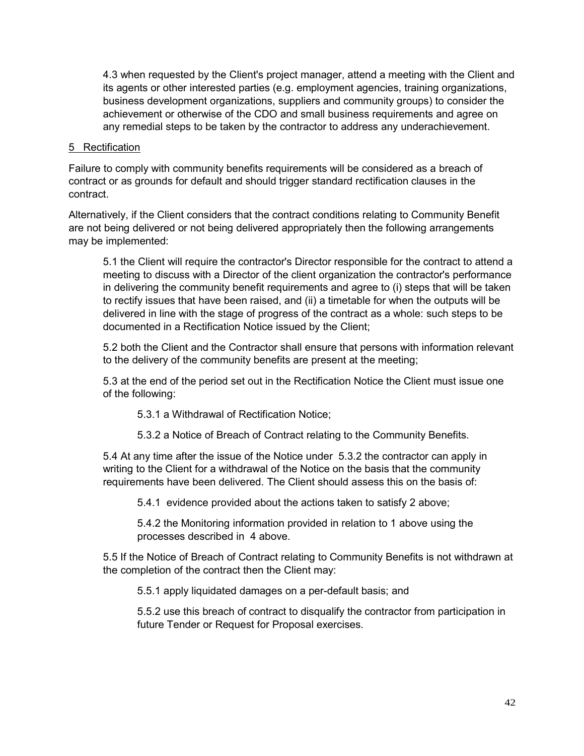4.3 when requested by the Client's project manager, attend a meeting with the Client and its agents or other interested parties (e.g. employment agencies, training organizations, business development organizations, suppliers and community groups) to consider the achievement or otherwise of the CDO and small business requirements and agree on any remedial steps to be taken by the contractor to address any underachievement.

5 Rectification

Failure to comply with community benefits requirements will be considered as a breach of contract or as grounds for default and should trigger standard rectification clauses in the contract.

Alternatively, if the Client considers that the contract conditions relating to Community Benefit are not being delivered or not being delivered appropriately then the following arrangements may be implemented:

5.1 the Client will require the contractor's Director responsible for the contract to attend a meeting to discuss with a Director of the client organization the contractor's performance in delivering the community benefit requirements and agree to (i) steps that will be taken to rectify issues that have been raised, and (ii) a timetable for when the outputs will be delivered in line with the stage of progress of the contract as a whole: such steps to be documented in a Rectification Notice issued by the Client;

5.2 both the Client and the Contractor shall ensure that persons with information relevant to the delivery of the community benefits are present at the meeting;

5.3 at the end of the period set out in the Rectification Notice the Client must issue one of the following:

5.3.1 a Withdrawal of Rectification Notice;

5.3.2 a Notice of Breach of Contract relating to the Community Benefits.

5.4 At any time after the issue of the Notice under 5.3.2 the contractor can apply in writing to the Client for a withdrawal of the Notice on the basis that the community requirements have been delivered. The Client should assess this on the basis of:

5.4.1 evidence provided about the actions taken to satisfy 2 above;

5.4.2 the Monitoring information provided in relation to 1 above using the processes described in 4 above.

5.5 If the Notice of Breach of Contract relating to Community Benefits is not withdrawn at the completion of the contract then the Client may:

5.5.1 apply liquidated damages on a per-default basis; and

5.5.2 use this breach of contract to disqualify the contractor from participation in future Tender or Request for Proposal exercises.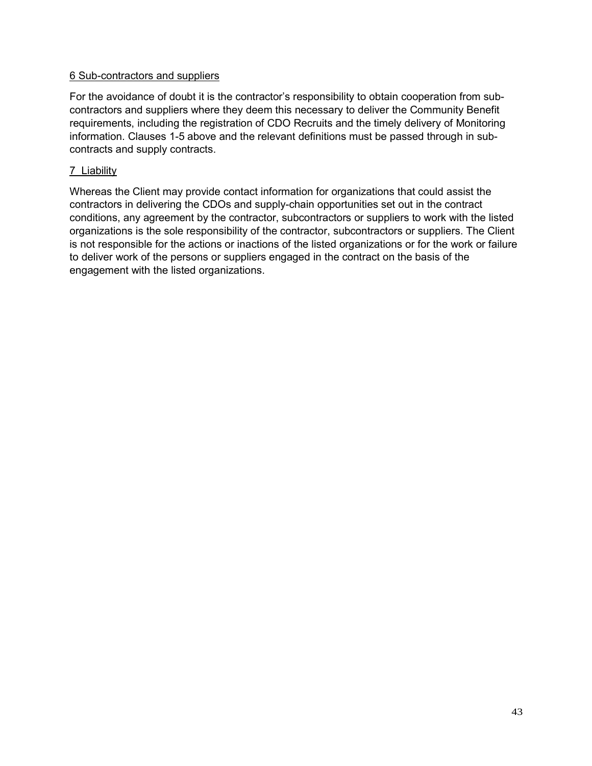6 Sub-contractors and suppliers

For the avoidance of doubt it is the contractor's responsibility to obtain cooperation from sub-contractors and suppliers where they deem this necessary to deliver the Community Benefit requirements, including the registration of CDO Recruits and the timely delivery of Monitoring information. Clauses 1-5 above and the relevant definitions must be passed through in sub-contracts and supply contracts.

7 Liability

Whereas the Client may provide contact information for organizations that could assist the contractors in delivering the CDOs and supply-chain opportunities set out in the contract conditions, any agreement by the contractor, subcontractors or suppliers to work with the listed organizations is the sole responsibility of the contractor, subcontractors or suppliers. The Client is not responsible for the actions or inactions of the listed organizations or for the work or failure to deliver work of the persons or suppliers engaged in the contract on the basis of the engagement with the listed organizations.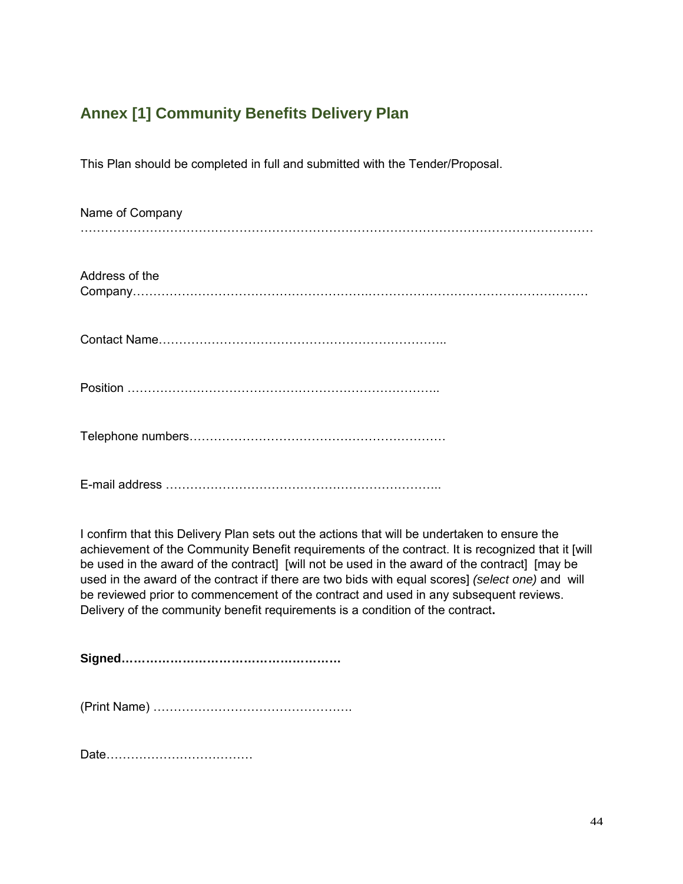## Annex [1] Community Benefits Delivery Plan

This Plan should be completed in full and submitted with the Tender/Proposal.

Name of Company …………………………………………………………………………………………………………

Address of the Company………………………………………………………………………………………………

Contact Name……………………………………………………………..

Position ………………………………………………………………..

Telephone numbers………………………………………………………

E-mail address …………………………………………………………..

I confirm that this Delivery Plan sets out the actions that will be undertaken to ensure the achievement of the Community Benefit requirements of the contract. It is recognized that it [will be used in the award of the contract] [will not be used in the award of the contract] [may be used in the award of the contract if there are two bids with equal scores] *(select one)* and will be reviewed prior to commencement of the contract and used in any subsequent reviews. Delivery of the community benefit requirements is a condition of the contract**.**

**Signed………………………………………………**

(Print Name) ………………………………………….

Date………………………………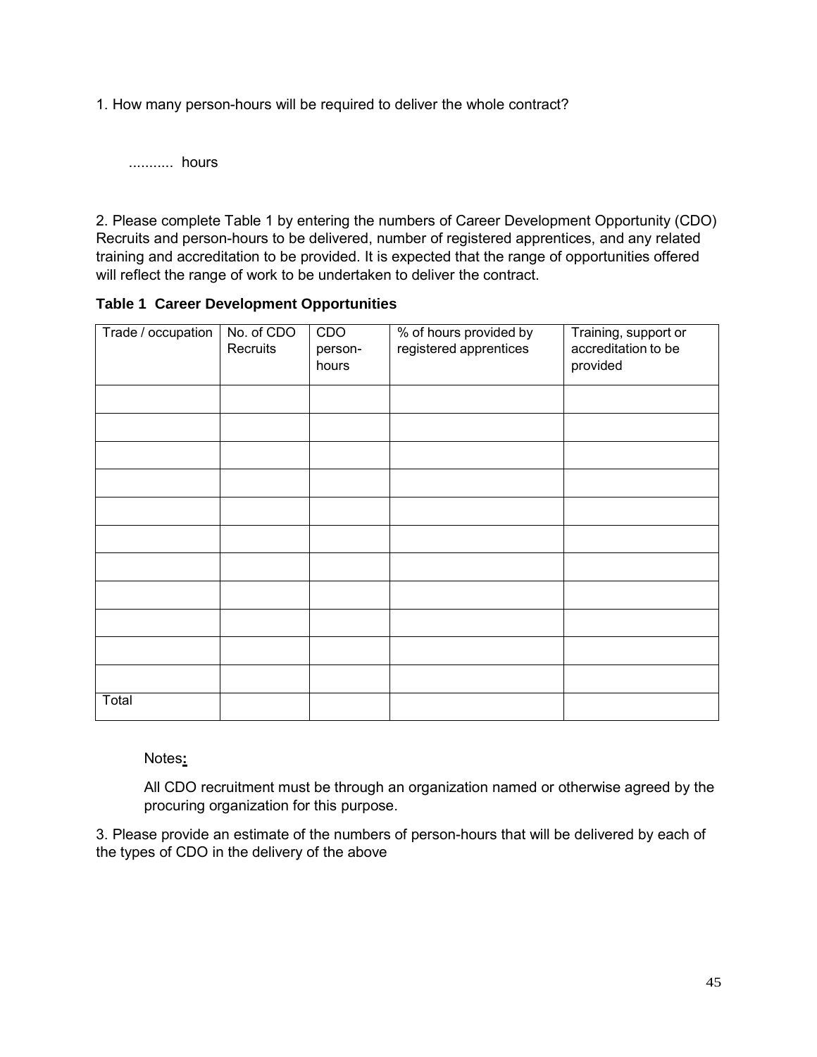1. How many person-hours will be required to deliver the whole contract?

........... hours

2. Please complete Table 1 by entering the numbers of Career Development Opportunity (CDO) Recruits and person-hours to be delivered, number of registered apprentices, and any related training and accreditation to be provided. It is expected that the range of opportunities offered will reflect the range of work to be undertaken to deliver the contract.

**Table 1 Career Development Opportunities**

| Trade / occupation | No. of CDO Recruits | CDO person-hours | % of hours provided by registered apprentices | Training, support or accreditation to be provided |
|---|---|---|---|---|
| | | | | |
| | | | | |
| | | | | |
| | | | | |
| | | | | |
| | | | | |
| | | | | |
| | | | | |
| | | | | |
| | | | | |
| | | | | |
| Total | | | | |

Notes**:**

All CDO recruitment must be through an organization named or otherwise agreed by the procuring organization for this purpose.

3. Please provide an estimate of the numbers of person-hours that will be delivered by each of the types of CDO in the delivery of the above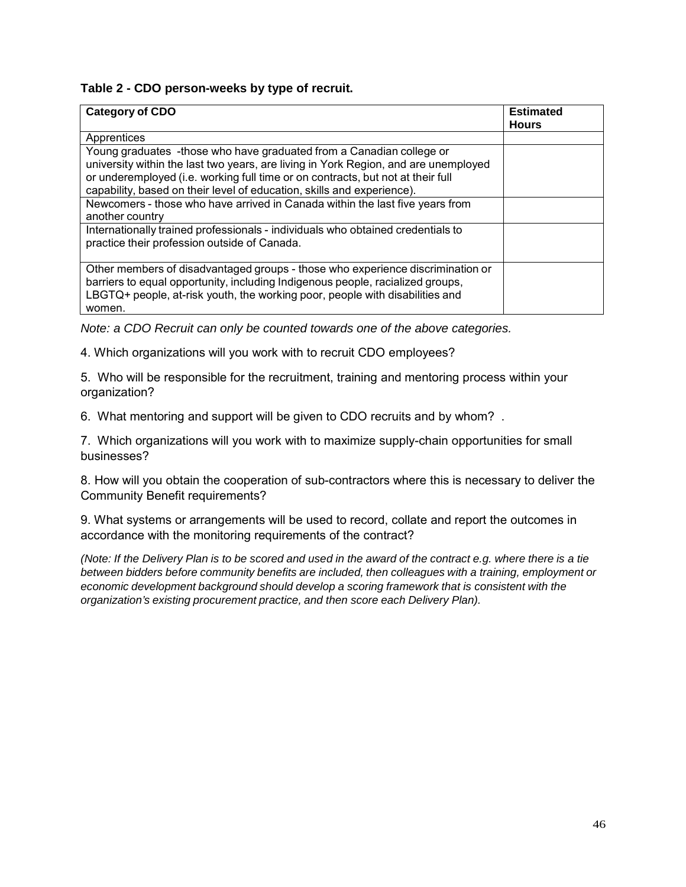**Table 2 - CDO person-weeks by type of recruit.**

| Category of CDO | Estimated Hours |
|---|---|
| Apprentices | |
| Young graduates -those who have graduated from a Canadian college or university within the last two years, are living in York Region, and are unemployed or underemployed (i.e. working full time or on contracts, but not at their full capability, based on their level of education, skills and experience). | |
| Newcomers - those who have arrived in Canada within the last five years from another country | |
| Internationally trained professionals - individuals who obtained credentials to practice their profession outside of Canada. | |
| Other members of disadvantaged groups - those who experience discrimination or barriers to equal opportunity, including Indigenous people, racialized groups, LBGTQ+ people, at-risk youth, the working poor, people with disabilities and women. | |

*Note: a CDO Recruit can only be counted towards one of the above categories.*

4. Which organizations will you work with to recruit CDO employees?

5. Who will be responsible for the recruitment, training and mentoring process within your organization?

6. What mentoring and support will be given to CDO recruits and by whom? .

7. Which organizations will you work with to maximize supply-chain opportunities for small businesses?

8. How will you obtain the cooperation of sub-contractors where this is necessary to deliver the Community Benefit requirements?

9. What systems or arrangements will be used to record, collate and report the outcomes in accordance with the monitoring requirements of the contract?

*(Note: If the Delivery Plan is to be scored and used in the award of the contract e.g. where there is a tie between bidders before community benefits are included, then colleagues with a training, employment or economic development background should develop a scoring framework that is consistent with the organization's existing procurement practice, and then score each Delivery Plan).*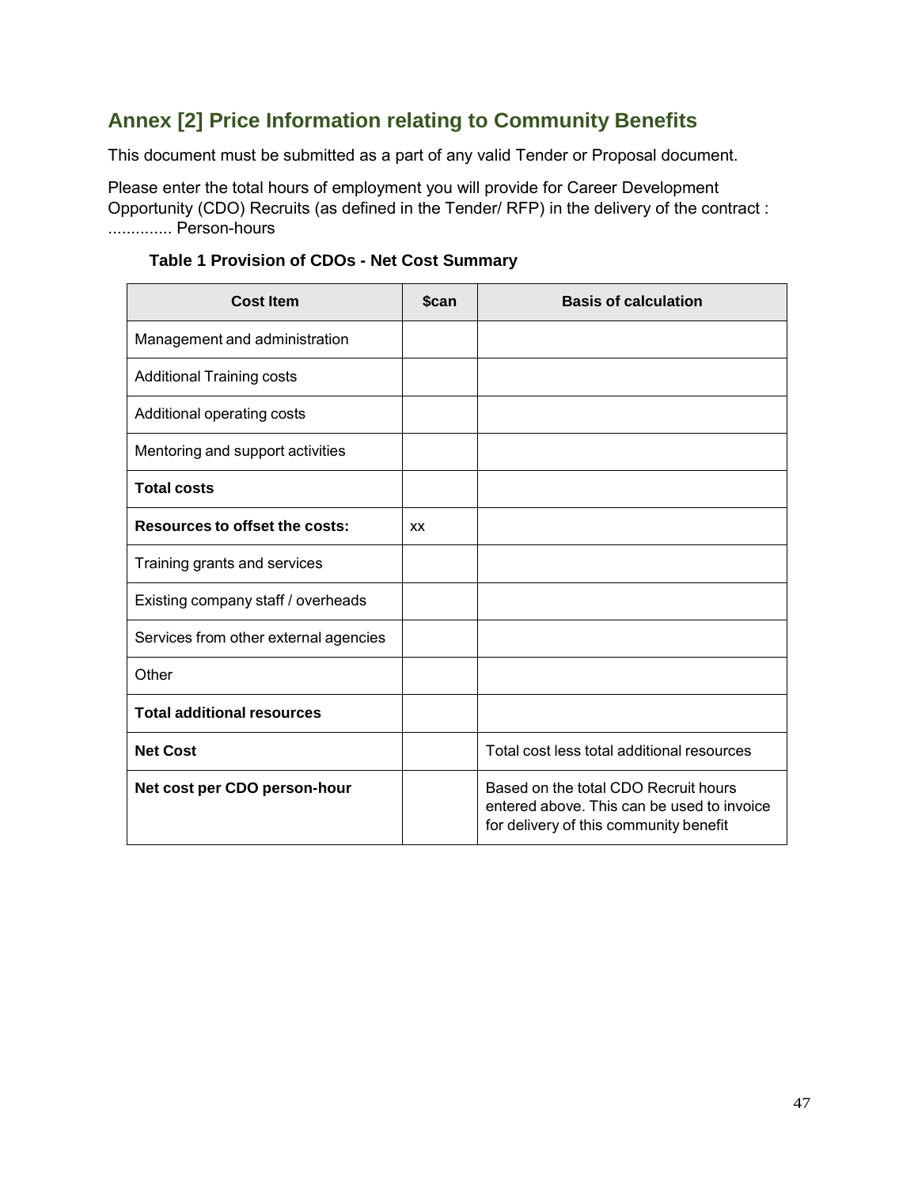## Annex [2] Price Information relating to Community Benefits

This document must be submitted as a part of any valid Tender or Proposal document.

Please enter the total hours of employment you will provide for Career Development Opportunity (CDO) Recruits (as defined in the Tender/ RFP) in the delivery of the contract : .............. Person-hours

**Table 1 Provision of CDOs - Net Cost Summary**

| Cost Item | $can | Basis of calculation |
|---|---|---|
| Management and administration | | |
| Additional Training costs | | |
| Additional operating costs | | |
| Mentoring and support activities | | |
| **Total costs** | | |
| **Resources to offset the costs:** | xx | |
| Training grants and services | | |
| Existing company staff / overheads | | |
| Services from other external agencies | | |
| Other | | |
| **Total additional resources** | | |
| **Net Cost** | | Total cost less total additional resources |
| **Net cost per CDO person-hour** | | Based on the total CDO Recruit hours entered above. This can be used to invoice for delivery of this community benefit |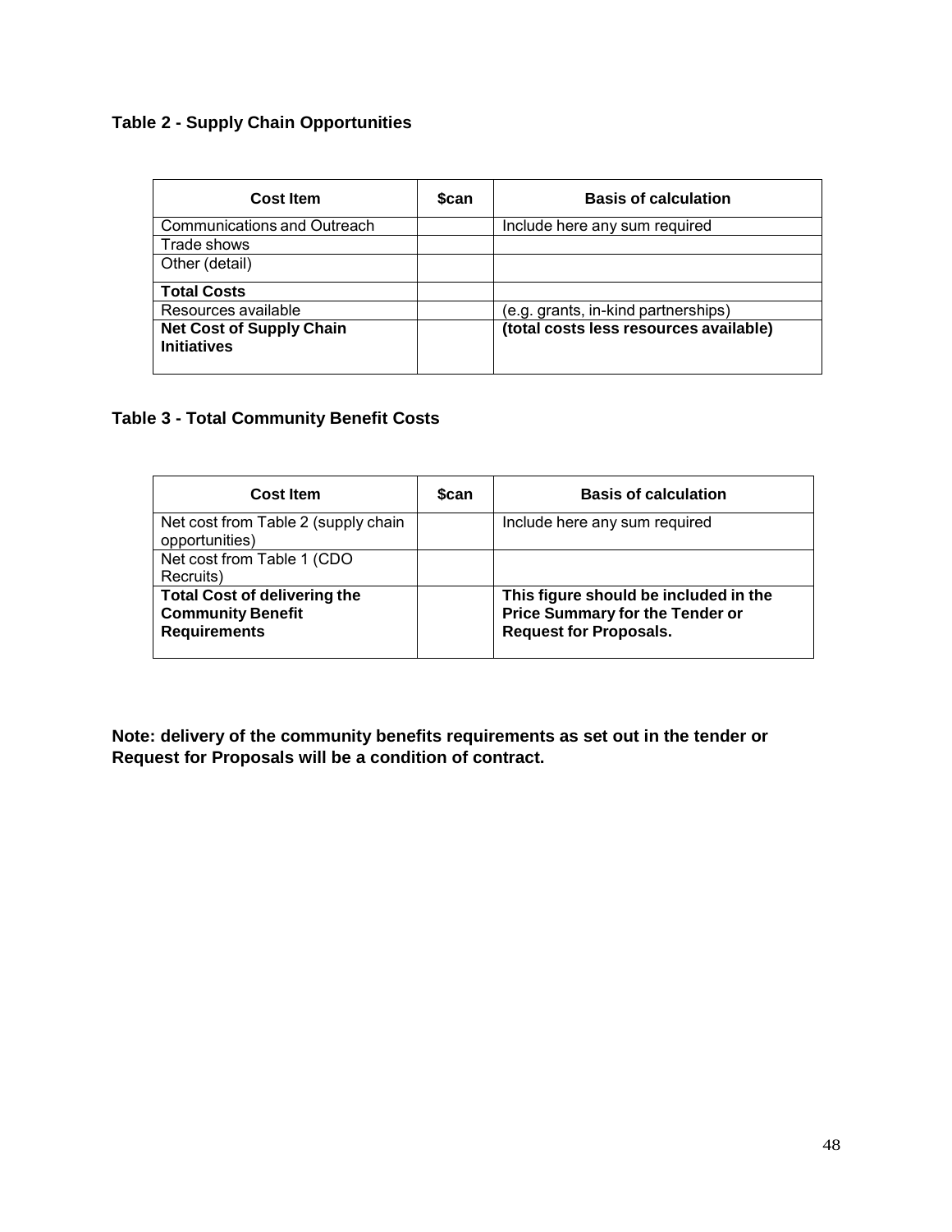**Table 2 - Supply Chain Opportunities**

| Cost Item | $can | Basis of calculation |
|---|---|---|
| Communications and Outreach | | Include here any sum required |
| Trade shows | | |
| Other (detail) | | |
| **Total Costs** | | |
| Resources available | | (e.g. grants, in-kind partnerships) |
| **Net Cost of Supply Chain Initiatives** | | **(total costs less resources available)** |

**Table 3 - Total Community Benefit Costs**

| Cost Item | $can | Basis of calculation |
|---|---|---|
| Net cost from Table 2 (supply chain opportunities) | | Include here any sum required |
| Net cost from Table 1 (CDO Recruits) | | |
| **Total Cost of delivering the Community Benefit Requirements** | | **This figure should be included in the Price Summary for the Tender or Request for Proposals.** |

**Note: delivery of the community benefits requirements as set out in the tender or Request for Proposals will be a condition of contract.**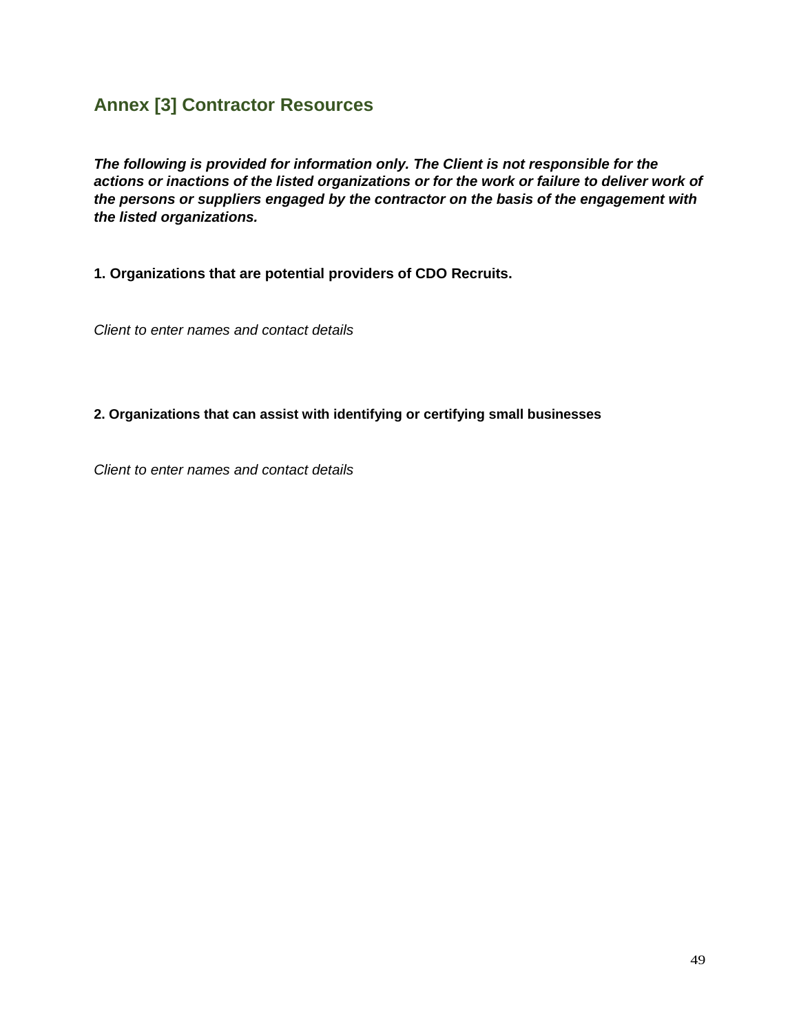## Annex [3] Contractor Resources

***The following is provided for information only. The Client is not responsible for the actions or inactions of the listed organizations or for the work or failure to deliver work of the persons or suppliers engaged by the contractor on the basis of the engagement with the listed organizations.***

**1. Organizations that are potential providers of CDO Recruits.**

*Client to enter names and contact details*

**2. Organizations that can assist with identifying or certifying small businesses**

*Client to enter names and contact details*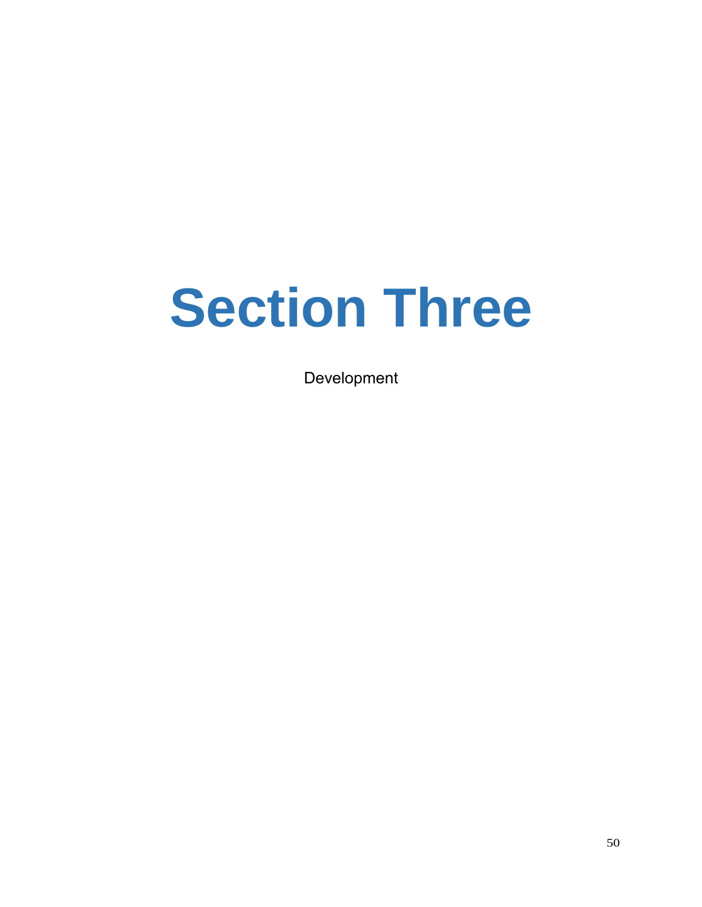# Section Three

Development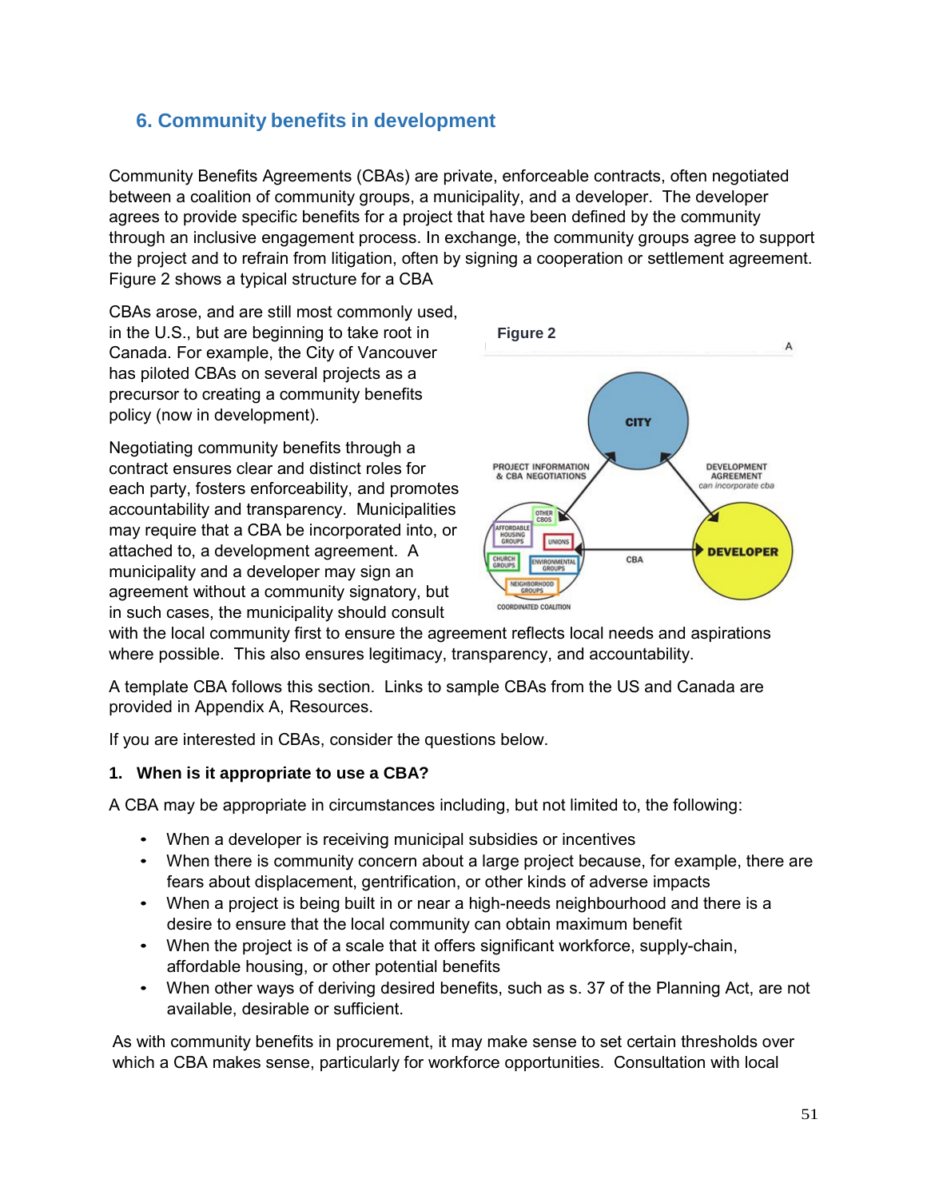## 6. Community benefits in development

Community Benefits Agreements (CBAs) are private, enforceable contracts, often negotiated between a coalition of community groups, a municipality, and a developer. The developer agrees to provide specific benefits for a project that have been defined by the community through an inclusive engagement process. In exchange, the community groups agree to support the project and to refrain from litigation, often by signing a cooperation or settlement agreement. Figure 2 shows a typical structure for a CBA

CBAs arose, and are still most commonly used, in the U.S., but are beginning to take root in Canada. For example, the City of Vancouver has piloted CBAs on several projects as a precursor to creating a community benefits policy (now in development).

Negotiating community benefits through a contract ensures clear and distinct roles for each party, fosters enforceability, and promotes accountability and transparency. Municipalities may require that a CBA be incorporated into, or attached to, a development agreement. A municipality and a developer may sign an agreement without a community signatory, but in such cases, the municipality should consult with the local community first to ensure the agreement reflects local needs and aspirations where possible. This also ensures legitimacy, transparency, and accountability.

**Figure 2**

A template CBA follows this section. Links to sample CBAs from the US and Canada are provided in Appendix A, Resources.

If you are interested in CBAs, consider the questions below.

**1. When is it appropriate to use a CBA?**

A CBA may be appropriate in circumstances including, but not limited to, the following:

- When a developer is receiving municipal subsidies or incentives
- When there is community concern about a large project because, for example, there are fears about displacement, gentrification, or other kinds of adverse impacts
- When a project is being built in or near a high-needs neighbourhood and there is a desire to ensure that the local community can obtain maximum benefit
- When the project is of a scale that it offers significant workforce, supply-chain, affordable housing, or other potential benefits
- When other ways of deriving desired benefits, such as s. 37 of the Planning Act, are not available, desirable or sufficient.

As with community benefits in procurement, it may make sense to set certain thresholds over which a CBA makes sense, particularly for workforce opportunities. Consultation with local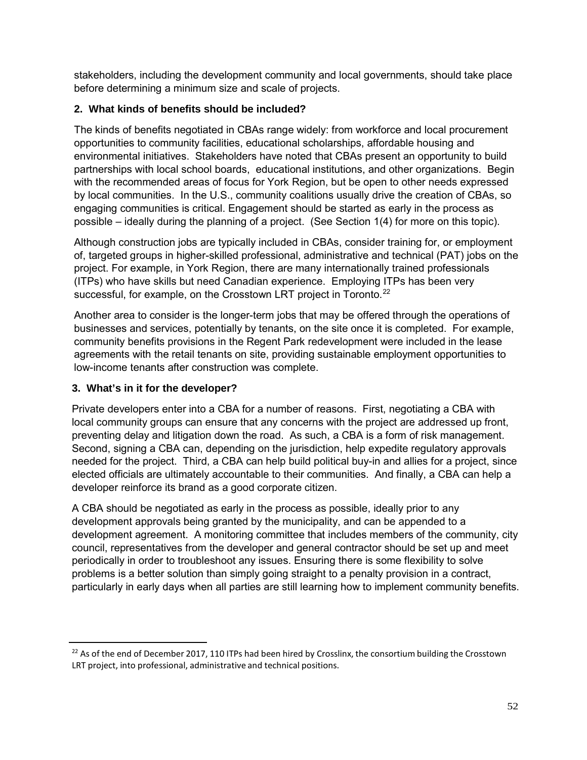stakeholders, including the development community and local governments, should take place before determining a minimum size and scale of projects.

### 2. What kinds of benefits should be included?

The kinds of benefits negotiated in CBAs range widely: from workforce and local procurement opportunities to community facilities, educational scholarships, affordable housing and environmental initiatives. Stakeholders have noted that CBAs present an opportunity to build partnerships with local school boards, educational institutions, and other organizations. Begin with the recommended areas of focus for York Region, but be open to other needs expressed by local communities. In the U.S., community coalitions usually drive the creation of CBAs, so engaging communities is critical. Engagement should be started as early in the process as possible – ideally during the planning of a project. (See Section 1(4) for more on this topic).

Although construction jobs are typically included in CBAs, consider training for, or employment of, targeted groups in higher-skilled professional, administrative and technical (PAT) jobs on the project. For example, in York Region, there are many internationally trained professionals (ITPs) who have skills but need Canadian experience. Employing ITPs has been very successful, for example, on the Crosstown LRT project in Toronto.[22]

Another area to consider is the longer-term jobs that may be offered through the operations of businesses and services, potentially by tenants, on the site once it is completed. For example, community benefits provisions in the Regent Park redevelopment were included in the lease agreements with the retail tenants on site, providing sustainable employment opportunities to low-income tenants after construction was complete.

### 3. What's in it for the developer?

Private developers enter into a CBA for a number of reasons. First, negotiating a CBA with local community groups can ensure that any concerns with the project are addressed up front, preventing delay and litigation down the road. As such, a CBA is a form of risk management. Second, signing a CBA can, depending on the jurisdiction, help expedite regulatory approvals needed for the project. Third, a CBA can help build political buy-in and allies for a project, since elected officials are ultimately accountable to their communities. And finally, a CBA can help a developer reinforce its brand as a good corporate citizen.

A CBA should be negotiated as early in the process as possible, ideally prior to any development approvals being granted by the municipality, and can be appended to a development agreement. A monitoring committee that includes members of the community, city council, representatives from the developer and general contractor should be set up and meet periodically in order to troubleshoot any issues. Ensuring there is some flexibility to solve problems is a better solution than simply going straight to a penalty provision in a contract, particularly in early days when all parties are still learning how to implement community benefits.

---

[22] As of the end of December 2017, 110 ITPs had been hired by Crosslinx, the consortium building the Crosstown LRT project, into professional, administrative and technical positions.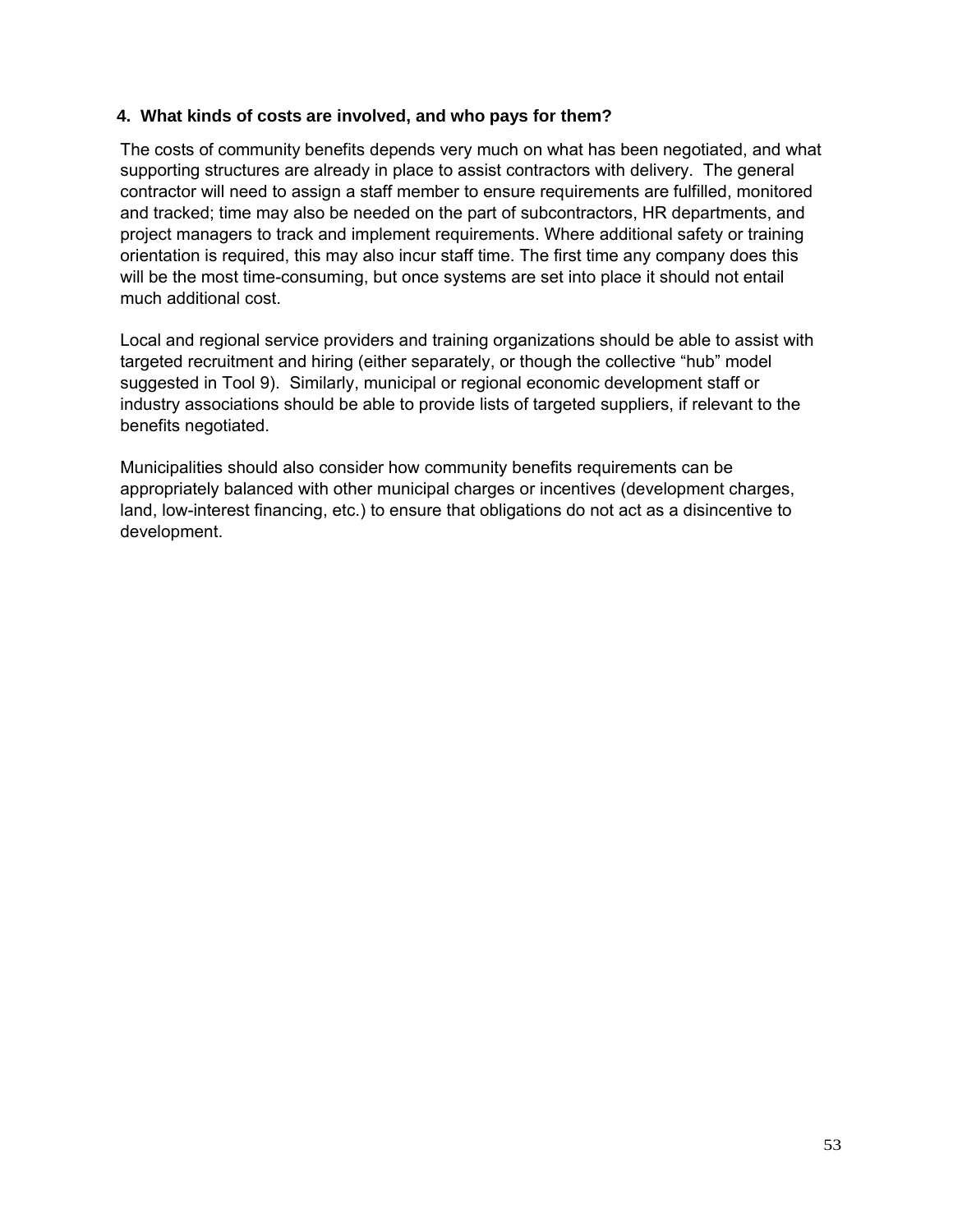#### 4. What kinds of costs are involved, and who pays for them?

The costs of community benefits depends very much on what has been negotiated, and what supporting structures are already in place to assist contractors with delivery. The general contractor will need to assign a staff member to ensure requirements are fulfilled, monitored and tracked; time may also be needed on the part of subcontractors, HR departments, and project managers to track and implement requirements. Where additional safety or training orientation is required, this may also incur staff time. The first time any company does this will be the most time-consuming, but once systems are set into place it should not entail much additional cost.

Local and regional service providers and training organizations should be able to assist with targeted recruitment and hiring (either separately, or though the collective "hub" model suggested in Tool 9). Similarly, municipal or regional economic development staff or industry associations should be able to provide lists of targeted suppliers, if relevant to the benefits negotiated.

Municipalities should also consider how community benefits requirements can be appropriately balanced with other municipal charges or incentives (development charges, land, low-interest financing, etc.) to ensure that obligations do not act as a disincentive to development.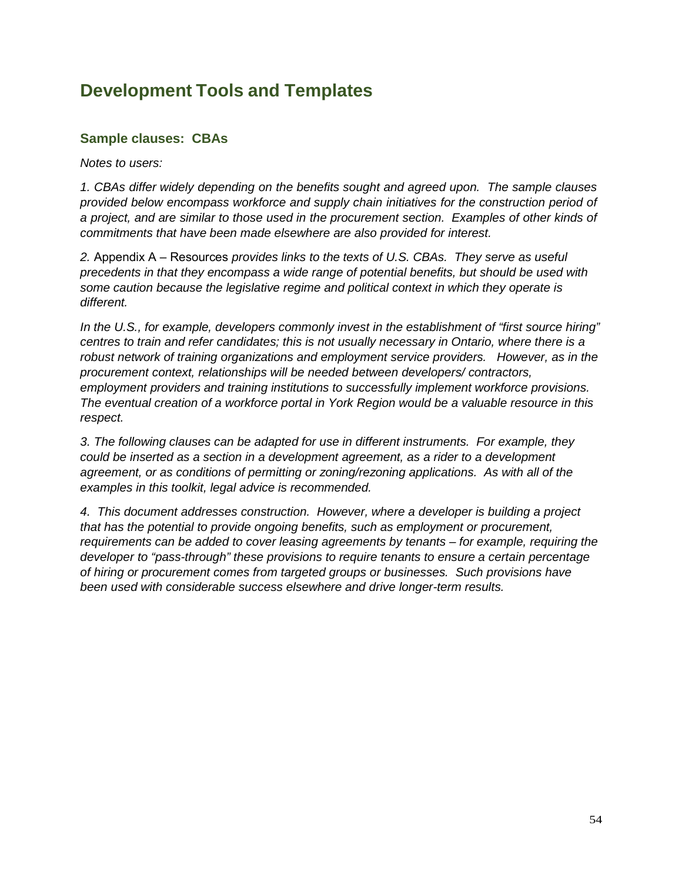## Development Tools and Templates

### Sample clauses: CBAs

*Notes to users:*

*1. CBAs differ widely depending on the benefits sought and agreed upon. The sample clauses provided below encompass workforce and supply chain initiatives for the construction period of a project, and are similar to those used in the procurement section. Examples of other kinds of commitments that have been made elsewhere are also provided for interest.*

*2.* Appendix A – Resources *provides links to the texts of U.S. CBAs. They serve as useful precedents in that they encompass a wide range of potential benefits, but should be used with some caution because the legislative regime and political context in which they operate is different.*

*In the U.S., for example, developers commonly invest in the establishment of "first source hiring" centres to train and refer candidates; this is not usually necessary in Ontario, where there is a robust network of training organizations and employment service providers. However, as in the procurement context, relationships will be needed between developers/ contractors, employment providers and training institutions to successfully implement workforce provisions. The eventual creation of a workforce portal in York Region would be a valuable resource in this respect.*

*3. The following clauses can be adapted for use in different instruments. For example, they could be inserted as a section in a development agreement, as a rider to a development agreement, or as conditions of permitting or zoning/rezoning applications. As with all of the examples in this toolkit, legal advice is recommended.*

*4. This document addresses construction. However, where a developer is building a project that has the potential to provide ongoing benefits, such as employment or procurement, requirements can be added to cover leasing agreements by tenants – for example, requiring the developer to "pass-through" these provisions to require tenants to ensure a certain percentage of hiring or procurement comes from targeted groups or businesses. Such provisions have been used with considerable success elsewhere and drive longer-term results.*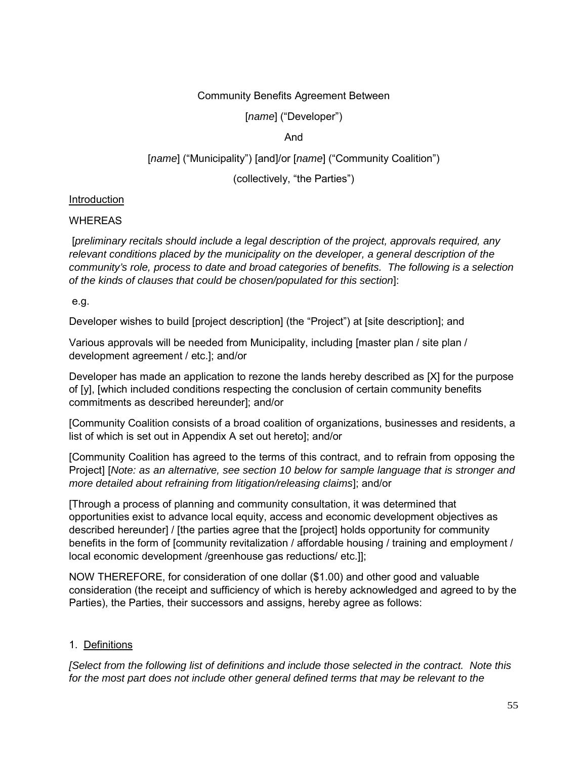Community Benefits Agreement Between

[*name*] ("Developer")

And

[*name*] ("Municipality") [and]/or [*name*] ("Community Coalition")

(collectively, "the Parties")

<u>Introduction</u>

WHEREAS

[*preliminary recitals should include a legal description of the project, approvals required, any relevant conditions placed by the municipality on the developer, a general description of the community's role, process to date and broad categories of benefits. The following is a selection of the kinds of clauses that could be chosen/populated for this section*]:

e.g.

Developer wishes to build [project description] (the "Project") at [site description]; and

Various approvals will be needed from Municipality, including [master plan / site plan / development agreement / etc.]; and/or

Developer has made an application to rezone the lands hereby described as [X] for the purpose of [y], [which included conditions respecting the conclusion of certain community benefits commitments as described hereunder]; and/or

[Community Coalition consists of a broad coalition of organizations, businesses and residents, a list of which is set out in Appendix A set out hereto]; and/or

[Community Coalition has agreed to the terms of this contract, and to refrain from opposing the Project] [*Note: as an alternative, see section 10 below for sample language that is stronger and more detailed about refraining from litigation/releasing claims*]; and/or

[Through a process of planning and community consultation, it was determined that opportunities exist to advance local equity, access and economic development objectives as described hereunder] / [the parties agree that the [project] holds opportunity for community benefits in the form of [community revitalization / affordable housing / training and employment / local economic development /greenhouse gas reductions/ etc.]];

NOW THEREFORE, for consideration of one dollar ($1.00) and other good and valuable consideration (the receipt and sufficiency of which is hereby acknowledged and agreed to by the Parties), the Parties, their successors and assigns, hereby agree as follows:

1. <u>Definitions</u>

*[Select from the following list of definitions and include those selected in the contract. Note this for the most part does not include other general defined terms that may be relevant to the*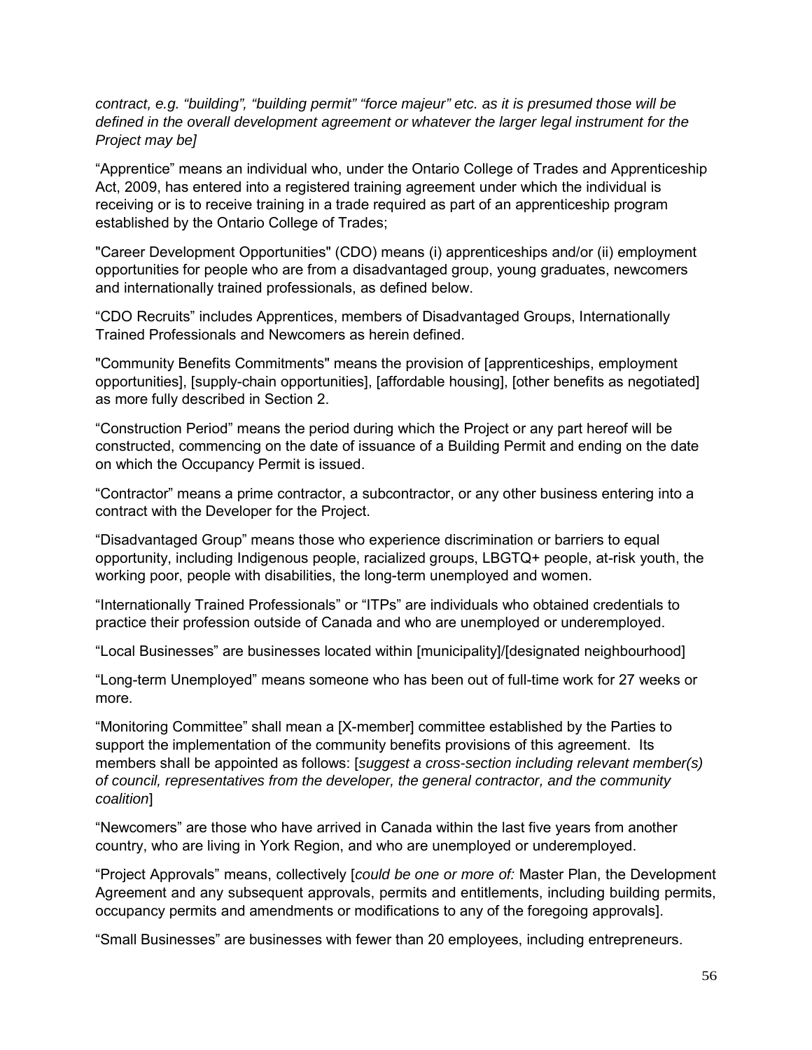*contract, e.g. "building", "building permit" "force majeur" etc. as it is presumed those will be defined in the overall development agreement or whatever the larger legal instrument for the Project may be]*

"Apprentice" means an individual who, under the Ontario College of Trades and Apprenticeship Act, 2009, has entered into a registered training agreement under which the individual is receiving or is to receive training in a trade required as part of an apprenticeship program established by the Ontario College of Trades;

"Career Development Opportunities" (CDO) means (i) apprenticeships and/or (ii) employment opportunities for people who are from a disadvantaged group, young graduates, newcomers and internationally trained professionals, as defined below.

"CDO Recruits" includes Apprentices, members of Disadvantaged Groups, Internationally Trained Professionals and Newcomers as herein defined.

"Community Benefits Commitments" means the provision of [apprenticeships, employment opportunities], [supply-chain opportunities], [affordable housing], [other benefits as negotiated] as more fully described in Section 2.

"Construction Period" means the period during which the Project or any part hereof will be constructed, commencing on the date of issuance of a Building Permit and ending on the date on which the Occupancy Permit is issued.

"Contractor" means a prime contractor, a subcontractor, or any other business entering into a contract with the Developer for the Project.

"Disadvantaged Group" means those who experience discrimination or barriers to equal opportunity, including Indigenous people, racialized groups, LBGTQ+ people, at-risk youth, the working poor, people with disabilities, the long-term unemployed and women.

"Internationally Trained Professionals" or "ITPs" are individuals who obtained credentials to practice their profession outside of Canada and who are unemployed or underemployed.

"Local Businesses" are businesses located within [municipality]/[designated neighbourhood]

"Long-term Unemployed" means someone who has been out of full-time work for 27 weeks or more.

"Monitoring Committee" shall mean a [X-member] committee established by the Parties to support the implementation of the community benefits provisions of this agreement. Its members shall be appointed as follows: [*suggest a cross-section including relevant member(s) of council, representatives from the developer, the general contractor, and the community coalition*]

"Newcomers" are those who have arrived in Canada within the last five years from another country, who are living in York Region, and who are unemployed or underemployed.

"Project Approvals" means, collectively [*could be one or more of:* Master Plan, the Development Agreement and any subsequent approvals, permits and entitlements, including building permits, occupancy permits and amendments or modifications to any of the foregoing approvals].

"Small Businesses" are businesses with fewer than 20 employees, including entrepreneurs.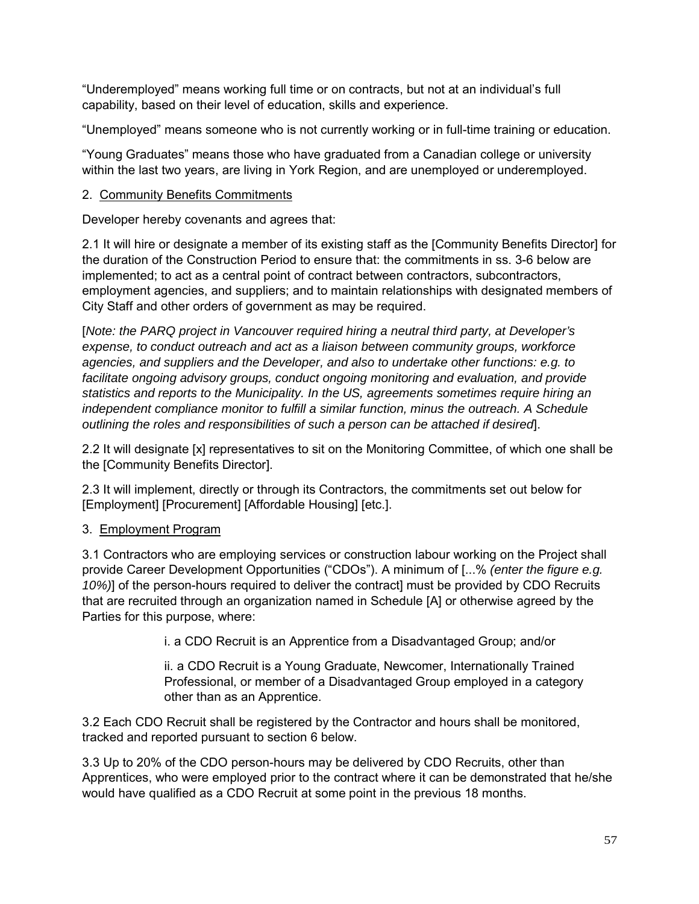"Underemployed" means working full time or on contracts, but not at an individual's full capability, based on their level of education, skills and experience.

"Unemployed" means someone who is not currently working or in full-time training or education.

"Young Graduates" means those who have graduated from a Canadian college or university within the last two years, are living in York Region, and are unemployed or underemployed.

2. Community Benefits Commitments

Developer hereby covenants and agrees that:

2.1 It will hire or designate a member of its existing staff as the [Community Benefits Director] for the duration of the Construction Period to ensure that: the commitments in ss. 3-6 below are implemented; to act as a central point of contract between contractors, subcontractors, employment agencies, and suppliers; and to maintain relationships with designated members of City Staff and other orders of government as may be required.

[*Note: the PARQ project in Vancouver required hiring a neutral third party, at Developer's expense, to conduct outreach and act as a liaison between community groups, workforce agencies, and suppliers and the Developer, and also to undertake other functions: e.g. to facilitate ongoing advisory groups, conduct ongoing monitoring and evaluation, and provide statistics and reports to the Municipality. In the US, agreements sometimes require hiring an independent compliance monitor to fulfill a similar function, minus the outreach. A Schedule outlining the roles and responsibilities of such a person can be attached if desired*].

2.2 It will designate [x] representatives to sit on the Monitoring Committee, of which one shall be the [Community Benefits Director].

2.3 It will implement, directly or through its Contractors, the commitments set out below for [Employment] [Procurement] [Affordable Housing] [etc.].

3. Employment Program

3.1 Contractors who are employing services or construction labour working on the Project shall provide Career Development Opportunities ("CDOs"). A minimum of [...% *(enter the figure e.g. 10%)*] of the person-hours required to deliver the contract] must be provided by CDO Recruits that are recruited through an organization named in Schedule [A] or otherwise agreed by the Parties for this purpose, where:

> i. a CDO Recruit is an Apprentice from a Disadvantaged Group; and/or
>
> ii. a CDO Recruit is a Young Graduate, Newcomer, Internationally Trained Professional, or member of a Disadvantaged Group employed in a category other than as an Apprentice.

3.2 Each CDO Recruit shall be registered by the Contractor and hours shall be monitored, tracked and reported pursuant to section 6 below.

3.3 Up to 20% of the CDO person-hours may be delivered by CDO Recruits, other than Apprentices, who were employed prior to the contract where it can be demonstrated that he/she would have qualified as a CDO Recruit at some point in the previous 18 months.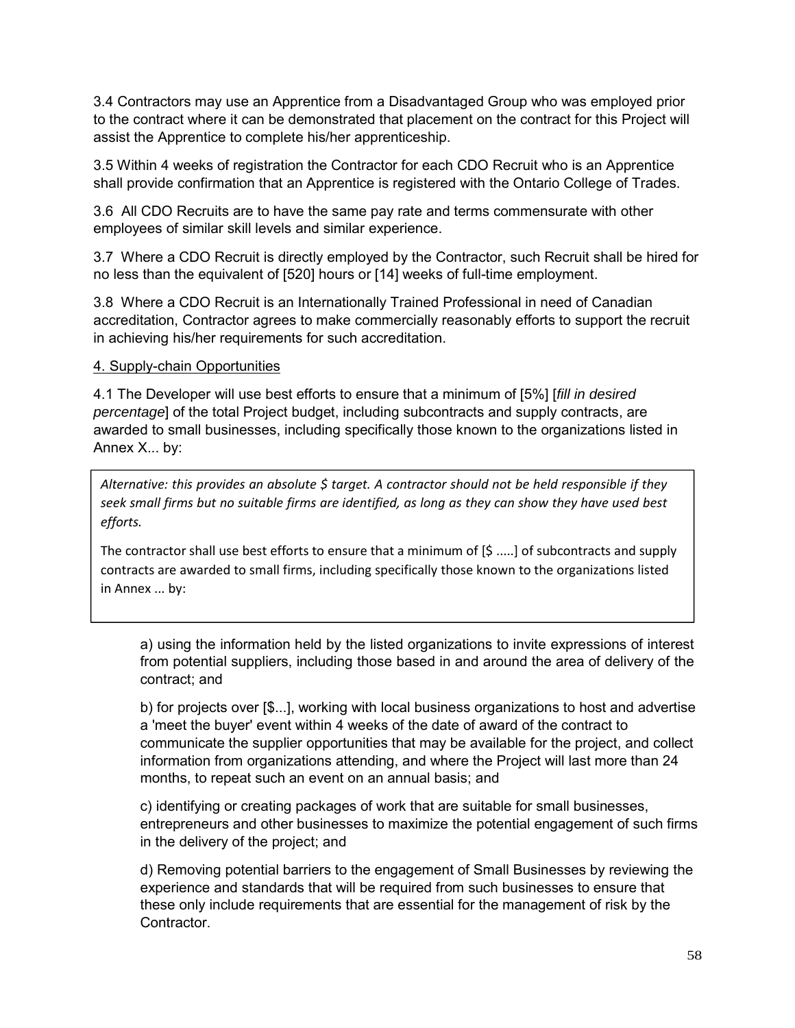3.4 Contractors may use an Apprentice from a Disadvantaged Group who was employed prior to the contract where it can be demonstrated that placement on the contract for this Project will assist the Apprentice to complete his/her apprenticeship.

3.5 Within 4 weeks of registration the Contractor for each CDO Recruit who is an Apprentice shall provide confirmation that an Apprentice is registered with the Ontario College of Trades.

3.6 All CDO Recruits are to have the same pay rate and terms commensurate with other employees of similar skill levels and similar experience.

3.7 Where a CDO Recruit is directly employed by the Contractor, such Recruit shall be hired for no less than the equivalent of [520] hours or [14] weeks of full-time employment.

3.8 Where a CDO Recruit is an Internationally Trained Professional in need of Canadian accreditation, Contractor agrees to make commercially reasonably efforts to support the recruit in achieving his/her requirements for such accreditation.

4. Supply-chain Opportunities

4.1 The Developer will use best efforts to ensure that a minimum of [5%] [*fill in desired percentage*] of the total Project budget, including subcontracts and supply contracts, are awarded to small businesses, including specifically those known to the organizations listed in Annex X... by:

> *Alternative: this provides an absolute $ target. A contractor should not be held responsible if they seek small firms but no suitable firms are identified, as long as they can show they have used best efforts.*
>
> The contractor shall use best efforts to ensure that a minimum of [$ .....] of subcontracts and supply contracts are awarded to small firms, including specifically those known to the organizations listed in Annex ... by:

a) using the information held by the listed organizations to invite expressions of interest from potential suppliers, including those based in and around the area of delivery of the contract; and

b) for projects over [$...], working with local business organizations to host and advertise a 'meet the buyer' event within 4 weeks of the date of award of the contract to communicate the supplier opportunities that may be available for the project, and collect information from organizations attending, and where the Project will last more than 24 months, to repeat such an event on an annual basis; and

c) identifying or creating packages of work that are suitable for small businesses, entrepreneurs and other businesses to maximize the potential engagement of such firms in the delivery of the project; and

d) Removing potential barriers to the engagement of Small Businesses by reviewing the experience and standards that will be required from such businesses to ensure that these only include requirements that are essential for the management of risk by the Contractor.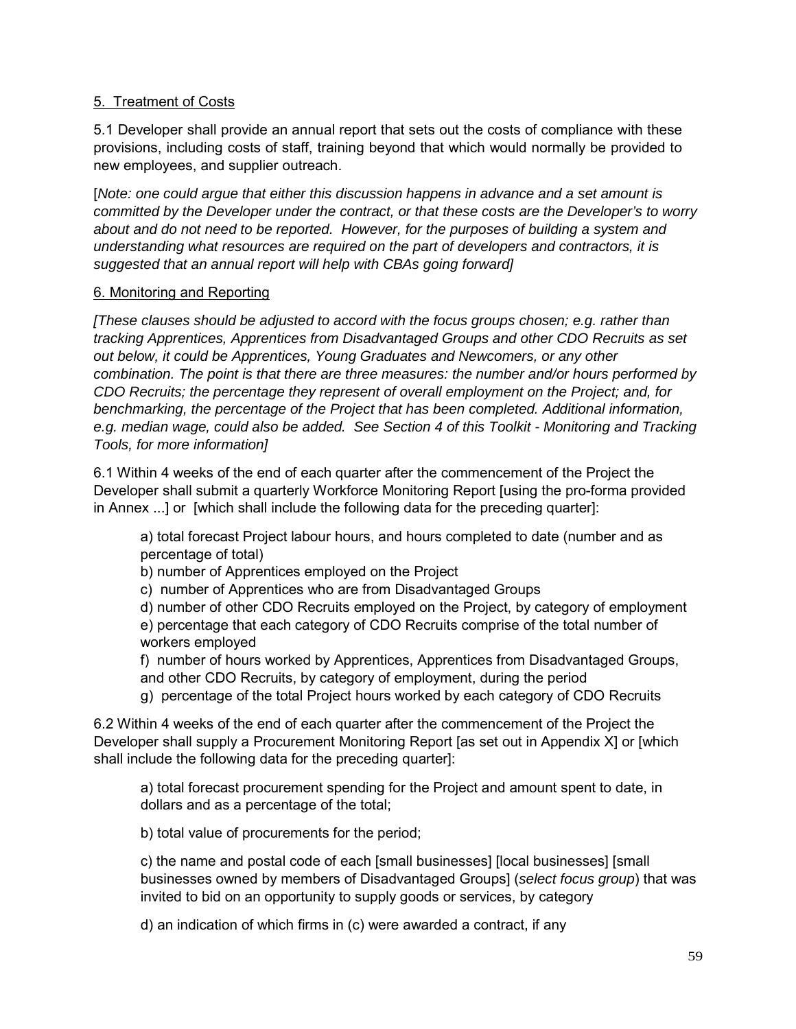5. Treatment of Costs

5.1 Developer shall provide an annual report that sets out the costs of compliance with these provisions, including costs of staff, training beyond that which would normally be provided to new employees, and supplier outreach.

[*Note: one could argue that either this discussion happens in advance and a set amount is committed by the Developer under the contract, or that these costs are the Developer's to worry about and do not need to be reported. However, for the purposes of building a system and understanding what resources are required on the part of developers and contractors, it is suggested that an annual report will help with CBAs going forward]*

6. Monitoring and Reporting

*[These clauses should be adjusted to accord with the focus groups chosen; e.g. rather than tracking Apprentices, Apprentices from Disadvantaged Groups and other CDO Recruits as set out below, it could be Apprentices, Young Graduates and Newcomers, or any other combination. The point is that there are three measures: the number and/or hours performed by CDO Recruits; the percentage they represent of overall employment on the Project; and, for benchmarking, the percentage of the Project that has been completed. Additional information, e.g. median wage, could also be added. See Section 4 of this Toolkit - Monitoring and Tracking Tools, for more information]*

6.1 Within 4 weeks of the end of each quarter after the commencement of the Project the Developer shall submit a quarterly Workforce Monitoring Report [using the pro-forma provided in Annex ...] or [which shall include the following data for the preceding quarter]:

a) total forecast Project labour hours, and hours completed to date (number and as percentage of total)
b) number of Apprentices employed on the Project
c) number of Apprentices who are from Disadvantaged Groups
d) number of other CDO Recruits employed on the Project, by category of employment
e) percentage that each category of CDO Recruits comprise of the total number of workers employed
f) number of hours worked by Apprentices, Apprentices from Disadvantaged Groups, and other CDO Recruits, by category of employment, during the period
g) percentage of the total Project hours worked by each category of CDO Recruits

6.2 Within 4 weeks of the end of each quarter after the commencement of the Project the Developer shall supply a Procurement Monitoring Report [as set out in Appendix X] or [which shall include the following data for the preceding quarter]:

a) total forecast procurement spending for the Project and amount spent to date, in dollars and as a percentage of the total;

b) total value of procurements for the period;

c) the name and postal code of each [small businesses] [local businesses] [small businesses owned by members of Disadvantaged Groups] (*select focus group*) that was invited to bid on an opportunity to supply goods or services, by category

d) an indication of which firms in (c) were awarded a contract, if any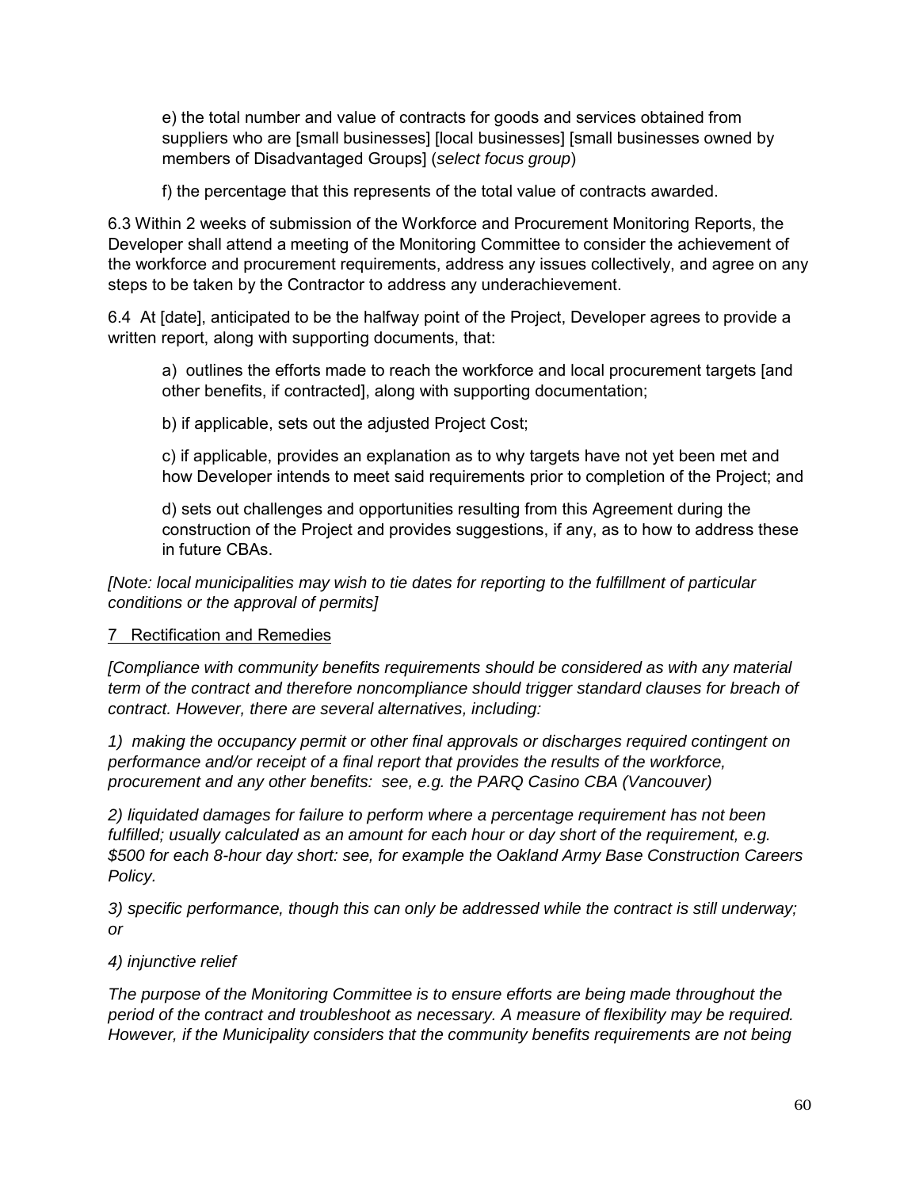e) the total number and value of contracts for goods and services obtained from suppliers who are [small businesses] [local businesses] [small businesses owned by members of Disadvantaged Groups] (*select focus group*)

f) the percentage that this represents of the total value of contracts awarded.

6.3 Within 2 weeks of submission of the Workforce and Procurement Monitoring Reports, the Developer shall attend a meeting of the Monitoring Committee to consider the achievement of the workforce and procurement requirements, address any issues collectively, and agree on any steps to be taken by the Contractor to address any underachievement.

6.4 At [date], anticipated to be the halfway point of the Project, Developer agrees to provide a written report, along with supporting documents, that:

a) outlines the efforts made to reach the workforce and local procurement targets [and other benefits, if contracted], along with supporting documentation;

b) if applicable, sets out the adjusted Project Cost;

c) if applicable, provides an explanation as to why targets have not yet been met and how Developer intends to meet said requirements prior to completion of the Project; and

d) sets out challenges and opportunities resulting from this Agreement during the construction of the Project and provides suggestions, if any, as to how to address these in future CBAs.

*[Note: local municipalities may wish to tie dates for reporting to the fulfillment of particular conditions or the approval of permits]*

## 7 Rectification and Remedies

*[Compliance with community benefits requirements should be considered as with any material term of the contract and therefore noncompliance should trigger standard clauses for breach of contract. However, there are several alternatives, including:*

*1) making the occupancy permit or other final approvals or discharges required contingent on performance and/or receipt of a final report that provides the results of the workforce, procurement and any other benefits: see, e.g. the PARQ Casino CBA (Vancouver)*

*2) liquidated damages for failure to perform where a percentage requirement has not been fulfilled; usually calculated as an amount for each hour or day short of the requirement, e.g. $500 for each 8-hour day short: see, for example the Oakland Army Base Construction Careers Policy.*

*3) specific performance, though this can only be addressed while the contract is still underway; or*

*4) injunctive relief*

*The purpose of the Monitoring Committee is to ensure efforts are being made throughout the period of the contract and troubleshoot as necessary. A measure of flexibility may be required. However, if the Municipality considers that the community benefits requirements are not being*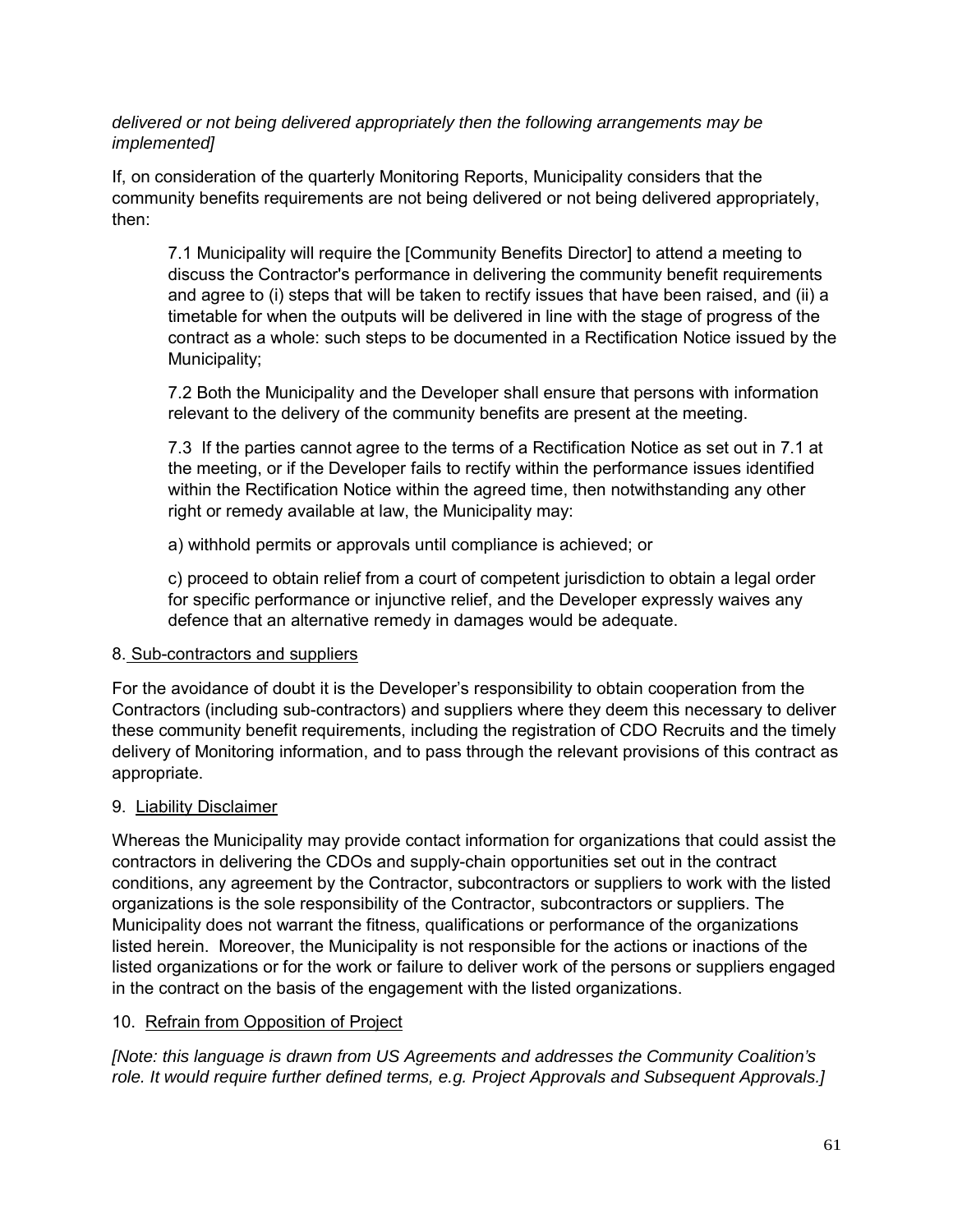*delivered or not being delivered appropriately then the following arrangements may be implemented]*

If, on consideration of the quarterly Monitoring Reports, Municipality considers that the community benefits requirements are not being delivered or not being delivered appropriately, then:

> 7.1 Municipality will require the [Community Benefits Director] to attend a meeting to discuss the Contractor's performance in delivering the community benefit requirements and agree to (i) steps that will be taken to rectify issues that have been raised, and (ii) a timetable for when the outputs will be delivered in line with the stage of progress of the contract as a whole: such steps to be documented in a Rectification Notice issued by the Municipality;
>
> 7.2 Both the Municipality and the Developer shall ensure that persons with information relevant to the delivery of the community benefits are present at the meeting.
>
> 7.3 If the parties cannot agree to the terms of a Rectification Notice as set out in 7.1 at the meeting, or if the Developer fails to rectify within the performance issues identified within the Rectification Notice within the agreed time, then notwithstanding any other right or remedy available at law, the Municipality may:
>
> a) withhold permits or approvals until compliance is achieved; or
>
> c) proceed to obtain relief from a court of competent jurisdiction to obtain a legal order for specific performance or injunctive relief, and the Developer expressly waives any defence that an alternative remedy in damages would be adequate.

8. <u>Sub-contractors and suppliers</u>

For the avoidance of doubt it is the Developer's responsibility to obtain cooperation from the Contractors (including sub-contractors) and suppliers where they deem this necessary to deliver these community benefit requirements, including the registration of CDO Recruits and the timely delivery of Monitoring information, and to pass through the relevant provisions of this contract as appropriate.

9. <u>Liability Disclaimer</u>

Whereas the Municipality may provide contact information for organizations that could assist the contractors in delivering the CDOs and supply-chain opportunities set out in the contract conditions, any agreement by the Contractor, subcontractors or suppliers to work with the listed organizations is the sole responsibility of the Contractor, subcontractors or suppliers. The Municipality does not warrant the fitness, qualifications or performance of the organizations listed herein. Moreover, the Municipality is not responsible for the actions or inactions of the listed organizations or for the work or failure to deliver work of the persons or suppliers engaged in the contract on the basis of the engagement with the listed organizations.

10. <u>Refrain from Opposition of Project</u>

*[Note: this language is drawn from US Agreements and addresses the Community Coalition's role. It would require further defined terms, e.g. Project Approvals and Subsequent Approvals.]*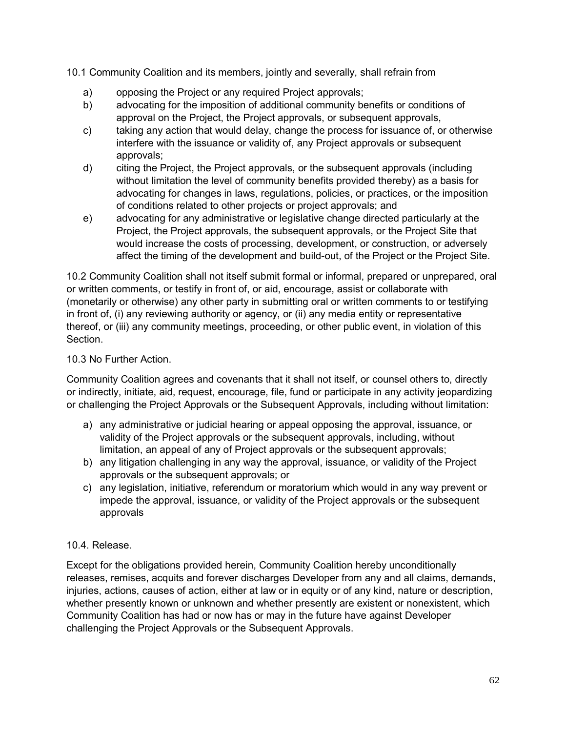10.1 Community Coalition and its members, jointly and severally, shall refrain from

a) opposing the Project or any required Project approvals;
b) advocating for the imposition of additional community benefits or conditions of approval on the Project, the Project approvals, or subsequent approvals,
c) taking any action that would delay, change the process for issuance of, or otherwise interfere with the issuance or validity of, any Project approvals or subsequent approvals;
d) citing the Project, the Project approvals, or the subsequent approvals (including without limitation the level of community benefits provided thereby) as a basis for advocating for changes in laws, regulations, policies, or practices, or the imposition of conditions related to other projects or project approvals; and
e) advocating for any administrative or legislative change directed particularly at the Project, the Project approvals, the subsequent approvals, or the Project Site that would increase the costs of processing, development, or construction, or adversely affect the timing of the development and build-out, of the Project or the Project Site.

10.2 Community Coalition shall not itself submit formal or informal, prepared or unprepared, oral or written comments, or testify in front of, or aid, encourage, assist or collaborate with (monetarily or otherwise) any other party in submitting oral or written comments to or testifying in front of, (i) any reviewing authority or agency, or (ii) any media entity or representative thereof, or (iii) any community meetings, proceeding, or other public event, in violation of this Section.

10.3 No Further Action.

Community Coalition agrees and covenants that it shall not itself, or counsel others to, directly or indirectly, initiate, aid, request, encourage, file, fund or participate in any activity jeopardizing or challenging the Project Approvals or the Subsequent Approvals, including without limitation:

a) any administrative or judicial hearing or appeal opposing the approval, issuance, or validity of the Project approvals or the subsequent approvals, including, without limitation, an appeal of any of Project approvals or the subsequent approvals;
b) any litigation challenging in any way the approval, issuance, or validity of the Project approvals or the subsequent approvals; or
c) any legislation, initiative, referendum or moratorium which would in any way prevent or impede the approval, issuance, or validity of the Project approvals or the subsequent approvals

10.4. Release.

Except for the obligations provided herein, Community Coalition hereby unconditionally releases, remises, acquits and forever discharges Developer from any and all claims, demands, injuries, actions, causes of action, either at law or in equity or of any kind, nature or description, whether presently known or unknown and whether presently are existent or nonexistent, which Community Coalition has had or now has or may in the future have against Developer challenging the Project Approvals or the Subsequent Approvals.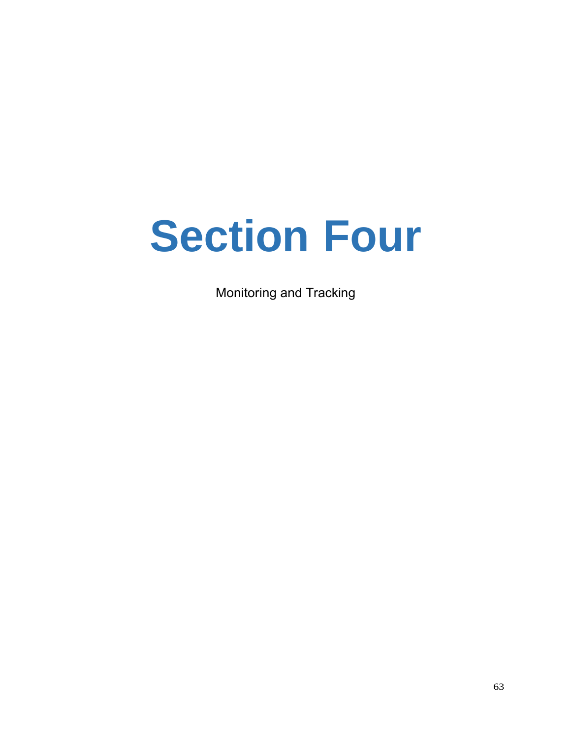# Section Four

Monitoring and Tracking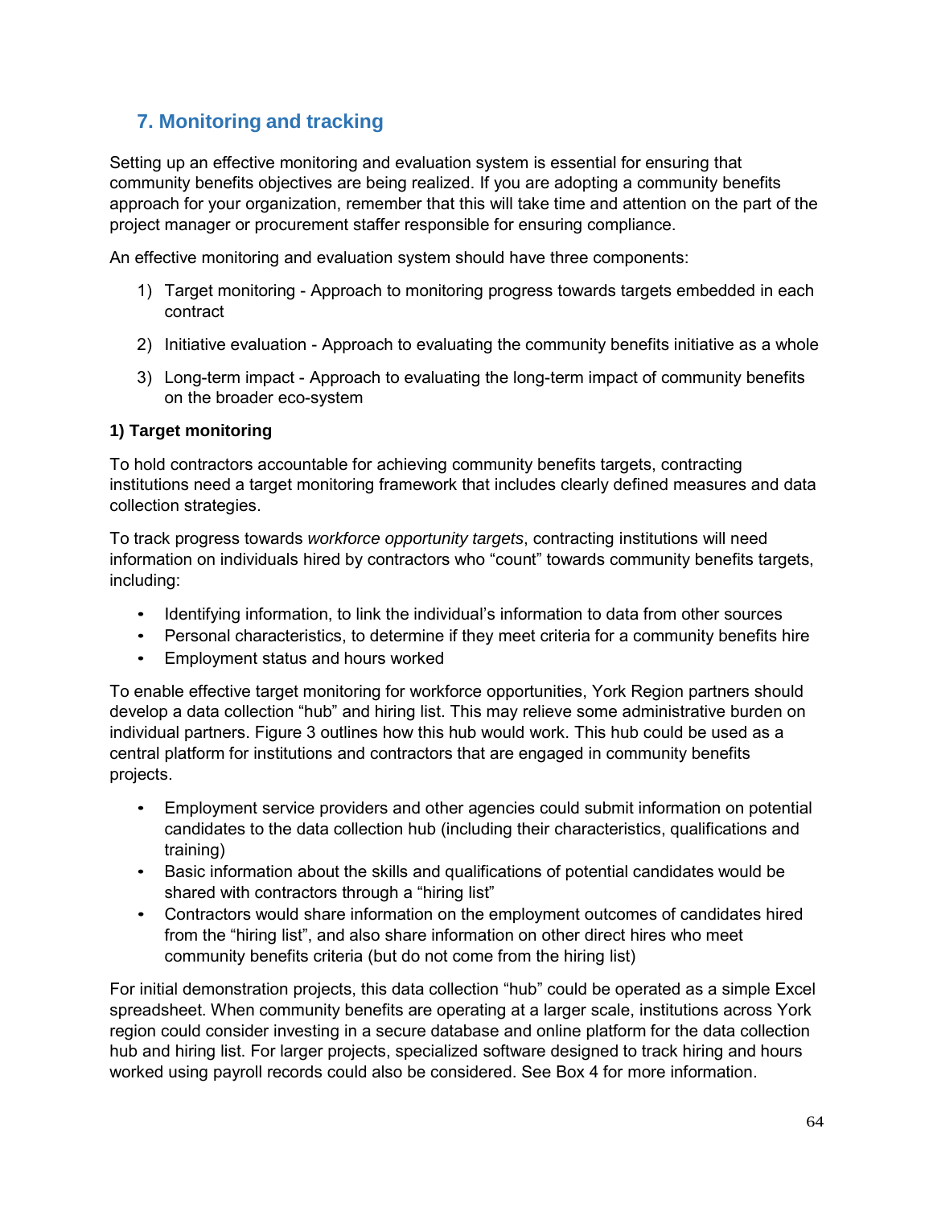## 7. Monitoring and tracking

Setting up an effective monitoring and evaluation system is essential for ensuring that community benefits objectives are being realized. If you are adopting a community benefits approach for your organization, remember that this will take time and attention on the part of the project manager or procurement staffer responsible for ensuring compliance.

An effective monitoring and evaluation system should have three components:

1) Target monitoring - Approach to monitoring progress towards targets embedded in each contract
2) Initiative evaluation - Approach to evaluating the community benefits initiative as a whole
3) Long-term impact - Approach to evaluating the long-term impact of community benefits on the broader eco-system

**1) Target monitoring**

To hold contractors accountable for achieving community benefits targets, contracting institutions need a target monitoring framework that includes clearly defined measures and data collection strategies.

To track progress towards *workforce opportunity targets*, contracting institutions will need information on individuals hired by contractors who "count" towards community benefits targets, including:

- Identifying information, to link the individual's information to data from other sources
- Personal characteristics, to determine if they meet criteria for a community benefits hire
- Employment status and hours worked

To enable effective target monitoring for workforce opportunities, York Region partners should develop a data collection "hub" and hiring list. This may relieve some administrative burden on individual partners. Figure 3 outlines how this hub would work. This hub could be used as a central platform for institutions and contractors that are engaged in community benefits projects.

- Employment service providers and other agencies could submit information on potential candidates to the data collection hub (including their characteristics, qualifications and training)
- Basic information about the skills and qualifications of potential candidates would be shared with contractors through a "hiring list"
- Contractors would share information on the employment outcomes of candidates hired from the "hiring list", and also share information on other direct hires who meet community benefits criteria (but do not come from the hiring list)

For initial demonstration projects, this data collection "hub" could be operated as a simple Excel spreadsheet. When community benefits are operating at a larger scale, institutions across York region could consider investing in a secure database and online platform for the data collection hub and hiring list. For larger projects, specialized software designed to track hiring and hours worked using payroll records could also be considered. See Box 4 for more information.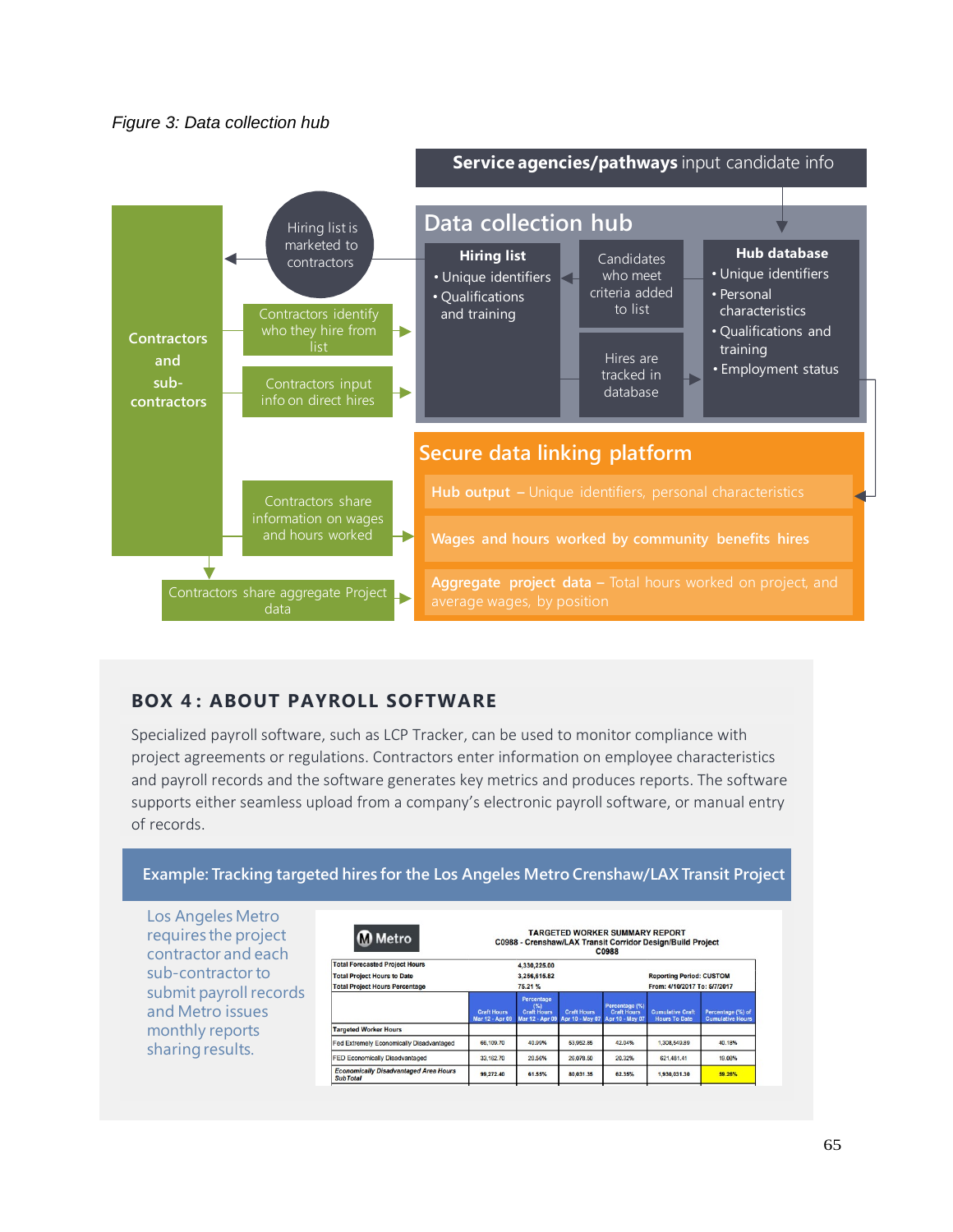*Figure 3: Data collection hub*

**Service agencies/pathways** input candidate info

## Data collection hub

**Hiring list**
- Unique identifiers
- Qualifications and training

Candidates who meet criteria added to list

Hires are tracked in database

**Hub database**
- Unique identifiers
- Personal characteristics
- Qualifications and training
- Employment status

**Contractors and sub-contractors**

Hiring list is marketed to contractors

Contractors identify who they hire from list

Contractors input info on direct hires

Contractors share information on wages and hours worked

Contractors share aggregate Project data

## Secure data linking platform

**Hub output** – Unique identifiers, personal characteristics

**Wages and hours worked by community benefits hires**

**Aggregate project data** – Total hours worked on project, and average wages, by position

## BOX 4: ABOUT PAYROLL SOFTWARE

Specialized payroll software, such as LCP Tracker, can be used to monitor compliance with project agreements or regulations. Contractors enter information on employee characteristics and payroll records and the software generates key metrics and produces reports. The software supports either seamless upload from a company's electronic payroll software, or manual entry of records.

### Example: Tracking targeted hires for the Los Angeles Metro Crenshaw/LAX Transit Project

Los Angeles Metro requires the project contractor and each sub-contractor to submit payroll records and Metro issues monthly reports sharing results.

**Metro**

**TARGETED WORKER SUMMARY REPORT**
**C0988 - Crenshaw/LAX Transit Corridor Design/Build Project**
**C0988**

| | | | | | | |
|---|---|---|---|---|---|---|
| Total Forecasted Project Hours | | 4,330,225.00 | | | | |
| Total Project Hours to Date | | 3,256,616.82 | | | Reporting Period: CUSTOM | |
| Total Project Hours Percentage | | 75.21 % | | | From: 4/10/2017 To: 5/7/2017 | |

| | Craft Hours Mar 12 - Apr 09 | Percentage (%) Craft Hours Mar 12 - Apr 09 | Craft Hours Apr 10 - May 07 | Percentage (%) Craft Hours Apr 10 - May 07 | Cumulative Craft Hours To Date | Percentage (%) of Cumulative Hours |
|---|---|---|---|---|---|---|
| Targeted Worker Hours | | | | | | |
| Fed Extremely Economically Disadvantaged | 66,109.70 | 40.99% | 53,952.85 | 42.04% | 1,308,549.89 | 40.18% |
| FED Economically Disadvantaged | 33,162.70 | 20.56% | 26,078.50 | 20.32% | 621,481.41 | 19.08% |
| *Economically Disadvantaged Area Hours Sub Total* | 99,272.40 | 61.55% | 80,031.35 | 62.35% | 1,930,031.30 | 59.26% |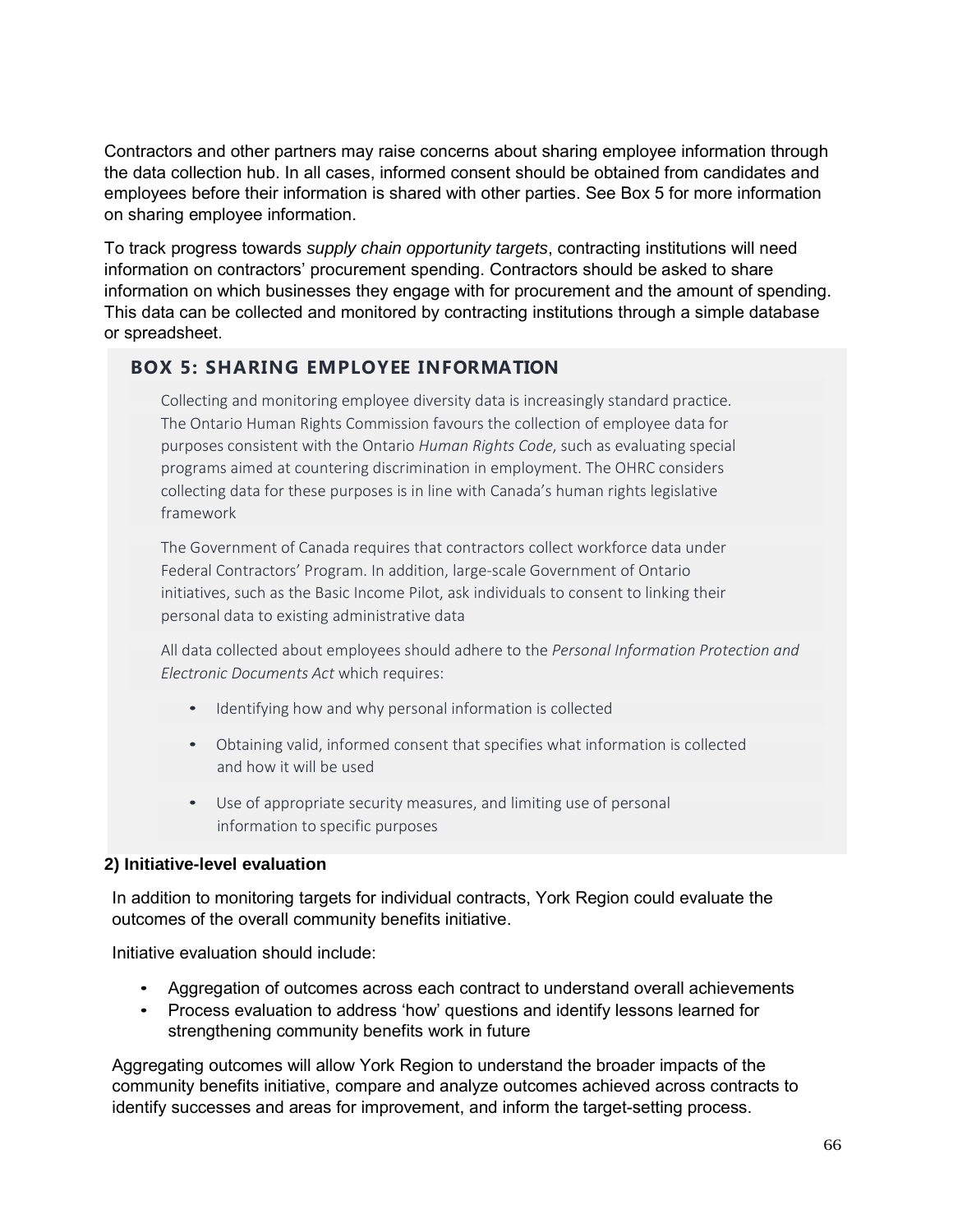Contractors and other partners may raise concerns about sharing employee information through the data collection hub. In all cases, informed consent should be obtained from candidates and employees before their information is shared with other parties. See Box 5 for more information on sharing employee information.

To track progress towards *supply chain opportunity targets*, contracting institutions will need information on contractors' procurement spending. Contractors should be asked to share information on which businesses they engage with for procurement and the amount of spending. This data can be collected and monitored by contracting institutions through a simple database or spreadsheet.

### BOX 5: SHARING EMPLOYEE INFORMATION

Collecting and monitoring employee diversity data is increasingly standard practice. The Ontario Human Rights Commission favours the collection of employee data for purposes consistent with the Ontario *Human Rights Code*, such as evaluating special programs aimed at countering discrimination in employment. The OHRC considers collecting data for these purposes is in line with Canada's human rights legislative framework

The Government of Canada requires that contractors collect workforce data under Federal Contractors' Program. In addition, large-scale Government of Ontario initiatives, such as the Basic Income Pilot, ask individuals to consent to linking their personal data to existing administrative data

All data collected about employees should adhere to the *Personal Information Protection and Electronic Documents Act* which requires:

- Identifying how and why personal information is collected
- Obtaining valid, informed consent that specifies what information is collected and how it will be used
- Use of appropriate security measures, and limiting use of personal information to specific purposes

**2) Initiative-level evaluation**

In addition to monitoring targets for individual contracts, York Region could evaluate the outcomes of the overall community benefits initiative.

Initiative evaluation should include:

- Aggregation of outcomes across each contract to understand overall achievements
- Process evaluation to address 'how' questions and identify lessons learned for strengthening community benefits work in future

Aggregating outcomes will allow York Region to understand the broader impacts of the community benefits initiative, compare and analyze outcomes achieved across contracts to identify successes and areas for improvement, and inform the target-setting process.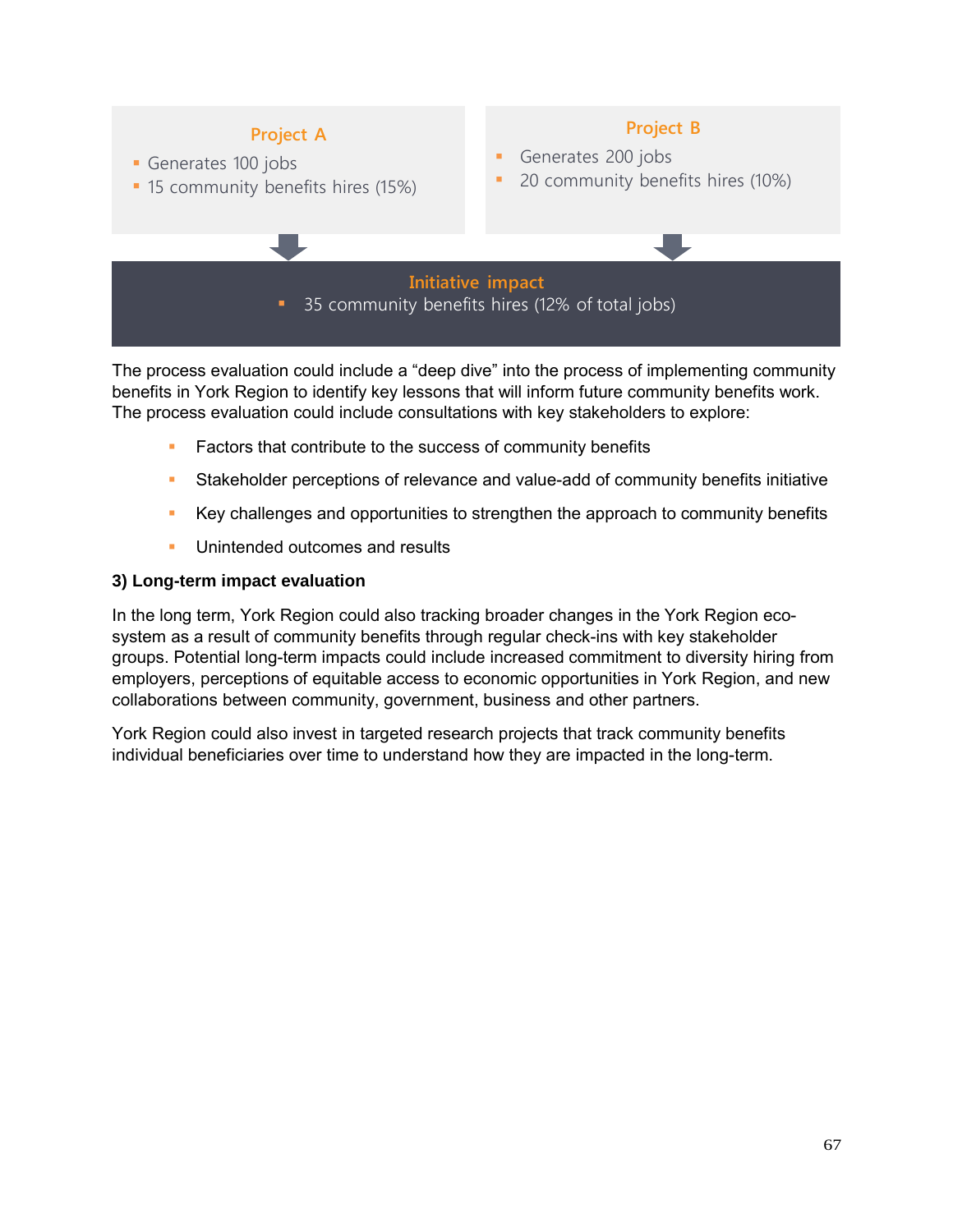**Project A**

- Generates 100 jobs
- 15 community benefits hires (15%)

**Project B**

- Generates 200 jobs
- 20 community benefits hires (10%)

**Initiative impact**

- 35 community benefits hires (12% of total jobs)

The process evaluation could include a “deep dive” into the process of implementing community benefits in York Region to identify key lessons that will inform future community benefits work. The process evaluation could include consultations with key stakeholders to explore:

- Factors that contribute to the success of community benefits
- Stakeholder perceptions of relevance and value-add of community benefits initiative
- Key challenges and opportunities to strengthen the approach to community benefits
- Unintended outcomes and results

**3) Long-term impact evaluation**

In the long term, York Region could also tracking broader changes in the York Region eco-system as a result of community benefits through regular check-ins with key stakeholder groups. Potential long-term impacts could include increased commitment to diversity hiring from employers, perceptions of equitable access to economic opportunities in York Region, and new collaborations between community, government, business and other partners.

York Region could also invest in targeted research projects that track community benefits individual beneficiaries over time to understand how they are impacted in the long-term.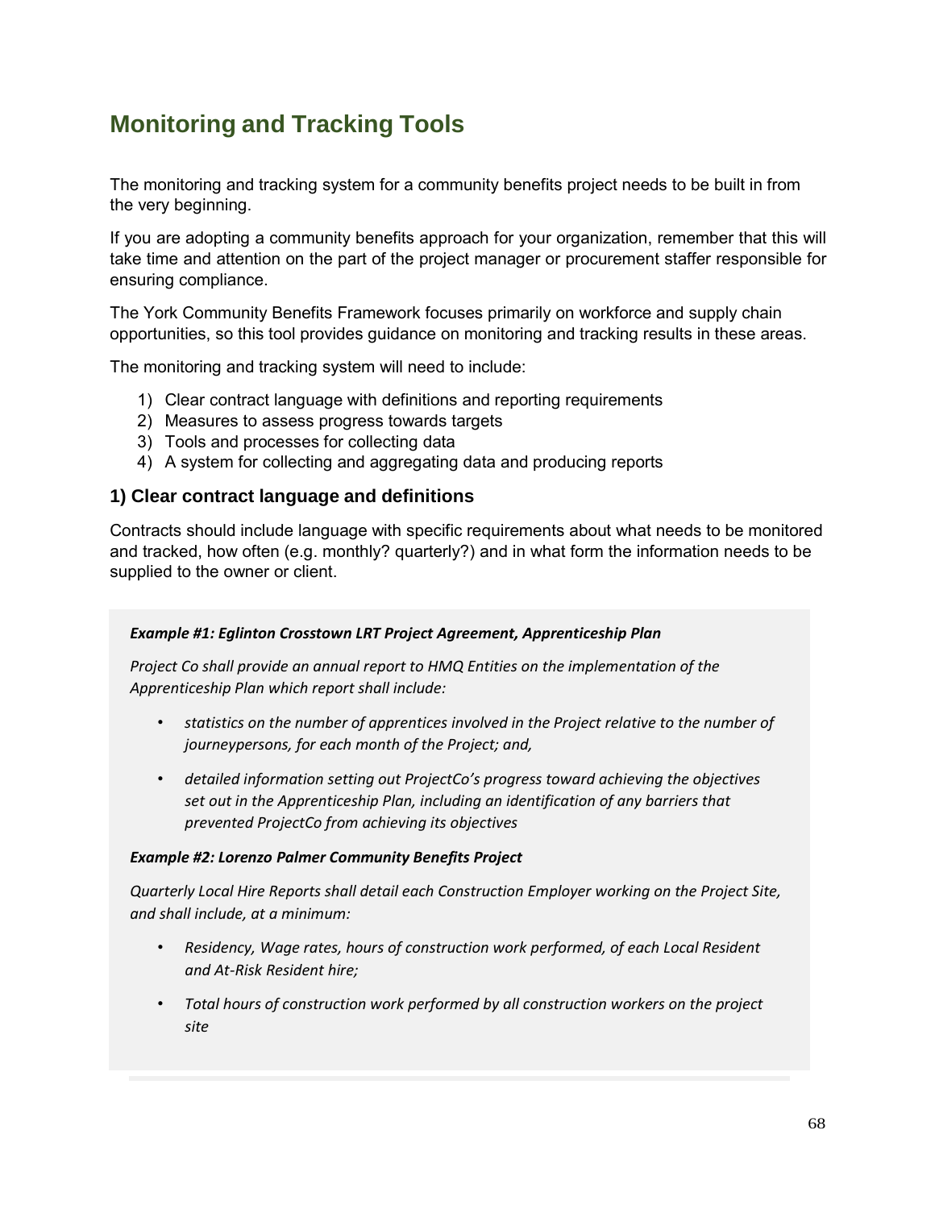## Monitoring and Tracking Tools

The monitoring and tracking system for a community benefits project needs to be built in from the very beginning.

If you are adopting a community benefits approach for your organization, remember that this will take time and attention on the part of the project manager or procurement staffer responsible for ensuring compliance.

The York Community Benefits Framework focuses primarily on workforce and supply chain opportunities, so this tool provides guidance on monitoring and tracking results in these areas.

The monitoring and tracking system will need to include:

1) Clear contract language with definitions and reporting requirements
2) Measures to assess progress towards targets
3) Tools and processes for collecting data
4) A system for collecting and aggregating data and producing reports

### 1) Clear contract language and definitions

Contracts should include language with specific requirements about what needs to be monitored and tracked, how often (e.g. monthly? quarterly?) and in what form the information needs to be supplied to the owner or client.

***Example #1: Eglinton Crosstown LRT Project Agreement, Apprenticeship Plan***

*Project Co shall provide an annual report to HMQ Entities on the implementation of the Apprenticeship Plan which report shall include:*

- *statistics on the number of apprentices involved in the Project relative to the number of journeypersons, for each month of the Project; and,*
- *detailed information setting out ProjectCo's progress toward achieving the objectives set out in the Apprenticeship Plan, including an identification of any barriers that prevented ProjectCo from achieving its objectives*

***Example #2: Lorenzo Palmer Community Benefits Project***

*Quarterly Local Hire Reports shall detail each Construction Employer working on the Project Site, and shall include, at a minimum:*

- *Residency, Wage rates, hours of construction work performed, of each Local Resident and At-Risk Resident hire;*
- *Total hours of construction work performed by all construction workers on the project site*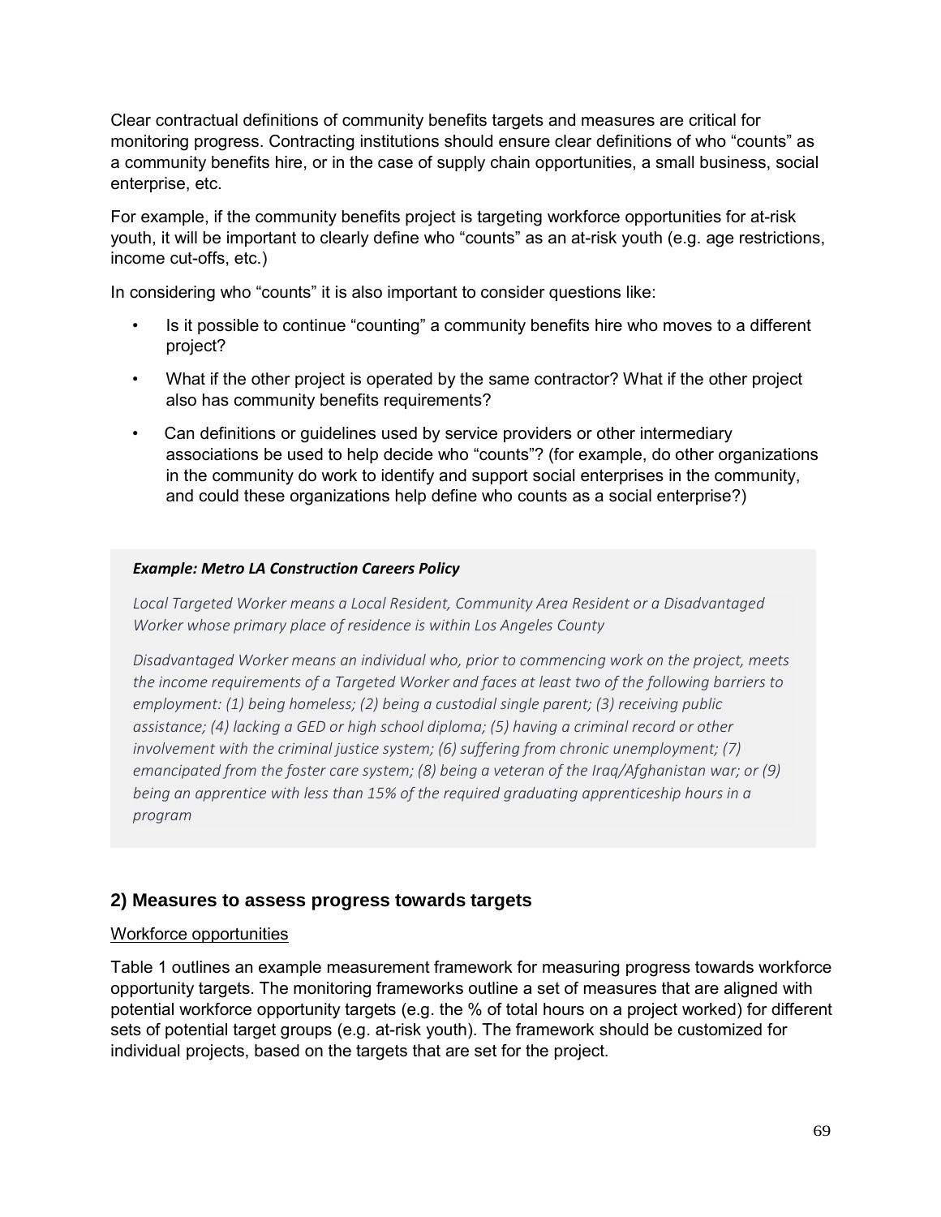Clear contractual definitions of community benefits targets and measures are critical for monitoring progress. Contracting institutions should ensure clear definitions of who "counts" as a community benefits hire, or in the case of supply chain opportunities, a small business, social enterprise, etc.

For example, if the community benefits project is targeting workforce opportunities for at-risk youth, it will be important to clearly define who "counts" as an at-risk youth (e.g. age restrictions, income cut-offs, etc.)

In considering who "counts" it is also important to consider questions like:

- Is it possible to continue "counting" a community benefits hire who moves to a different project?
- What if the other project is operated by the same contractor? What if the other project also has community benefits requirements?
- Can definitions or guidelines used by service providers or other intermediary associations be used to help decide who "counts"? (for example, do other organizations in the community do work to identify and support social enterprises in the community, and could these organizations help define who counts as a social enterprise?)

> ***Example: Metro LA Construction Careers Policy***
>
> *Local Targeted Worker means a Local Resident, Community Area Resident or a Disadvantaged Worker whose primary place of residence is within Los Angeles County*
>
> *Disadvantaged Worker means an individual who, prior to commencing work on the project, meets the income requirements of a Targeted Worker and faces at least two of the following barriers to employment: (1) being homeless; (2) being a custodial single parent; (3) receiving public assistance; (4) lacking a GED or high school diploma; (5) having a criminal record or other involvement with the criminal justice system; (6) suffering from chronic unemployment; (7) emancipated from the foster care system; (8) being a veteran of the Iraq/Afghanistan war; or (9) being an apprentice with less than 15% of the required graduating apprenticeship hours in a program*

## 2) Measures to assess progress towards targets

<u>Workforce opportunities</u>

Table 1 outlines an example measurement framework for measuring progress towards workforce opportunity targets. The monitoring frameworks outline a set of measures that are aligned with potential workforce opportunity targets (e.g. the % of total hours on a project worked) for different sets of potential target groups (e.g. at-risk youth). The framework should be customized for individual projects, based on the targets that are set for the project.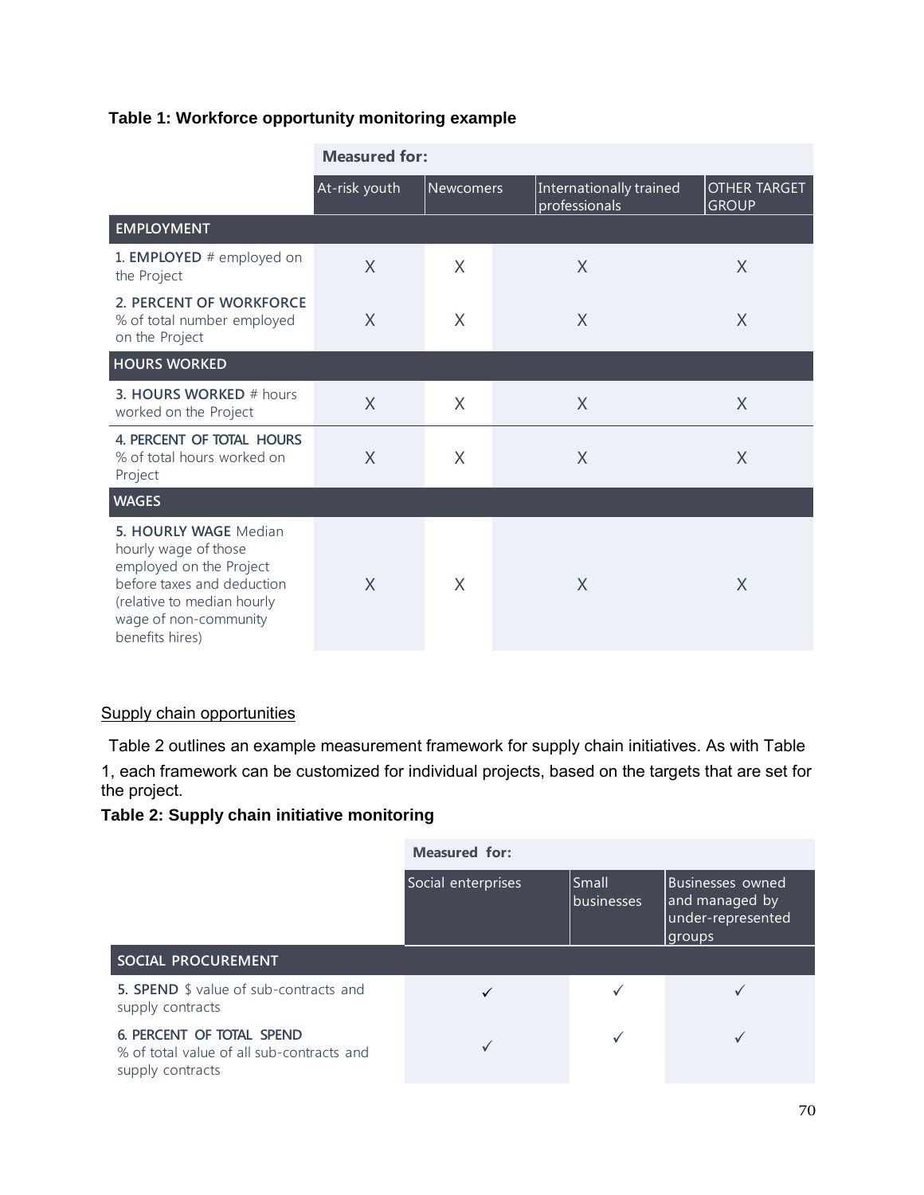**Table 1: Workforce opportunity monitoring example**

| | Measured for: | | | |
|---|---|---|---|---|
| | At-risk youth | Newcomers | Internationally trained professionals | OTHER TARGET GROUP |
| **EMPLOYMENT** | | | | |
| **1. EMPLOYED** # employed on the Project | X | X | X | X |
| **2. PERCENT OF WORKFORCE** % of total number employed on the Project | X | X | X | X |
| **HOURS WORKED** | | | | |
| **3. HOURS WORKED** # hours worked on the Project | X | X | X | X |
| **4. PERCENT OF TOTAL HOURS** % of total hours worked on Project | X | X | X | X |
| **WAGES** | | | | |
| **5. HOURLY WAGE** Median hourly wage of those employed on the Project before taxes and deduction (relative to median hourly wage of non-community benefits hires) | X | X | X | X |

Supply chain opportunities

Table 2 outlines an example measurement framework for supply chain initiatives. As with Table 1, each framework can be customized for individual projects, based on the targets that are set for the project.

**Table 2: Supply chain initiative monitoring**

| | Measured for: | | |
|---|---|---|---|
| | Social enterprises | Small businesses | Businesses owned and managed by under-represented groups |
| **SOCIAL PROCUREMENT** | | | |
| **5. SPEND** $ value of sub-contracts and supply contracts | ✓ | ✓ | ✓ |
| **6. PERCENT OF TOTAL SPEND** % of total value of all sub-contracts and supply contracts | ✓ | ✓ | ✓ |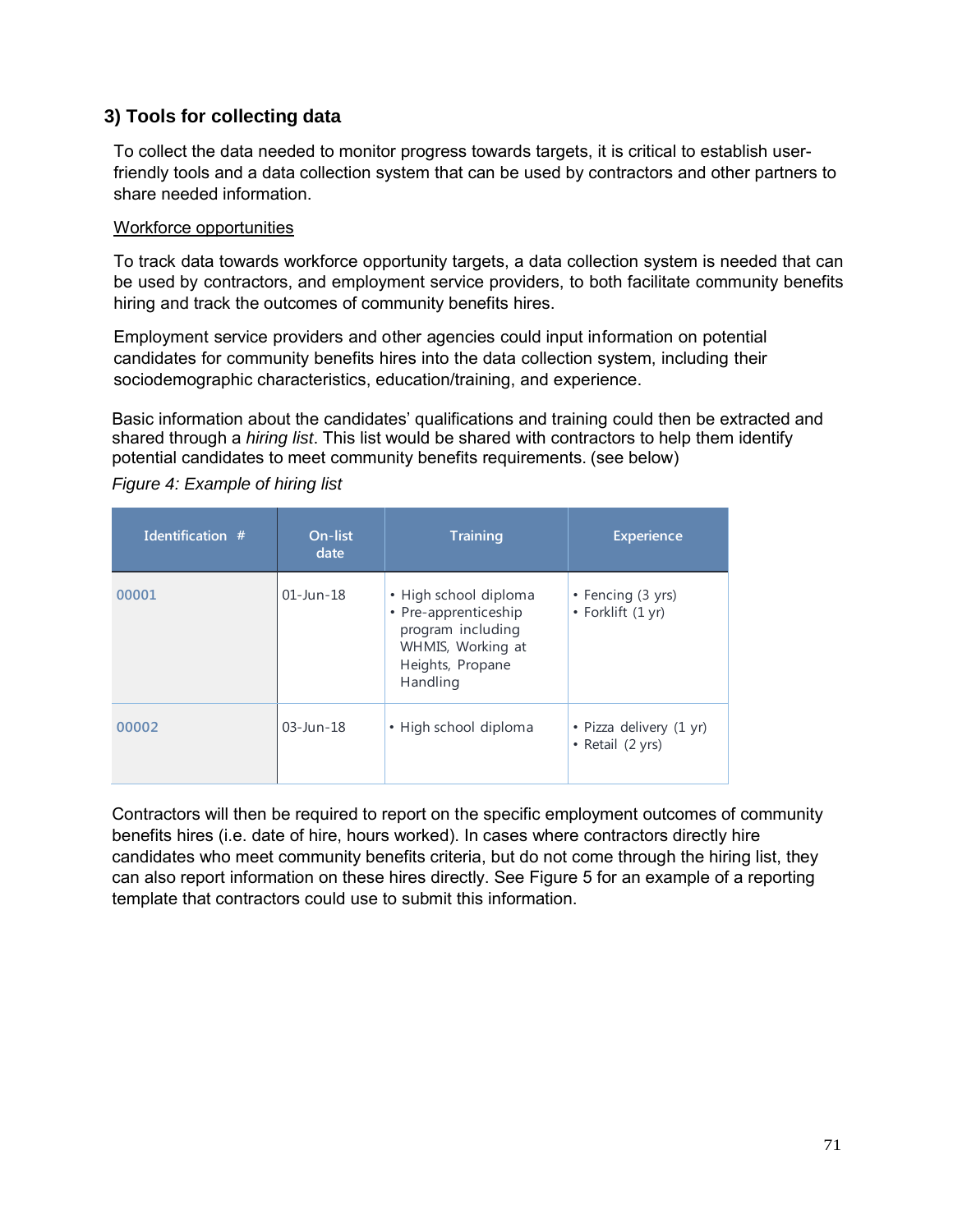### 3) Tools for collecting data

To collect the data needed to monitor progress towards targets, it is critical to establish user-friendly tools and a data collection system that can be used by contractors and other partners to share needed information.

Workforce opportunities

To track data towards workforce opportunity targets, a data collection system is needed that can be used by contractors, and employment service providers, to both facilitate community benefits hiring and track the outcomes of community benefits hires.

Employment service providers and other agencies could input information on potential candidates for community benefits hires into the data collection system, including their sociodemographic characteristics, education/training, and experience.

Basic information about the candidates' qualifications and training could then be extracted and shared through a *hiring list*. This list would be shared with contractors to help them identify potential candidates to meet community benefits requirements. (see below)

*Figure 4: Example of hiring list*

| Identification # | On-list date | Training | Experience |
|---|---|---|---|
| 00001 | 01-Jun-18 | • High school diploma<br>• Pre-apprenticeship program including WHMIS, Working at Heights, Propane Handling | • Fencing (3 yrs)<br>• Forklift (1 yr) |
| 00002 | 03-Jun-18 | • High school diploma | • Pizza delivery (1 yr)<br>• Retail (2 yrs) |

Contractors will then be required to report on the specific employment outcomes of community benefits hires (i.e. date of hire, hours worked). In cases where contractors directly hire candidates who meet community benefits criteria, but do not come through the hiring list, they can also report information on these hires directly. See Figure 5 for an example of a reporting template that contractors could use to submit this information.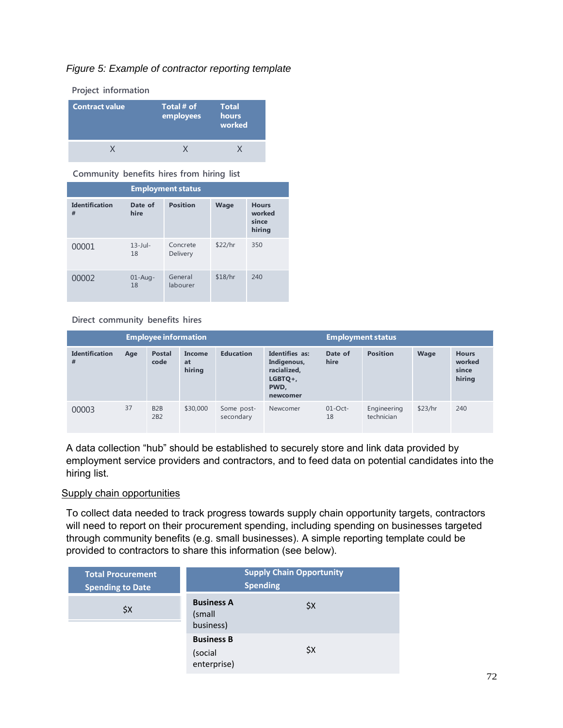*Figure 5: Example of contractor reporting template*

Project information

| Contract value | Total # of employees | Total hours worked |
|---|---|---|
| X | X | X |

Community benefits hires from hiring list

| Employment status | | | | |
|---|---|---|---|---|
| Identification # | Date of hire | Position | Wage | Hours worked since hiring |
| 00001 | 13-Jul-18 | Concrete Delivery | $22/hr | 350 |
| 00002 | 01-Aug-18 | General labourer | $18/hr | 240 |

Direct community benefits hires

| Employee information | | | | | | Employment status | | | |
|---|---|---|---|---|---|---|---|---|---|
| Identification # | Age | Postal code | Income at hiring | Education | Identifies as: Indigenous, racialized, LGBTQ+, PWD, newcomer | Date of hire | Position | Wage | Hours worked since hiring |
| 00003 | 37 | B2B 2B2 | $30,000 | Some post-secondary | Newcomer | 01-Oct-18 | Engineering technician | $23/hr | 240 |

A data collection "hub" should be established to securely store and link data provided by employment service providers and contractors, and to feed data on potential candidates into the hiring list.

<u>Supply chain opportunities</u>

To collect data needed to track progress towards supply chain opportunity targets, contractors will need to report on their procurement spending, including spending on businesses targeted through community benefits (e.g. small businesses). A simple reporting template could be provided to contractors to share this information (see below).

| Total Procurement Spending to Date | Supply Chain Opportunity Spending | |
|---|---|---|
| $X | **Business A** (small business) | $X |
| | **Business B** (social enterprise) | $X |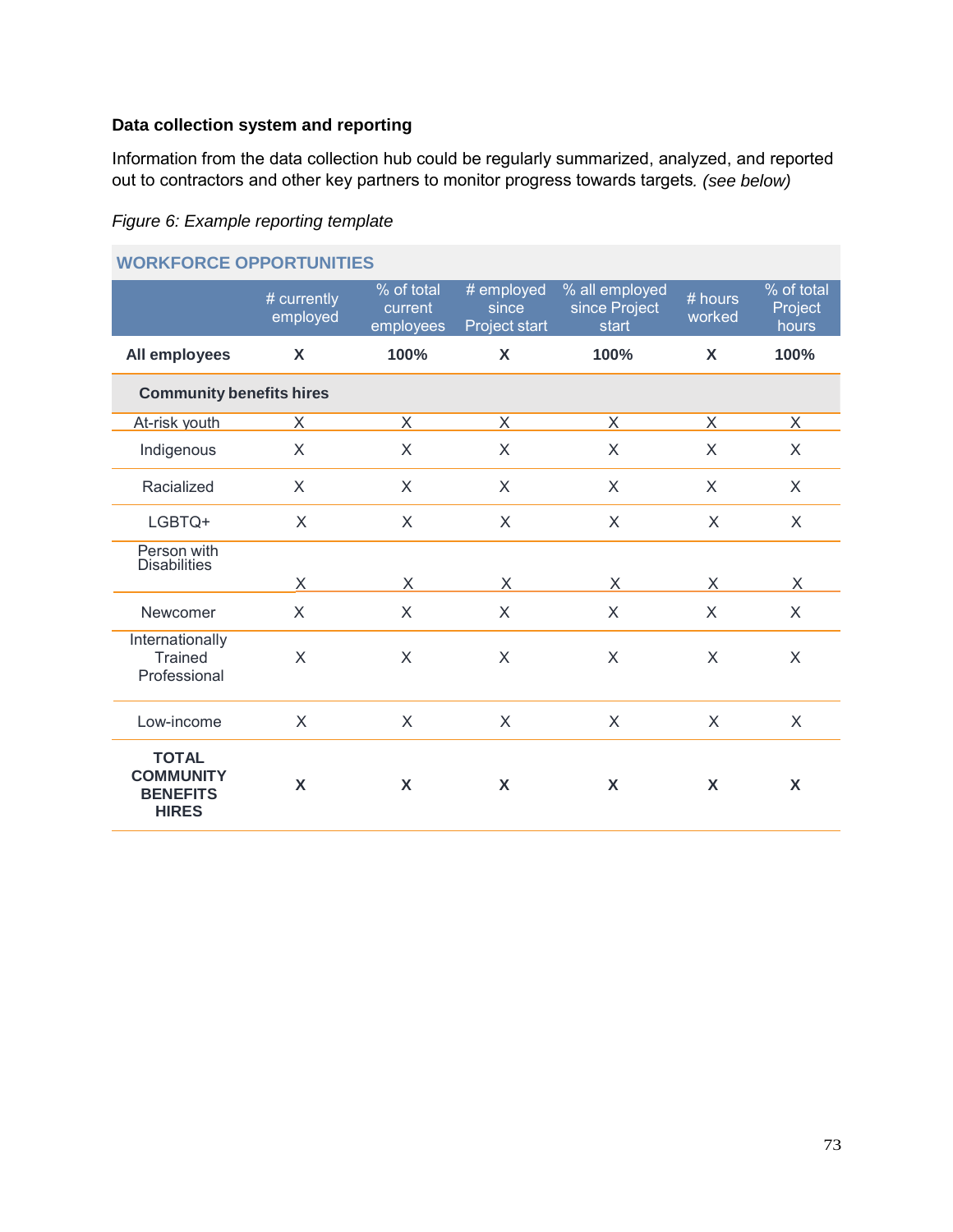**Data collection system and reporting**

Information from the data collection hub could be regularly summarized, analyzed, and reported out to contractors and other key partners to monitor progress towards targets. *(see below)*

*Figure 6: Example reporting template*

| WORKFORCE OPPORTUNITIES | | | | | | |
|---|---|---|---|---|---|---|
| | # currently employed | % of total current employees | # employed since Project start | % all employed since Project start | # hours worked | % of total Project hours |
| **All employees** | **X** | **100%** | **X** | **100%** | **X** | **100%** |
| **Community benefits hires** | | | | | | |
| At-risk youth | X | X | X | X | X | X |
| Indigenous | X | X | X | X | X | X |
| Racialized | X | X | X | X | X | X |
| LGBTQ+ | X | X | X | X | X | X |
| Person with Disabilities | X | X | X | X | X | X |
| Newcomer | X | X | X | X | X | X |
| Internationally Trained Professional | X | X | X | X | X | X |
| Low-income | X | X | X | X | X | X |
| **TOTAL COMMUNITY BENEFITS HIRES** | **X** | **X** | **X** | **X** | **X** | **X** |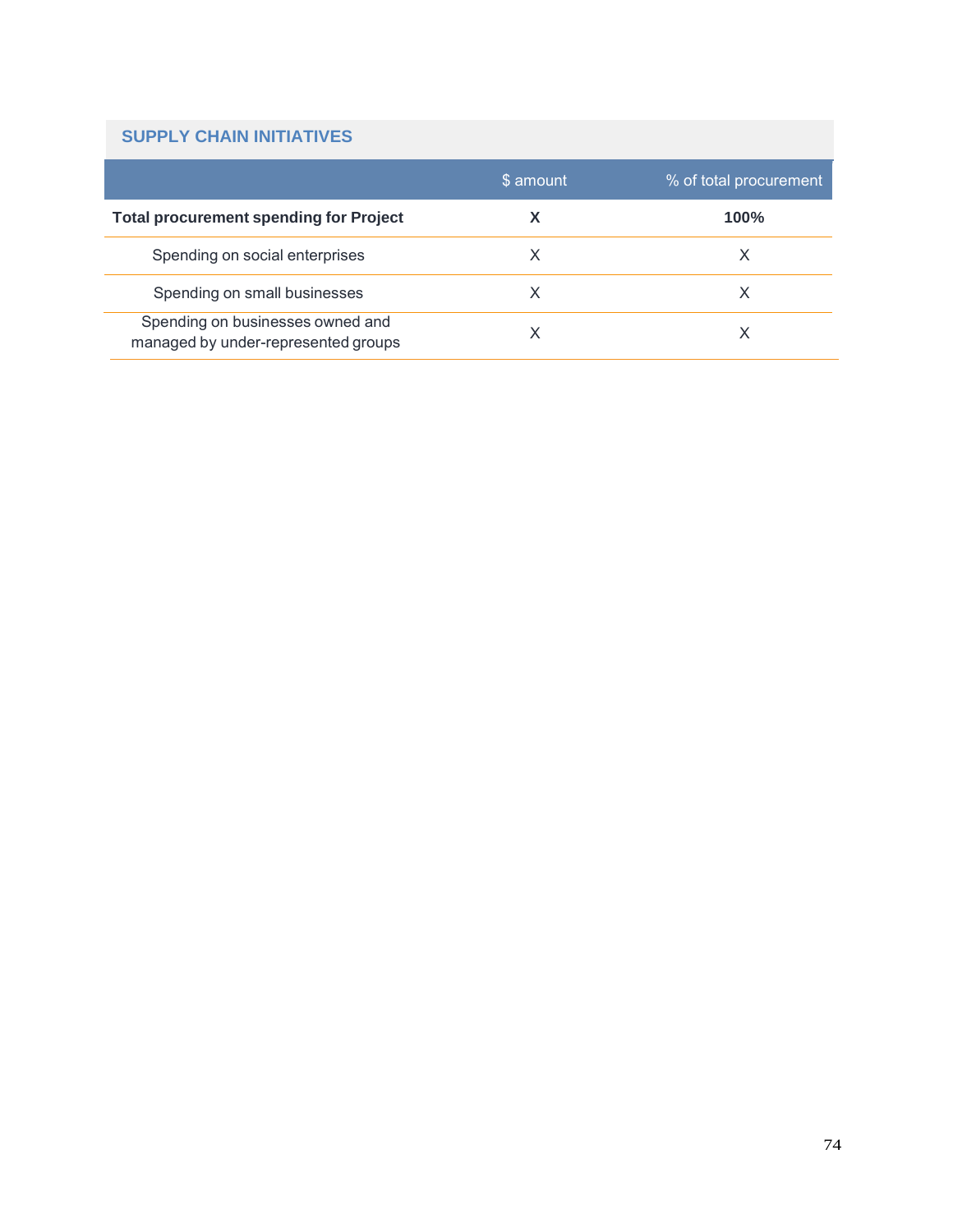## SUPPLY CHAIN INITIATIVES

| | $ amount | % of total procurement |
|---|---|---|
| **Total procurement spending for Project** | **X** | **100%** |
| Spending on social enterprises | X | X |
| Spending on small businesses | X | X |
| Spending on businesses owned and managed by under-represented groups | X | X |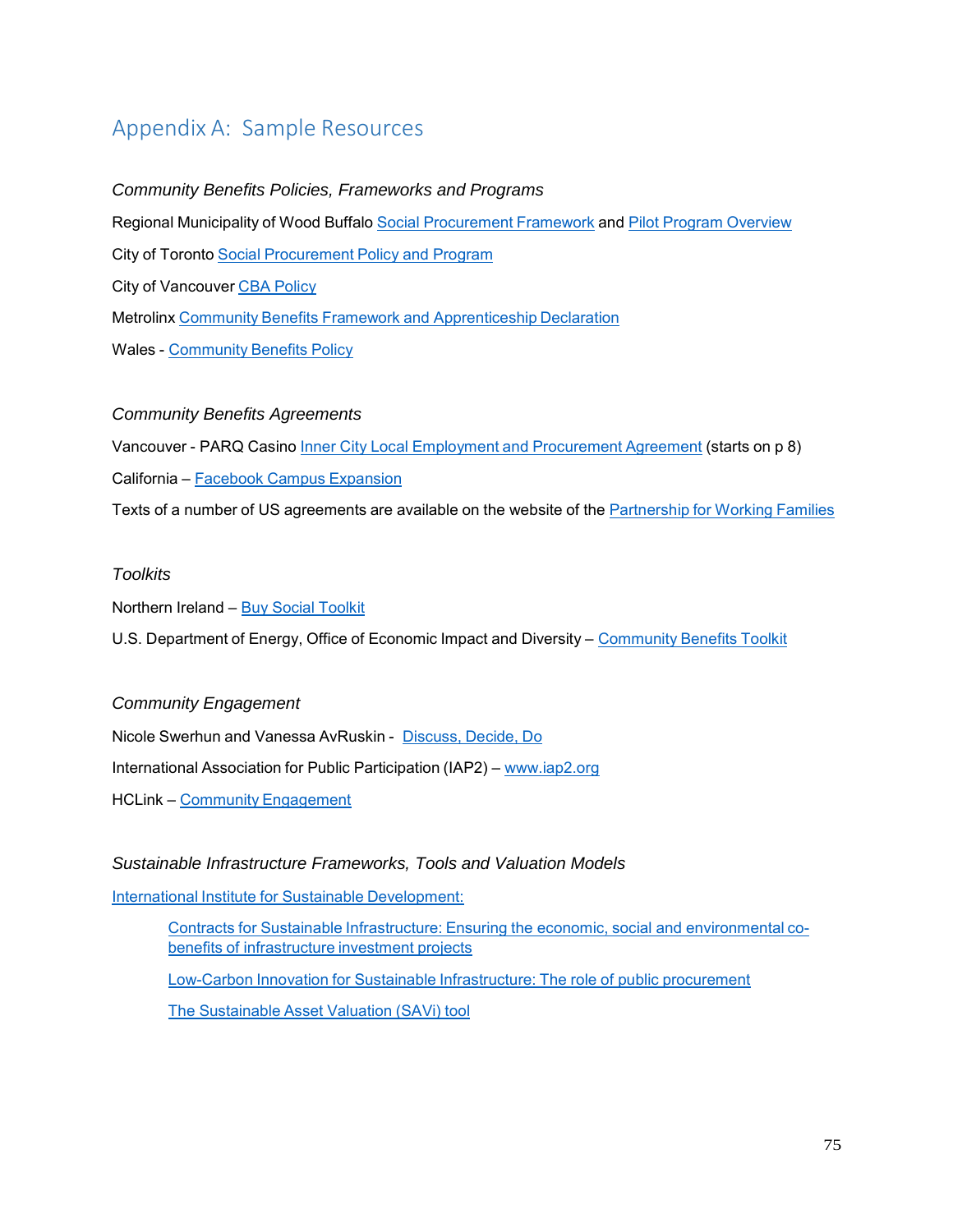# Appendix A: Sample Resources

*Community Benefits Policies, Frameworks and Programs*

Regional Municipality of Wood Buffalo Social Procurement Framework and Pilot Program Overview

City of Toronto Social Procurement Policy and Program

City of Vancouver CBA Policy

Metrolinx Community Benefits Framework and Apprenticeship Declaration

Wales - Community Benefits Policy

*Community Benefits Agreements*

Vancouver - PARQ Casino Inner City Local Employment and Procurement Agreement (starts on p 8)

California – Facebook Campus Expansion

Texts of a number of US agreements are available on the website of the Partnership for Working Families

*Toolkits*

Northern Ireland – Buy Social Toolkit

U.S. Department of Energy, Office of Economic Impact and Diversity – Community Benefits Toolkit

*Community Engagement*

Nicole Swerhun and Vanessa AvRuskin - Discuss, Decide, Do

International Association for Public Participation (IAP2) – www.iap2.org

HCLink – Community Engagement

*Sustainable Infrastructure Frameworks, Tools and Valuation Models*

International Institute for Sustainable Development:

- Contracts for Sustainable Infrastructure: Ensuring the economic, social and environmental co-benefits of infrastructure investment projects
- Low-Carbon Innovation for Sustainable Infrastructure: The role of public procurement
- The Sustainable Asset Valuation (SAVi) tool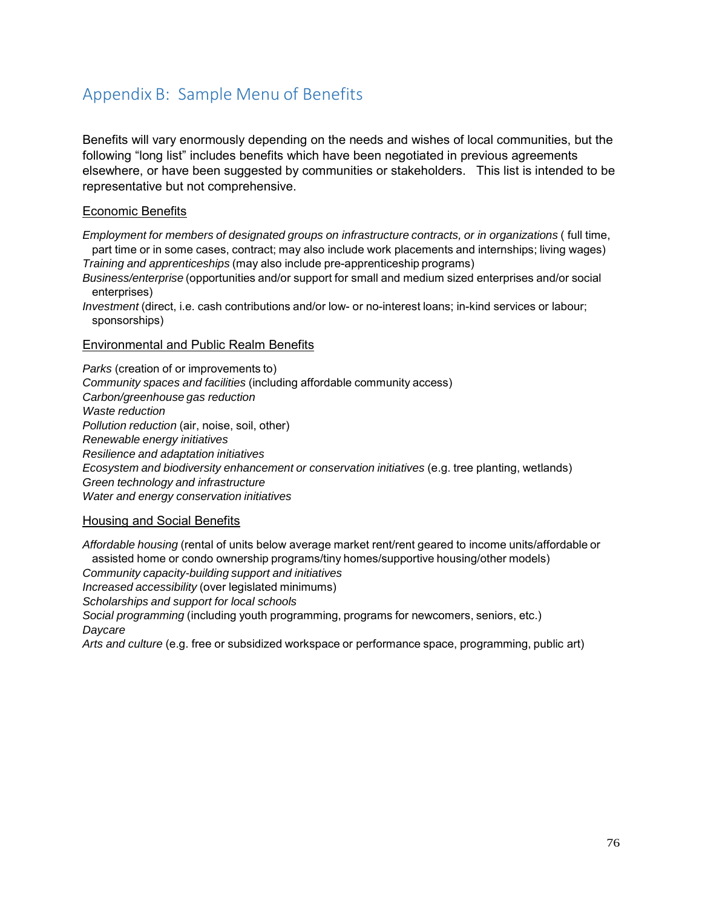## Appendix B: Sample Menu of Benefits

Benefits will vary enormously depending on the needs and wishes of local communities, but the following "long list" includes benefits which have been negotiated in previous agreements elsewhere, or have been suggested by communities or stakeholders. This list is intended to be representative but not comprehensive.

### Economic Benefits

*Employment for members of designated groups on infrastructure contracts, or in organizations* ( full time, part time or in some cases, contract; may also include work placements and internships; living wages)
*Training and apprenticeships* (may also include pre-apprenticeship programs)
*Business/enterprise* (opportunities and/or support for small and medium sized enterprises and/or social enterprises)
*Investment* (direct, i.e. cash contributions and/or low- or no-interest loans; in-kind services or labour; sponsorships)

### Environmental and Public Realm Benefits

*Parks* (creation of or improvements to)
*Community spaces and facilities* (including affordable community access)
*Carbon/greenhouse gas reduction*
*Waste reduction*
*Pollution reduction* (air, noise, soil, other)
*Renewable energy initiatives*
*Resilience and adaptation initiatives*
*Ecosystem and biodiversity enhancement or conservation initiatives* (e.g. tree planting, wetlands)
*Green technology and infrastructure*
*Water and energy conservation initiatives*

### Housing and Social Benefits

*Affordable housing* (rental of units below average market rent/rent geared to income units/affordable or assisted home or condo ownership programs/tiny homes/supportive housing/other models)
*Community capacity-building support and initiatives*
*Increased accessibility* (over legislated minimums)
*Scholarships and support for local schools*
*Social programming* (including youth programming, programs for newcomers, seniors, etc.)
*Daycare*
*Arts and culture* (e.g. free or subsidized workspace or performance space, programming, public art)